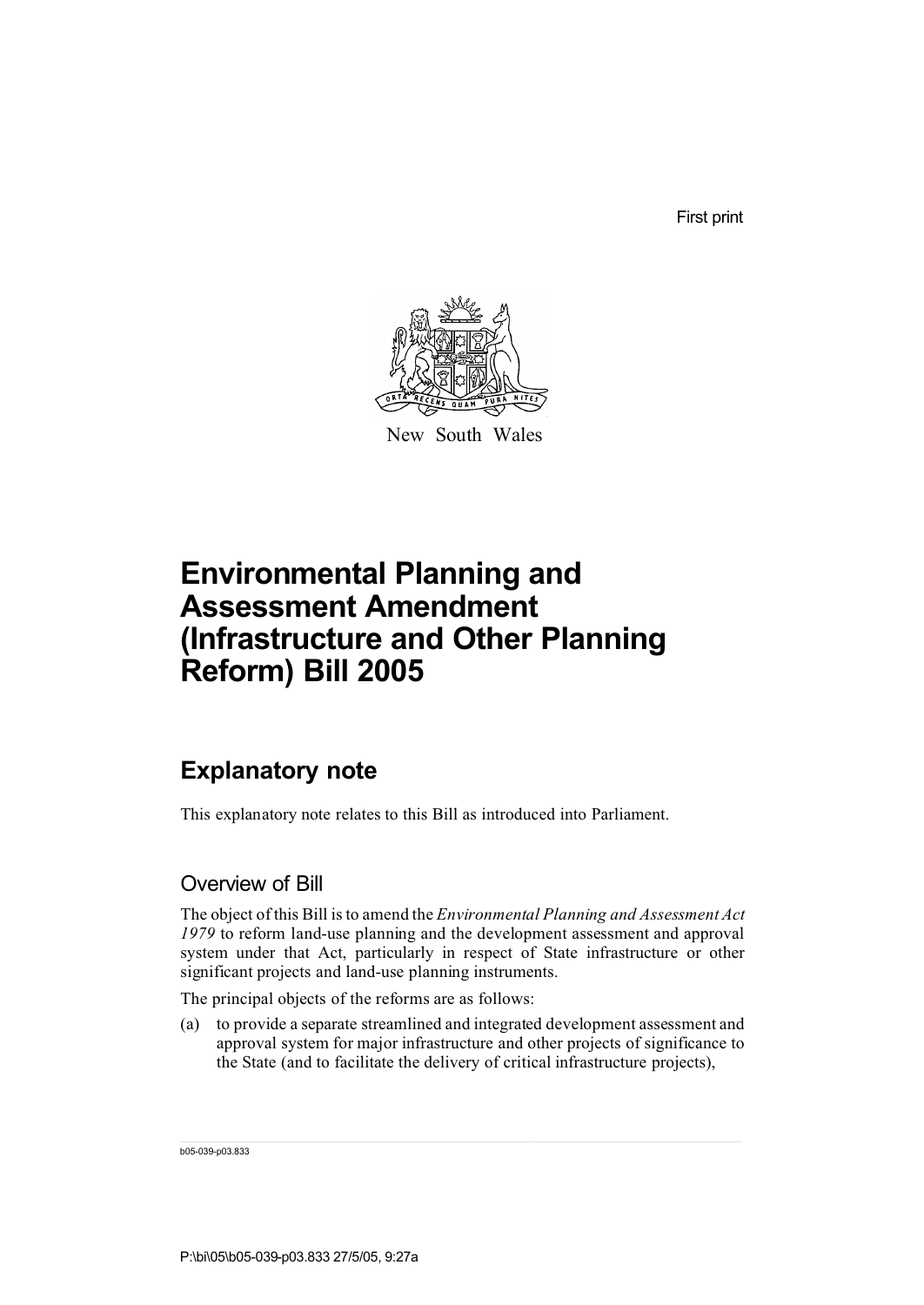First print

New South Wales

# Environmental Planning and Assessment Amendment (Infrastructure and Other Planning Reform) Bill 2005

## Explanatory note

This explanatory note relates to this Bill as introduced into Parliament.

### Overview of Bill

The object of this Bill is to amend the *Environmental Planning and Assessment Act 1979* to reform land-use planning and the development assessment and approval system under that Act, particularly in respect of State infrastructure or other significant projects and land-use planning instruments.

The principal objects of the reforms are as follows:

(a) to provide a separate streamlined and integrated development assessment and approval system for major infrastructure and other projects of significance to the State (and to facilitate the delivery of critical infrastructure projects),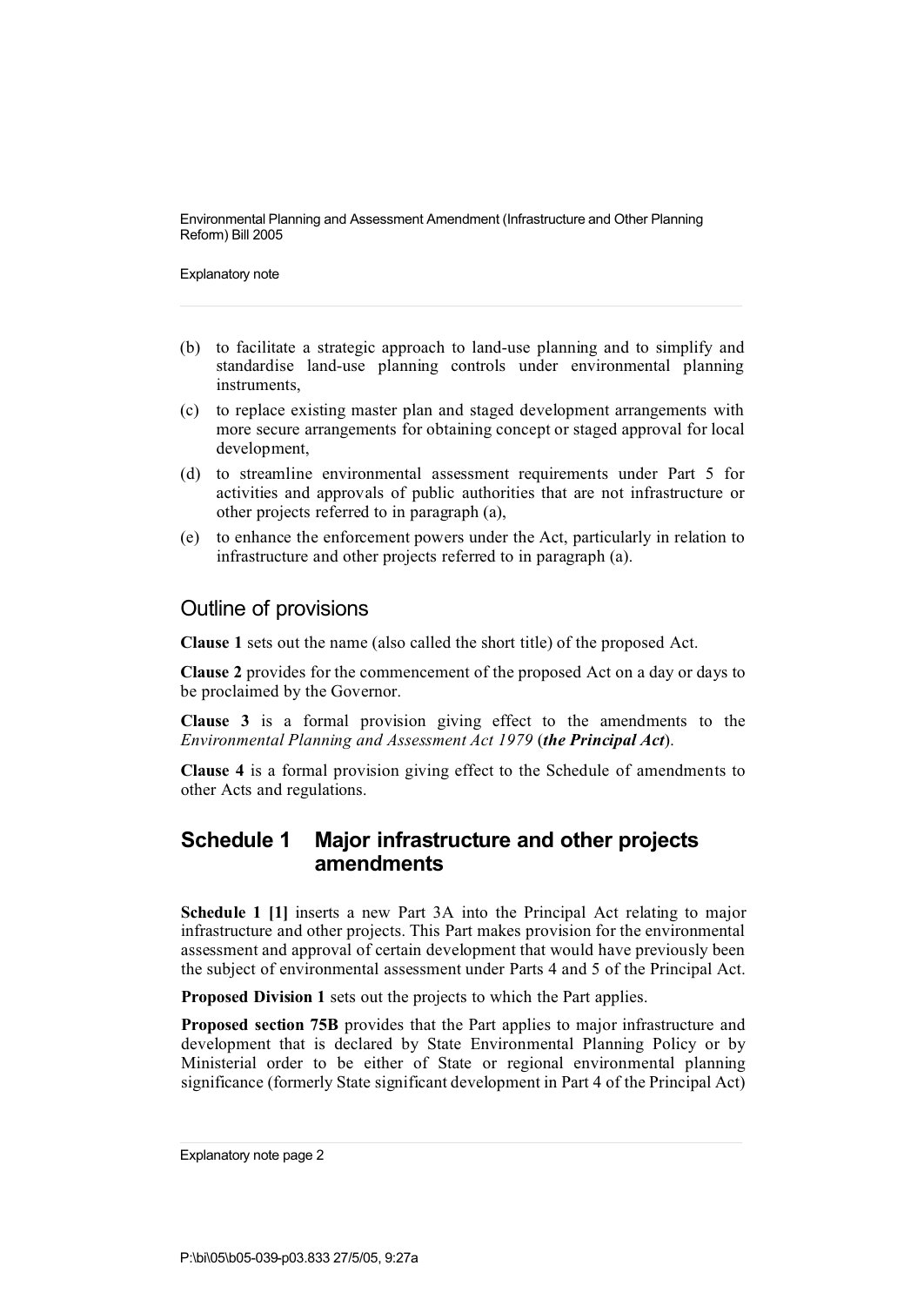(b) to facilitate a strategic approach to land-use planning and to simplify and standardise land-use planning controls under environmental planning instruments,

(c) to replace existing master plan and staged development arrangements with more secure arrangements for obtaining concept or staged approval for local development,

(d) to streamline environmental assessment requirements under Part 5 for activities and approvals of public authorities that are not infrastructure or other projects referred to in paragraph (a),

(e) to enhance the enforcement powers under the Act, particularly in relation to infrastructure and other projects referred to in paragraph (a).

## Outline of provisions

**Clause 1** sets out the name (also called the short title) of the proposed Act.

**Clause 2** provides for the commencement of the proposed Act on a day or days to be proclaimed by the Governor.

**Clause 3** is a formal provision giving effect to the amendments to the *Environmental Planning and Assessment Act 1979* (***the Principal Act***).

**Clause 4** is a formal provision giving effect to the Schedule of amendments to other Acts and regulations.

## Schedule 1 Major infrastructure and other projects amendments

**Schedule 1 [1]** inserts a new Part 3A into the Principal Act relating to major infrastructure and other projects. This Part makes provision for the environmental assessment and approval of certain development that would have previously been the subject of environmental assessment under Parts 4 and 5 of the Principal Act.

**Proposed Division 1** sets out the projects to which the Part applies.

**Proposed section 75B** provides that the Part applies to major infrastructure and development that is declared by State Environmental Planning Policy or by Ministerial order to be either of State or regional environmental planning significance (formerly State significant development in Part 4 of the Principal Act)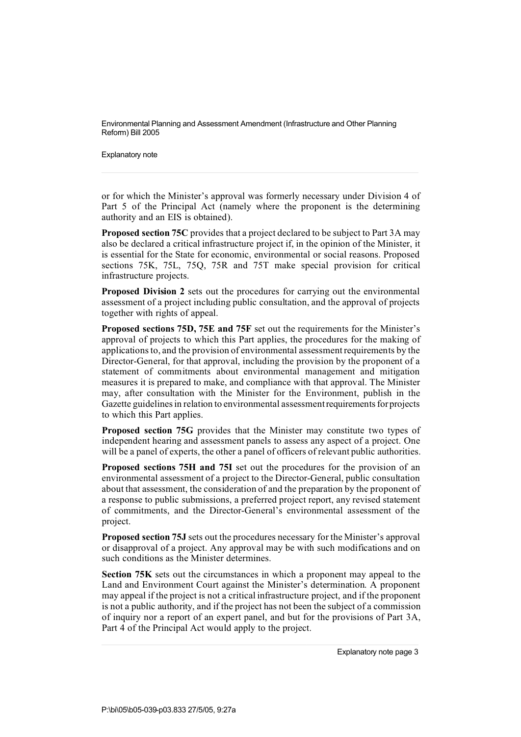or for which the Minister's approval was formerly necessary under Division 4 of Part 5 of the Principal Act (namely where the proponent is the determining authority and an EIS is obtained).

**Proposed section 75C** provides that a project declared to be subject to Part 3A may also be declared a critical infrastructure project if, in the opinion of the Minister, it is essential for the State for economic, environmental or social reasons. Proposed sections 75K, 75L, 75Q, 75R and 75T make special provision for critical infrastructure projects.

**Proposed Division 2** sets out the procedures for carrying out the environmental assessment of a project including public consultation, and the approval of projects together with rights of appeal.

**Proposed sections 75D, 75E and 75F** set out the requirements for the Minister's approval of projects to which this Part applies, the procedures for the making of applications to, and the provision of environmental assessment requirements by the Director-General, for that approval, including the provision by the proponent of a statement of commitments about environmental management and mitigation measures it is prepared to make, and compliance with that approval. The Minister may, after consultation with the Minister for the Environment, publish in the Gazette guidelines in relation to environmental assessment requirements for projects to which this Part applies.

**Proposed section 75G** provides that the Minister may constitute two types of independent hearing and assessment panels to assess any aspect of a project. One will be a panel of experts, the other a panel of officers of relevant public authorities.

**Proposed sections 75H and 75I** set out the procedures for the provision of an environmental assessment of a project to the Director-General, public consultation about that assessment, the consideration of and the preparation by the proponent of a response to public submissions, a preferred project report, any revised statement of commitments, and the Director-General's environmental assessment of the project.

**Proposed section 75J** sets out the procedures necessary for the Minister's approval or disapproval of a project. Any approval may be with such modifications and on such conditions as the Minister determines.

**Section 75K** sets out the circumstances in which a proponent may appeal to the Land and Environment Court against the Minister's determination. A proponent may appeal if the project is not a critical infrastructure project, and if the proponent is not a public authority, and if the project has not been the subject of a commission of inquiry nor a report of an expert panel, and but for the provisions of Part 3A, Part 4 of the Principal Act would apply to the project.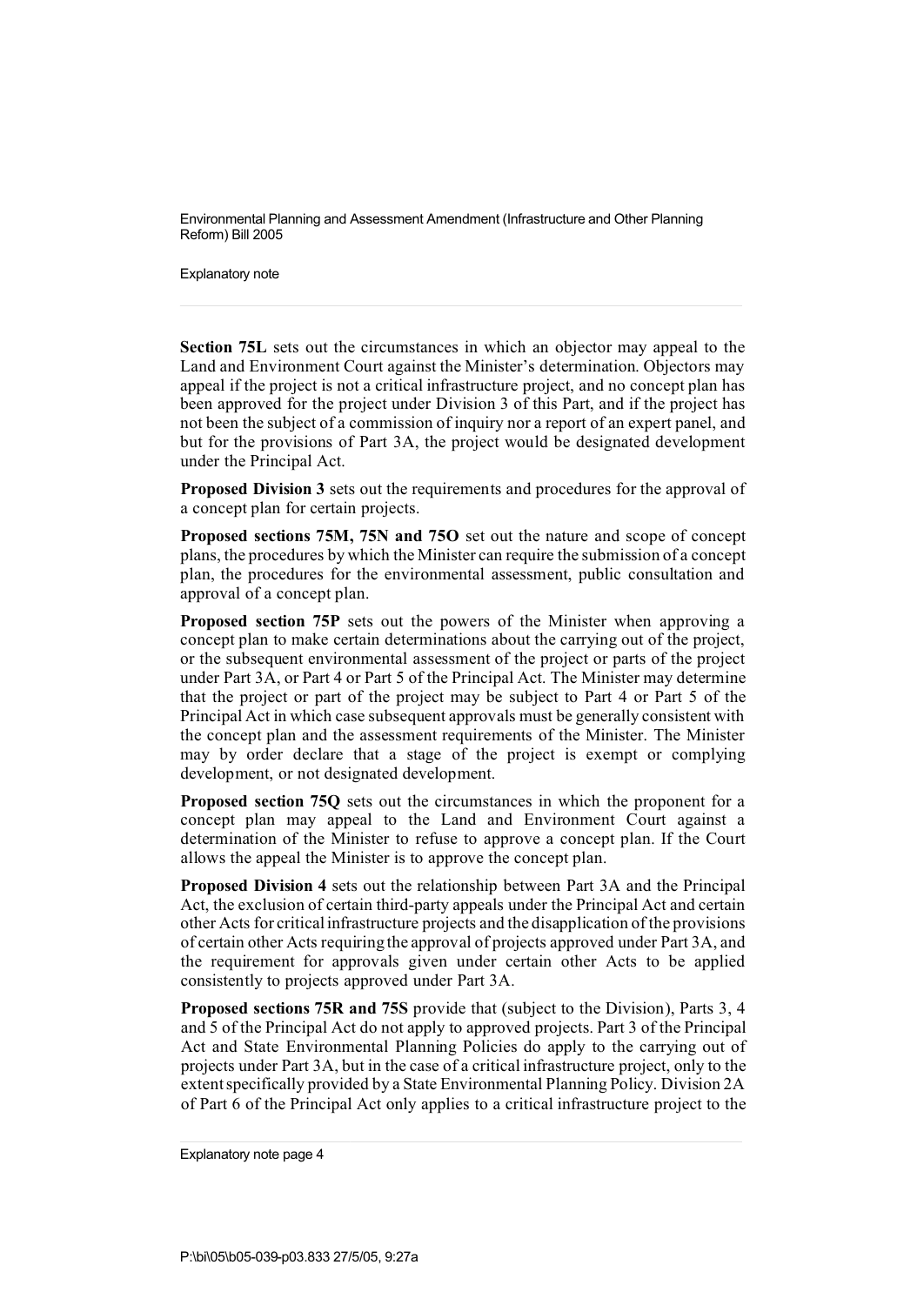**Section 75L** sets out the circumstances in which an objector may appeal to the Land and Environment Court against the Minister's determination. Objectors may appeal if the project is not a critical infrastructure project, and no concept plan has been approved for the project under Division 3 of this Part, and if the project has not been the subject of a commission of inquiry nor a report of an expert panel, and but for the provisions of Part 3A, the project would be designated development under the Principal Act.

**Proposed Division 3** sets out the requirements and procedures for the approval of a concept plan for certain projects.

**Proposed sections 75M, 75N and 75O** set out the nature and scope of concept plans, the procedures by which the Minister can require the submission of a concept plan, the procedures for the environmental assessment, public consultation and approval of a concept plan.

**Proposed section 75P** sets out the powers of the Minister when approving a concept plan to make certain determinations about the carrying out of the project, or the subsequent environmental assessment of the project or parts of the project under Part 3A, or Part 4 or Part 5 of the Principal Act. The Minister may determine that the project or part of the project may be subject to Part 4 or Part 5 of the Principal Act in which case subsequent approvals must be generally consistent with the concept plan and the assessment requirements of the Minister. The Minister may by order declare that a stage of the project is exempt or complying development, or not designated development.

**Proposed section 75Q** sets out the circumstances in which the proponent for a concept plan may appeal to the Land and Environment Court against a determination of the Minister to refuse to approve a concept plan. If the Court allows the appeal the Minister is to approve the concept plan.

**Proposed Division 4** sets out the relationship between Part 3A and the Principal Act, the exclusion of certain third-party appeals under the Principal Act and certain other Acts for critical infrastructure projects and the disapplication of the provisions of certain other Acts requiring the approval of projects approved under Part 3A, and the requirement for approvals given under certain other Acts to be applied consistently to projects approved under Part 3A.

**Proposed sections 75R and 75S** provide that (subject to the Division), Parts 3, 4 and 5 of the Principal Act do not apply to approved projects. Part 3 of the Principal Act and State Environmental Planning Policies do apply to the carrying out of projects under Part 3A, but in the case of a critical infrastructure project, only to the extent specifically provided by a State Environmental Planning Policy. Division 2A of Part 6 of the Principal Act only applies to a critical infrastructure project to the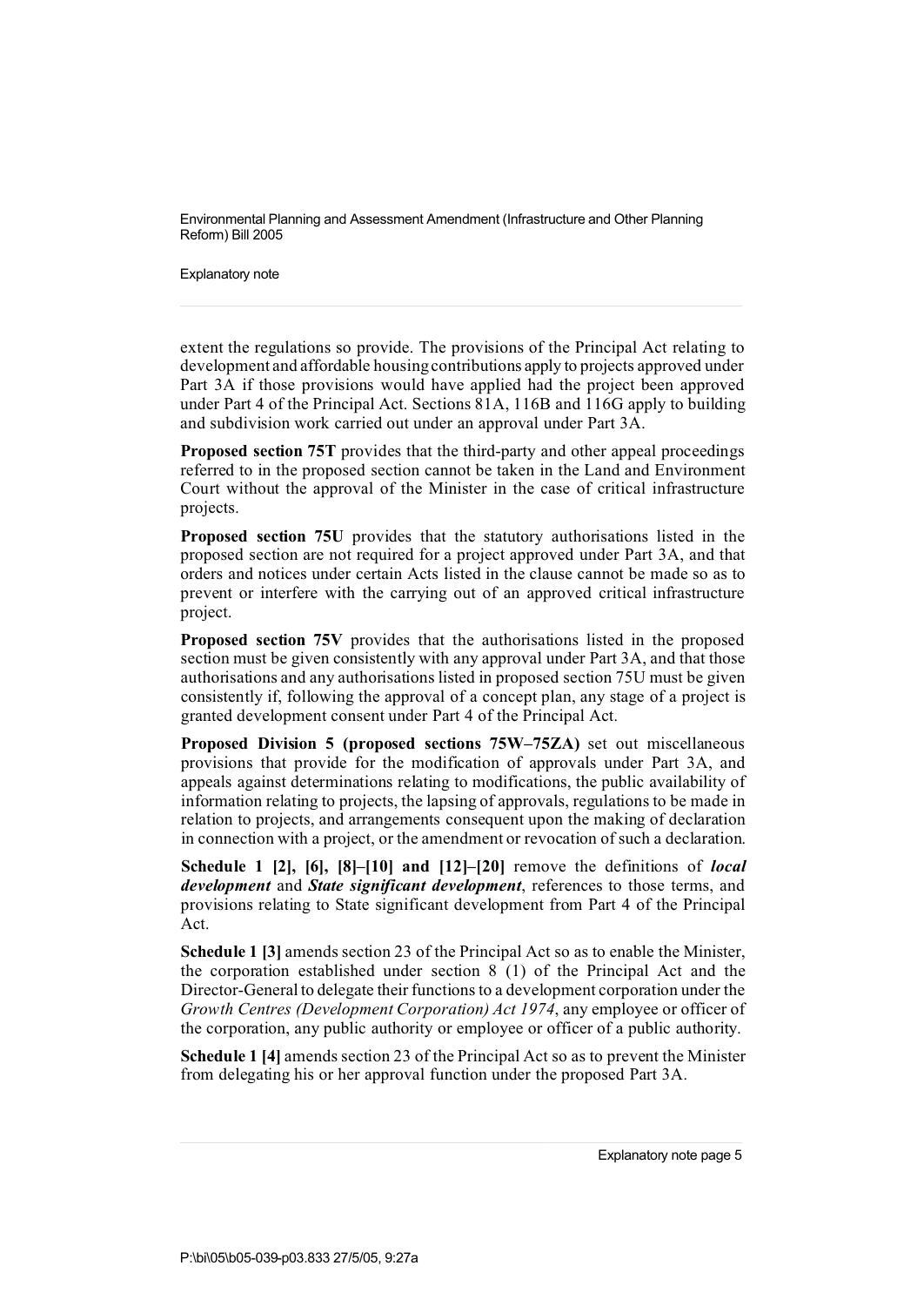extent the regulations so provide. The provisions of the Principal Act relating to development and affordable housing contributions apply to projects approved under Part 3A if those provisions would have applied had the project been approved under Part 4 of the Principal Act. Sections 81A, 116B and 116G apply to building and subdivision work carried out under an approval under Part 3A.

**Proposed section 75T** provides that the third-party and other appeal proceedings referred to in the proposed section cannot be taken in the Land and Environment Court without the approval of the Minister in the case of critical infrastructure projects.

**Proposed section 75U** provides that the statutory authorisations listed in the proposed section are not required for a project approved under Part 3A, and that orders and notices under certain Acts listed in the clause cannot be made so as to prevent or interfere with the carrying out of an approved critical infrastructure project.

**Proposed section 75V** provides that the authorisations listed in the proposed section must be given consistently with any approval under Part 3A, and that those authorisations and any authorisations listed in proposed section 75U must be given consistently if, following the approval of a concept plan, any stage of a project is granted development consent under Part 4 of the Principal Act.

**Proposed Division 5 (proposed sections 75W–75ZA)** set out miscellaneous provisions that provide for the modification of approvals under Part 3A, and appeals against determinations relating to modifications, the public availability of information relating to projects, the lapsing of approvals, regulations to be made in relation to projects, and arrangements consequent upon the making of declaration in connection with a project, or the amendment or revocation of such a declaration.

**Schedule 1 [2], [6], [8]–[10] and [12]–[20]** remove the definitions of ***local development*** and ***State significant development***, references to those terms, and provisions relating to State significant development from Part 4 of the Principal Act.

**Schedule 1 [3]** amends section 23 of the Principal Act so as to enable the Minister, the corporation established under section 8 (1) of the Principal Act and the Director-General to delegate their functions to a development corporation under the *Growth Centres (Development Corporation) Act 1974*, any employee or officer of the corporation, any public authority or employee or officer of a public authority.

**Schedule 1 [4]** amends section 23 of the Principal Act so as to prevent the Minister from delegating his or her approval function under the proposed Part 3A.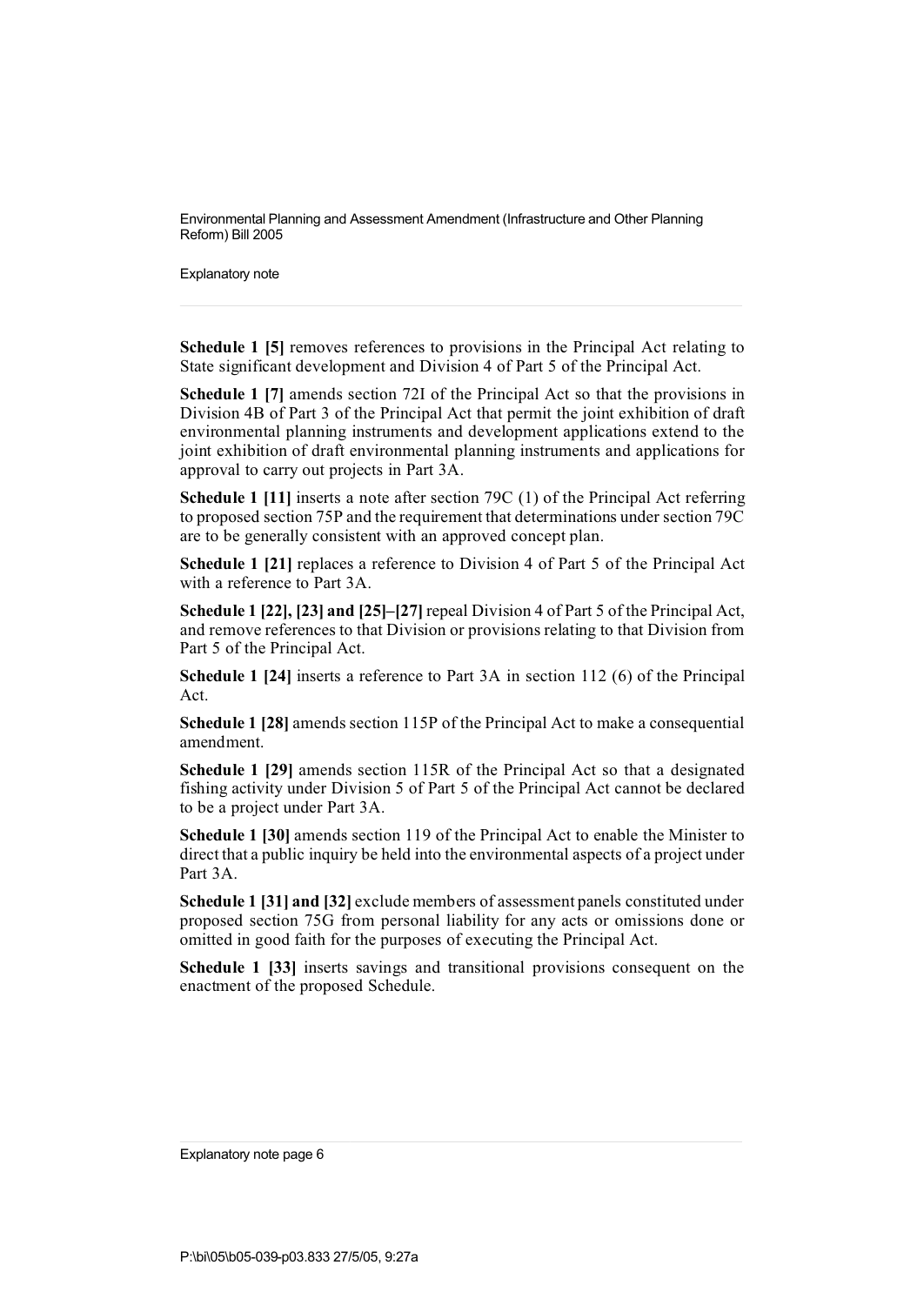**Schedule 1 [5]** removes references to provisions in the Principal Act relating to State significant development and Division 4 of Part 5 of the Principal Act.

**Schedule 1 [7]** amends section 72I of the Principal Act so that the provisions in Division 4B of Part 3 of the Principal Act that permit the joint exhibition of draft environmental planning instruments and development applications extend to the joint exhibition of draft environmental planning instruments and applications for approval to carry out projects in Part 3A.

**Schedule 1 [11]** inserts a note after section 79C (1) of the Principal Act referring to proposed section 75P and the requirement that determinations under section 79C are to be generally consistent with an approved concept plan.

**Schedule 1 [21]** replaces a reference to Division 4 of Part 5 of the Principal Act with a reference to Part 3A.

**Schedule 1 [22], [23] and [25]–[27]** repeal Division 4 of Part 5 of the Principal Act, and remove references to that Division or provisions relating to that Division from Part 5 of the Principal Act.

**Schedule 1 [24]** inserts a reference to Part 3A in section 112 (6) of the Principal Act.

**Schedule 1 [28]** amends section 115P of the Principal Act to make a consequential amendment.

**Schedule 1 [29]** amends section 115R of the Principal Act so that a designated fishing activity under Division 5 of Part 5 of the Principal Act cannot be declared to be a project under Part 3A.

**Schedule 1 [30]** amends section 119 of the Principal Act to enable the Minister to direct that a public inquiry be held into the environmental aspects of a project under Part 3A.

**Schedule 1 [31] and [32]** exclude members of assessment panels constituted under proposed section 75G from personal liability for any acts or omissions done or omitted in good faith for the purposes of executing the Principal Act.

**Schedule 1 [33]** inserts savings and transitional provisions consequent on the enactment of the proposed Schedule.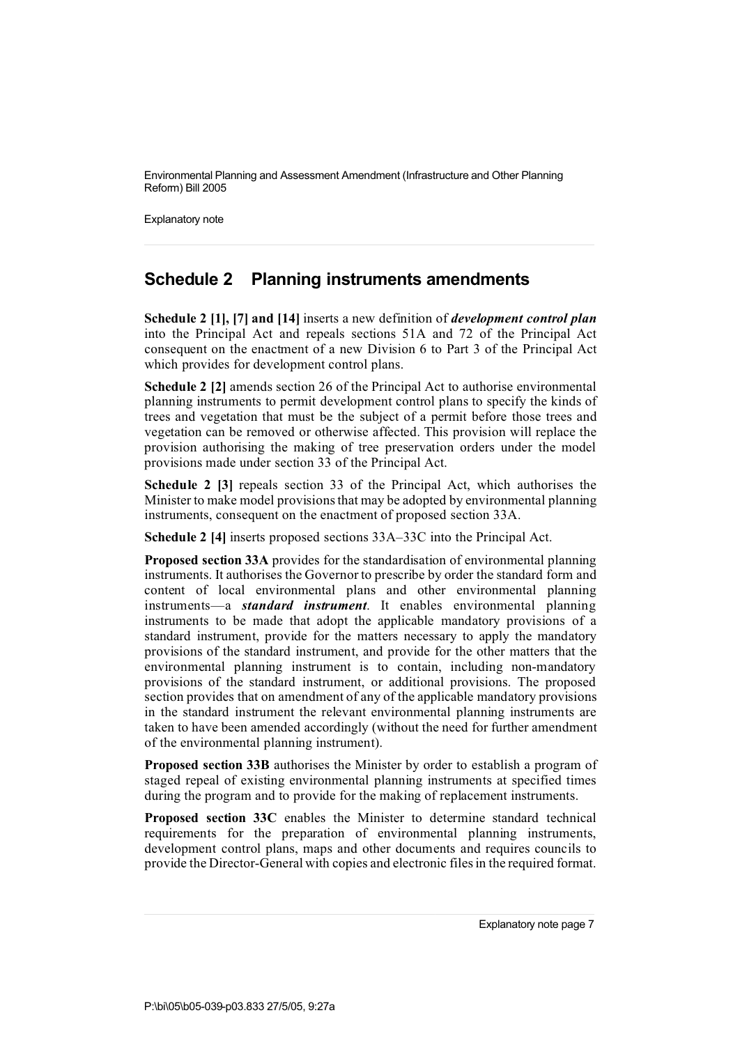## Schedule 2 Planning instruments amendments

**Schedule 2 [1], [7] and [14]** inserts a new definition of ***development control plan*** into the Principal Act and repeals sections 51A and 72 of the Principal Act consequent on the enactment of a new Division 6 to Part 3 of the Principal Act which provides for development control plans.

**Schedule 2 [2]** amends section 26 of the Principal Act to authorise environmental planning instruments to permit development control plans to specify the kinds of trees and vegetation that must be the subject of a permit before those trees and vegetation can be removed or otherwise affected. This provision will replace the provision authorising the making of tree preservation orders under the model provisions made under section 33 of the Principal Act.

**Schedule 2 [3]** repeals section 33 of the Principal Act, which authorises the Minister to make model provisions that may be adopted by environmental planning instruments, consequent on the enactment of proposed section 33A.

**Schedule 2 [4]** inserts proposed sections 33A–33C into the Principal Act.

**Proposed section 33A** provides for the standardisation of environmental planning instruments. It authorises the Governor to prescribe by order the standard form and content of local environmental plans and other environmental planning instruments—a ***standard instrument***. It enables environmental planning instruments to be made that adopt the applicable mandatory provisions of a standard instrument, provide for the matters necessary to apply the mandatory provisions of the standard instrument, and provide for the other matters that the environmental planning instrument is to contain, including non-mandatory provisions of the standard instrument, or additional provisions. The proposed section provides that on amendment of any of the applicable mandatory provisions in the standard instrument the relevant environmental planning instruments are taken to have been amended accordingly (without the need for further amendment of the environmental planning instrument).

**Proposed section 33B** authorises the Minister by order to establish a program of staged repeal of existing environmental planning instruments at specified times during the program and to provide for the making of replacement instruments.

**Proposed section 33C** enables the Minister to determine standard technical requirements for the preparation of environmental planning instruments, development control plans, maps and other documents and requires councils to provide the Director-General with copies and electronic files in the required format.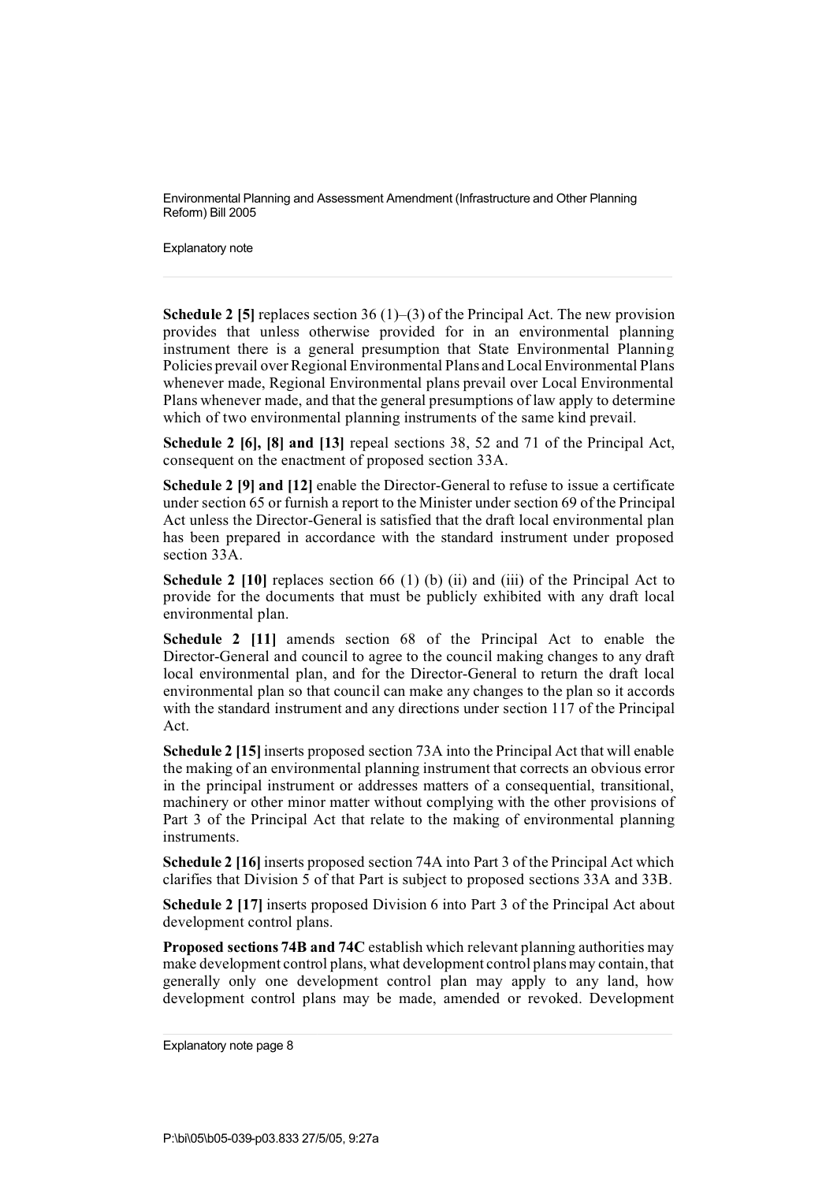**Schedule 2 [5]** replaces section 36 (1)–(3) of the Principal Act. The new provision provides that unless otherwise provided for in an environmental planning instrument there is a general presumption that State Environmental Planning Policies prevail over Regional Environmental Plans and Local Environmental Plans whenever made, Regional Environmental plans prevail over Local Environmental Plans whenever made, and that the general presumptions of law apply to determine which of two environmental planning instruments of the same kind prevail.

**Schedule 2 [6], [8] and [13]** repeal sections 38, 52 and 71 of the Principal Act, consequent on the enactment of proposed section 33A.

**Schedule 2 [9] and [12]** enable the Director-General to refuse to issue a certificate under section 65 or furnish a report to the Minister under section 69 of the Principal Act unless the Director-General is satisfied that the draft local environmental plan has been prepared in accordance with the standard instrument under proposed section 33A.

**Schedule 2 [10]** replaces section 66 (1) (b) (ii) and (iii) of the Principal Act to provide for the documents that must be publicly exhibited with any draft local environmental plan.

**Schedule 2 [11]** amends section 68 of the Principal Act to enable the Director-General and council to agree to the council making changes to any draft local environmental plan, and for the Director-General to return the draft local environmental plan so that council can make any changes to the plan so it accords with the standard instrument and any directions under section 117 of the Principal Act.

**Schedule 2 [15]** inserts proposed section 73A into the Principal Act that will enable the making of an environmental planning instrument that corrects an obvious error in the principal instrument or addresses matters of a consequential, transitional, machinery or other minor matter without complying with the other provisions of Part 3 of the Principal Act that relate to the making of environmental planning instruments.

**Schedule 2 [16]** inserts proposed section 74A into Part 3 of the Principal Act which clarifies that Division 5 of that Part is subject to proposed sections 33A and 33B.

**Schedule 2 [17]** inserts proposed Division 6 into Part 3 of the Principal Act about development control plans.

**Proposed sections 74B and 74C** establish which relevant planning authorities may make development control plans, what development control plans may contain, that generally only one development control plan may apply to any land, how development control plans may be made, amended or revoked. Development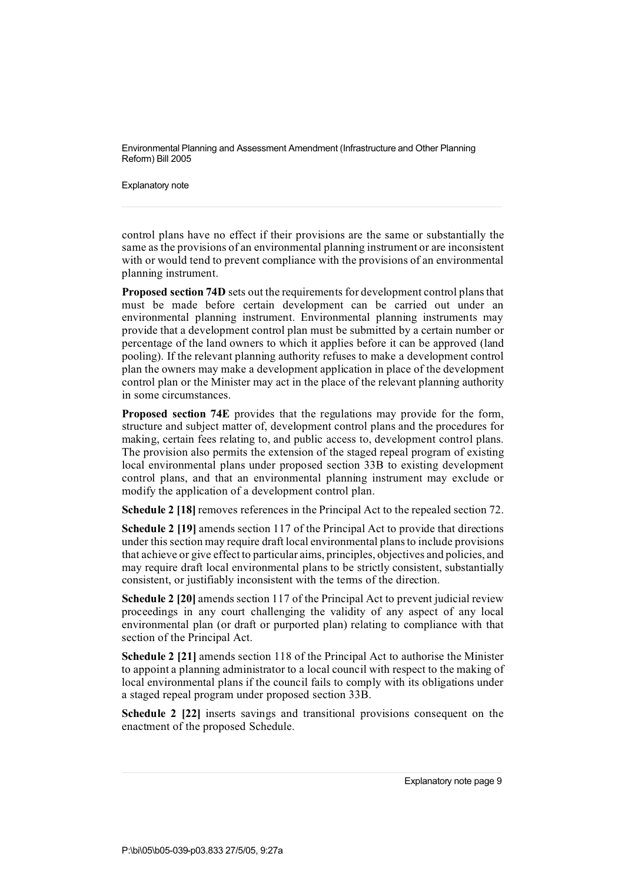control plans have no effect if their provisions are the same or substantially the same as the provisions of an environmental planning instrument or are inconsistent with or would tend to prevent compliance with the provisions of an environmental planning instrument.

**Proposed section 74D** sets out the requirements for development control plans that must be made before certain development can be carried out under an environmental planning instrument. Environmental planning instruments may provide that a development control plan must be submitted by a certain number or percentage of the land owners to which it applies before it can be approved (land pooling). If the relevant planning authority refuses to make a development control plan the owners may make a development application in place of the development control plan or the Minister may act in the place of the relevant planning authority in some circumstances.

**Proposed section 74E** provides that the regulations may provide for the form, structure and subject matter of, development control plans and the procedures for making, certain fees relating to, and public access to, development control plans. The provision also permits the extension of the staged repeal program of existing local environmental plans under proposed section 33B to existing development control plans, and that an environmental planning instrument may exclude or modify the application of a development control plan.

**Schedule 2 [18]** removes references in the Principal Act to the repealed section 72.

**Schedule 2 [19]** amends section 117 of the Principal Act to provide that directions under this section may require draft local environmental plans to include provisions that achieve or give effect to particular aims, principles, objectives and policies, and may require draft local environmental plans to be strictly consistent, substantially consistent, or justifiably inconsistent with the terms of the direction.

**Schedule 2 [20]** amends section 117 of the Principal Act to prevent judicial review proceedings in any court challenging the validity of any aspect of any local environmental plan (or draft or purported plan) relating to compliance with that section of the Principal Act.

**Schedule 2 [21]** amends section 118 of the Principal Act to authorise the Minister to appoint a planning administrator to a local council with respect to the making of local environmental plans if the council fails to comply with its obligations under a staged repeal program under proposed section 33B.

**Schedule 2 [22]** inserts savings and transitional provisions consequent on the enactment of the proposed Schedule.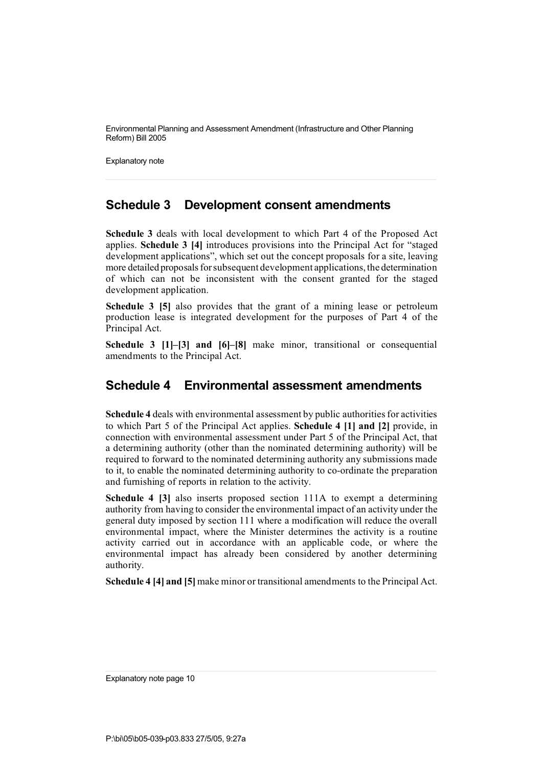## Schedule 3 Development consent amendments

**Schedule 3** deals with local development to which Part 4 of the Proposed Act applies. **Schedule 3 [4]** introduces provisions into the Principal Act for "staged development applications", which set out the concept proposals for a site, leaving more detailed proposals for subsequent development applications, the determination of which can not be inconsistent with the consent granted for the staged development application.

**Schedule 3 [5]** also provides that the grant of a mining lease or petroleum production lease is integrated development for the purposes of Part 4 of the Principal Act.

**Schedule 3 [1]–[3] and [6]–[8]** make minor, transitional or consequential amendments to the Principal Act.

## Schedule 4 Environmental assessment amendments

**Schedule 4** deals with environmental assessment by public authorities for activities to which Part 5 of the Principal Act applies. **Schedule 4 [1] and [2]** provide, in connection with environmental assessment under Part 5 of the Principal Act, that a determining authority (other than the nominated determining authority) will be required to forward to the nominated determining authority any submissions made to it, to enable the nominated determining authority to co-ordinate the preparation and furnishing of reports in relation to the activity.

**Schedule 4 [3]** also inserts proposed section 111A to exempt a determining authority from having to consider the environmental impact of an activity under the general duty imposed by section 111 where a modification will reduce the overall environmental impact, where the Minister determines the activity is a routine activity carried out in accordance with an applicable code, or where the environmental impact has already been considered by another determining authority.

**Schedule 4 [4] and [5]** make minor or transitional amendments to the Principal Act.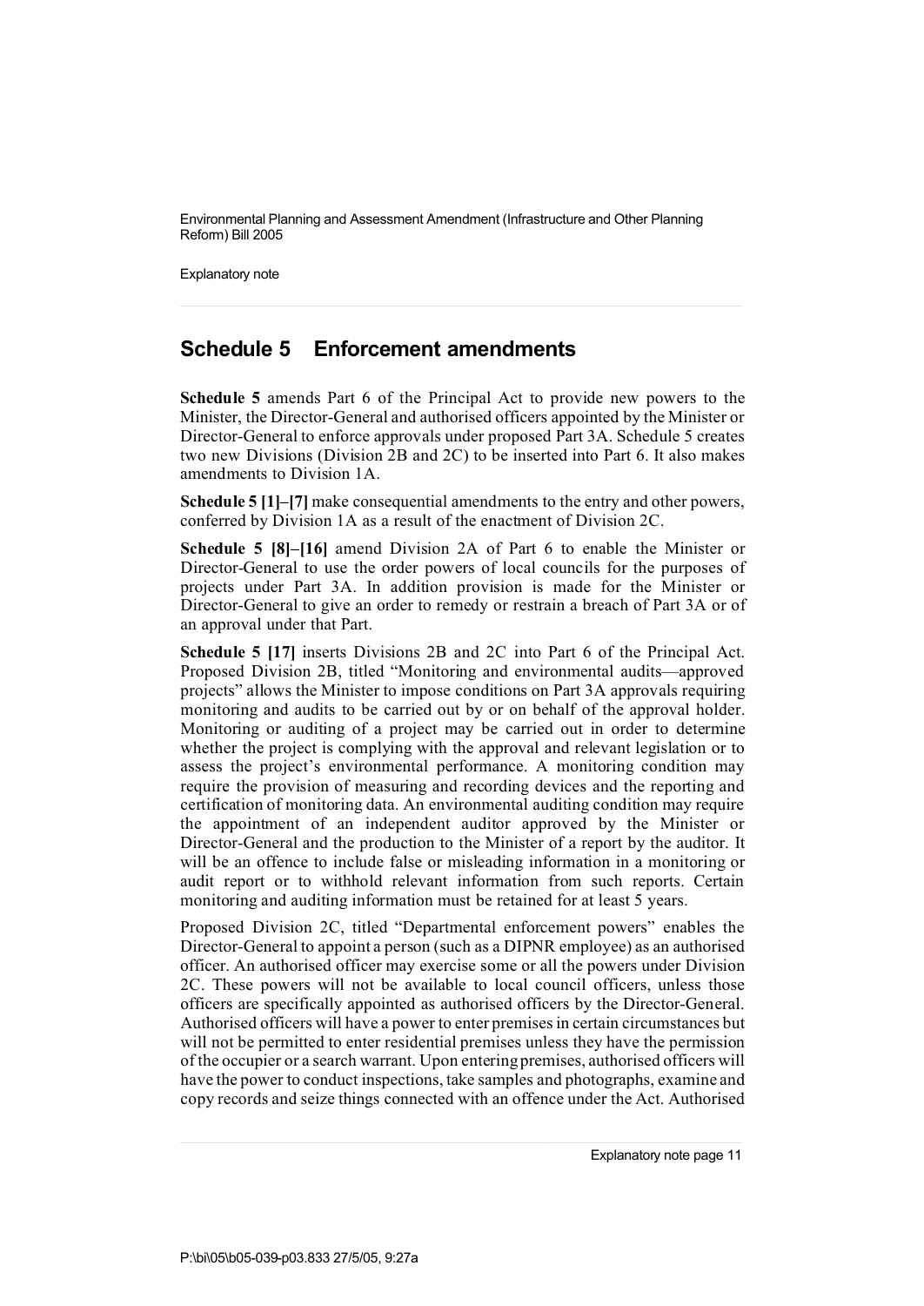## Schedule 5 Enforcement amendments

**Schedule 5** amends Part 6 of the Principal Act to provide new powers to the Minister, the Director-General and authorised officers appointed by the Minister or Director-General to enforce approvals under proposed Part 3A. Schedule 5 creates two new Divisions (Division 2B and 2C) to be inserted into Part 6. It also makes amendments to Division 1A.

**Schedule 5 [1]–[7]** make consequential amendments to the entry and other powers, conferred by Division 1A as a result of the enactment of Division 2C.

**Schedule 5 [8]–[16]** amend Division 2A of Part 6 to enable the Minister or Director-General to use the order powers of local councils for the purposes of projects under Part 3A. In addition provision is made for the Minister or Director-General to give an order to remedy or restrain a breach of Part 3A or of an approval under that Part.

**Schedule 5 [17]** inserts Divisions 2B and 2C into Part 6 of the Principal Act. Proposed Division 2B, titled "Monitoring and environmental audits—approved projects" allows the Minister to impose conditions on Part 3A approvals requiring monitoring and audits to be carried out by or on behalf of the approval holder. Monitoring or auditing of a project may be carried out in order to determine whether the project is complying with the approval and relevant legislation or to assess the project's environmental performance. A monitoring condition may require the provision of measuring and recording devices and the reporting and certification of monitoring data. An environmental auditing condition may require the appointment of an independent auditor approved by the Minister or Director-General and the production to the Minister of a report by the auditor. It will be an offence to include false or misleading information in a monitoring or audit report or to withhold relevant information from such reports. Certain monitoring and auditing information must be retained for at least 5 years.

Proposed Division 2C, titled "Departmental enforcement powers" enables the Director-General to appoint a person (such as a DIPNR employee) as an authorised officer. An authorised officer may exercise some or all the powers under Division 2C. These powers will not be available to local council officers, unless those officers are specifically appointed as authorised officers by the Director-General. Authorised officers will have a power to enter premises in certain circumstances but will not be permitted to enter residential premises unless they have the permission of the occupier or a search warrant. Upon entering premises, authorised officers will have the power to conduct inspections, take samples and photographs, examine and copy records and seize things connected with an offence under the Act. Authorised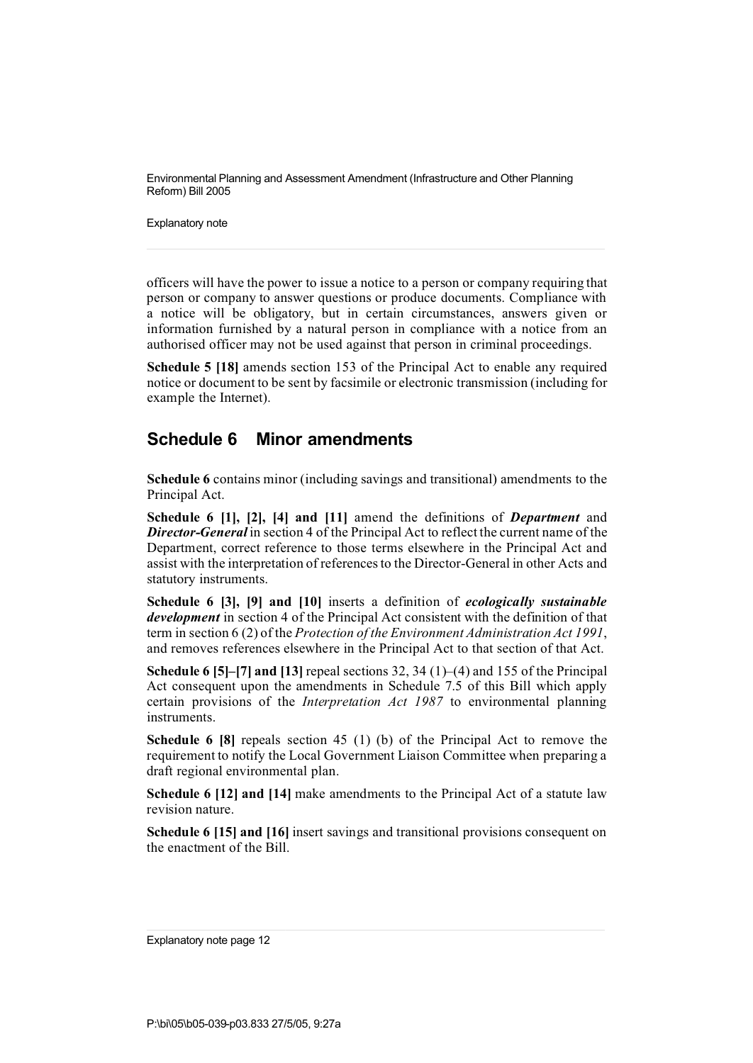officers will have the power to issue a notice to a person or company requiring that person or company to answer questions or produce documents. Compliance with a notice will be obligatory, but in certain circumstances, answers given or information furnished by a natural person in compliance with a notice from an authorised officer may not be used against that person in criminal proceedings.

**Schedule 5 [18]** amends section 153 of the Principal Act to enable any required notice or document to be sent by facsimile or electronic transmission (including for example the Internet).

## Schedule 6 Minor amendments

**Schedule 6** contains minor (including savings and transitional) amendments to the Principal Act.

**Schedule 6 [1], [2], [4] and [11]** amend the definitions of ***Department*** and ***Director-General*** in section 4 of the Principal Act to reflect the current name of the Department, correct reference to those terms elsewhere in the Principal Act and assist with the interpretation of references to the Director-General in other Acts and statutory instruments.

**Schedule 6 [3], [9] and [10]** inserts a definition of ***ecologically sustainable development*** in section 4 of the Principal Act consistent with the definition of that term in section 6 (2) of the *Protection of the Environment Administration Act 1991*, and removes references elsewhere in the Principal Act to that section of that Act.

**Schedule 6 [5]–[7] and [13]** repeal sections 32, 34 (1)–(4) and 155 of the Principal Act consequent upon the amendments in Schedule 7.5 of this Bill which apply certain provisions of the *Interpretation Act 1987* to environmental planning instruments.

**Schedule 6 [8]** repeals section 45 (1) (b) of the Principal Act to remove the requirement to notify the Local Government Liaison Committee when preparing a draft regional environmental plan.

**Schedule 6 [12] and [14]** make amendments to the Principal Act of a statute law revision nature.

**Schedule 6 [15] and [16]** insert savings and transitional provisions consequent on the enactment of the Bill.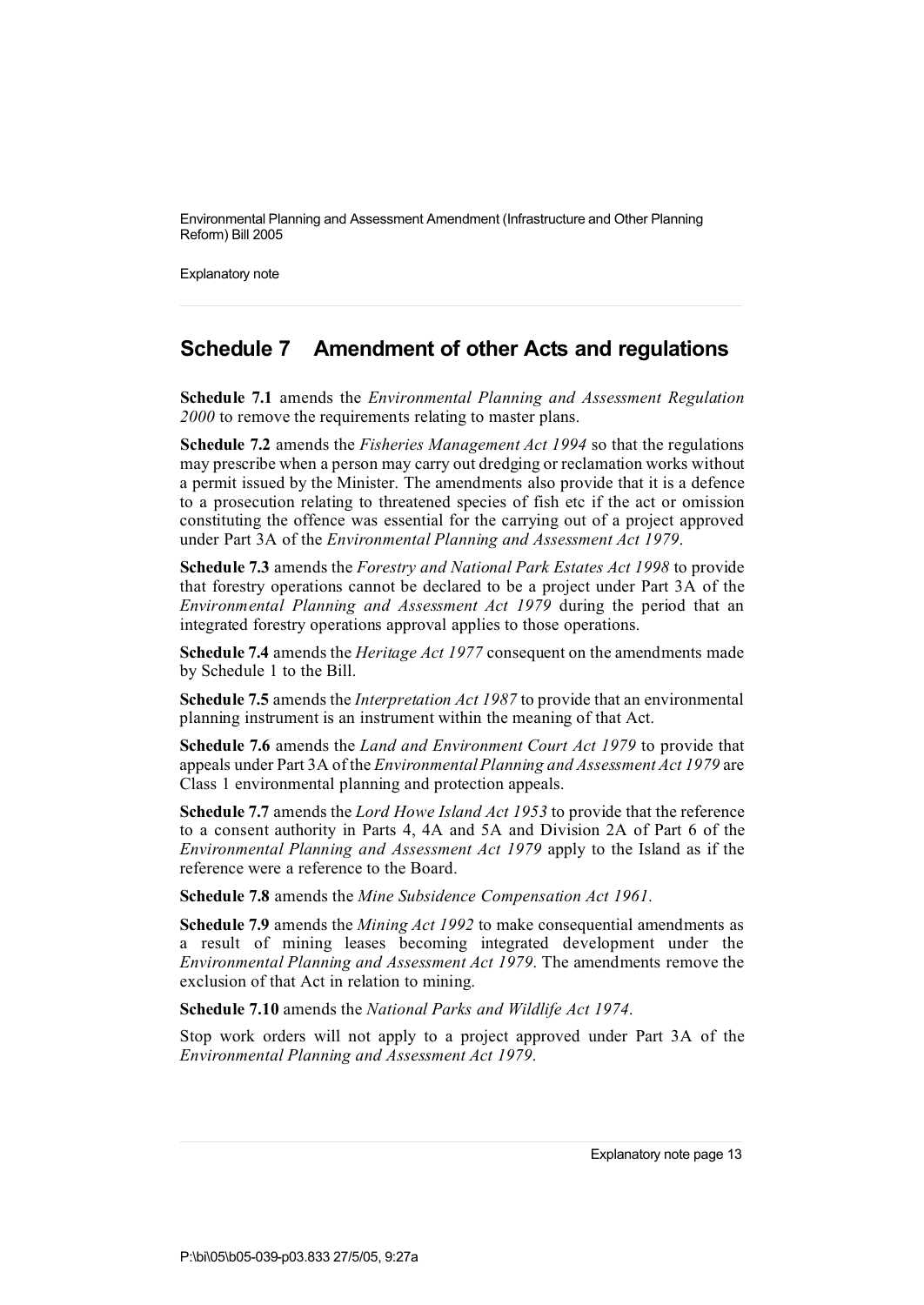## Schedule 7 Amendment of other Acts and regulations

**Schedule 7.1** amends the *Environmental Planning and Assessment Regulation 2000* to remove the requirements relating to master plans.

**Schedule 7.2** amends the *Fisheries Management Act 1994* so that the regulations may prescribe when a person may carry out dredging or reclamation works without a permit issued by the Minister. The amendments also provide that it is a defence to a prosecution relating to threatened species of fish etc if the act or omission constituting the offence was essential for the carrying out of a project approved under Part 3A of the *Environmental Planning and Assessment Act 1979*.

**Schedule 7.3** amends the *Forestry and National Park Estates Act 1998* to provide that forestry operations cannot be declared to be a project under Part 3A of the *Environmental Planning and Assessment Act 1979* during the period that an integrated forestry operations approval applies to those operations.

**Schedule 7.4** amends the *Heritage Act 1977* consequent on the amendments made by Schedule 1 to the Bill.

**Schedule 7.5** amends the *Interpretation Act 1987* to provide that an environmental planning instrument is an instrument within the meaning of that Act.

**Schedule 7.6** amends the *Land and Environment Court Act 1979* to provide that appeals under Part 3A of the *Environmental Planning and Assessment Act 1979* are Class 1 environmental planning and protection appeals.

**Schedule 7.7** amends the *Lord Howe Island Act 1953* to provide that the reference to a consent authority in Parts 4, 4A and 5A and Division 2A of Part 6 of the *Environmental Planning and Assessment Act 1979* apply to the Island as if the reference were a reference to the Board.

**Schedule 7.8** amends the *Mine Subsidence Compensation Act 1961*.

**Schedule 7.9** amends the *Mining Act 1992* to make consequential amendments as a result of mining leases becoming integrated development under the *Environmental Planning and Assessment Act 1979*. The amendments remove the exclusion of that Act in relation to mining.

**Schedule 7.10** amends the *National Parks and Wildlife Act 1974*.

Stop work orders will not apply to a project approved under Part 3A of the *Environmental Planning and Assessment Act 1979*.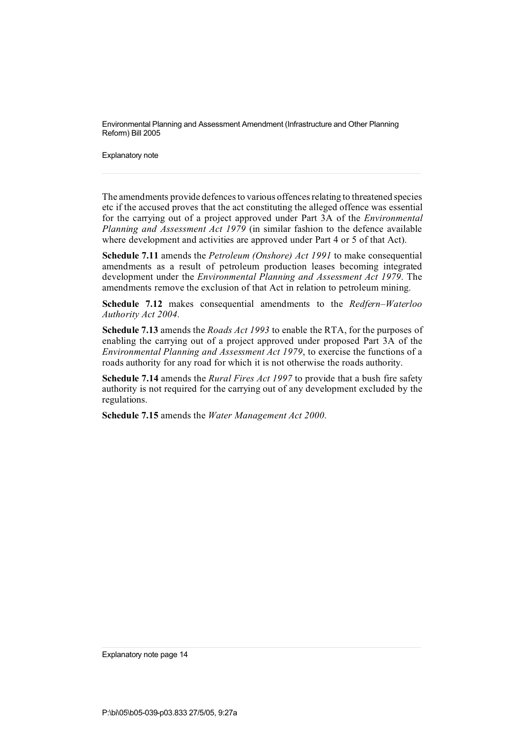The amendments provide defences to various offences relating to threatened species etc if the accused proves that the act constituting the alleged offence was essential for the carrying out of a project approved under Part 3A of the *Environmental Planning and Assessment Act 1979* (in similar fashion to the defence available where development and activities are approved under Part 4 or 5 of that Act).

**Schedule 7.11** amends the *Petroleum (Onshore) Act 1991* to make consequential amendments as a result of petroleum production leases becoming integrated development under the *Environmental Planning and Assessment Act 1979*. The amendments remove the exclusion of that Act in relation to petroleum mining.

**Schedule 7.12** makes consequential amendments to the *Redfern–Waterloo Authority Act 2004*.

**Schedule 7.13** amends the *Roads Act 1993* to enable the RTA, for the purposes of enabling the carrying out of a project approved under proposed Part 3A of the *Environmental Planning and Assessment Act 1979*, to exercise the functions of a roads authority for any road for which it is not otherwise the roads authority.

**Schedule 7.14** amends the *Rural Fires Act 1997* to provide that a bush fire safety authority is not required for the carrying out of any development excluded by the regulations.

**Schedule 7.15** amends the *Water Management Act 2000*.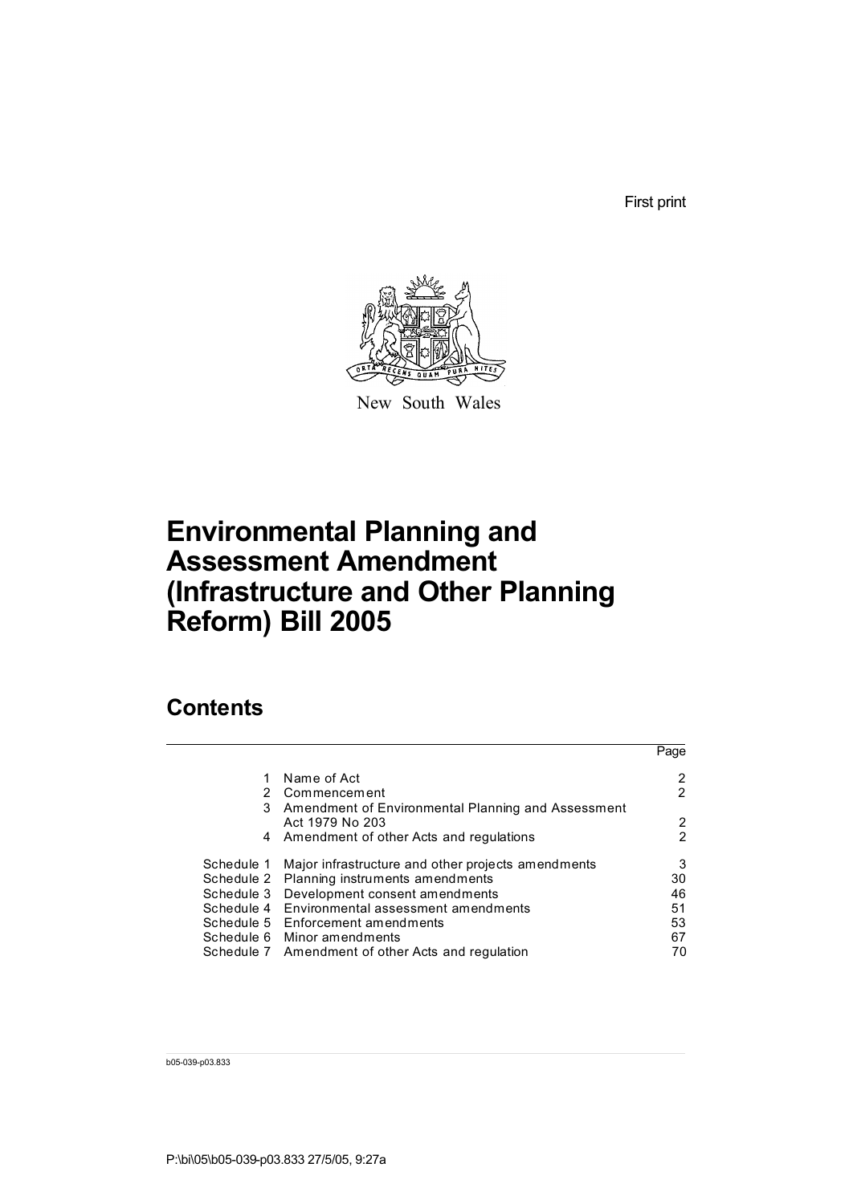First print

New South Wales

# Environmental Planning and Assessment Amendment (Infrastructure and Other Planning Reform) Bill 2005

## Contents

| | | Page |
|---|---|---|
| 1 | Name of Act | 2 |
| 2 | Commencement | 2 |
| 3 | Amendment of Environmental Planning and Assessment Act 1979 No 203 | 2 |
| 4 | Amendment of other Acts and regulations | 2 |
| Schedule 1 | Major infrastructure and other projects amendments | 3 |
| Schedule 2 | Planning instruments amendments | 30 |
| Schedule 3 | Development consent amendments | 46 |
| Schedule 4 | Environmental assessment amendments | 51 |
| Schedule 5 | Enforcement amendments | 53 |
| Schedule 6 | Minor amendments | 67 |
| Schedule 7 | Amendment of other Acts and regulation | 70 |

b05-039-p03.833

P:\bi\05\b05-039-p03.833 27/5/05, 9:27a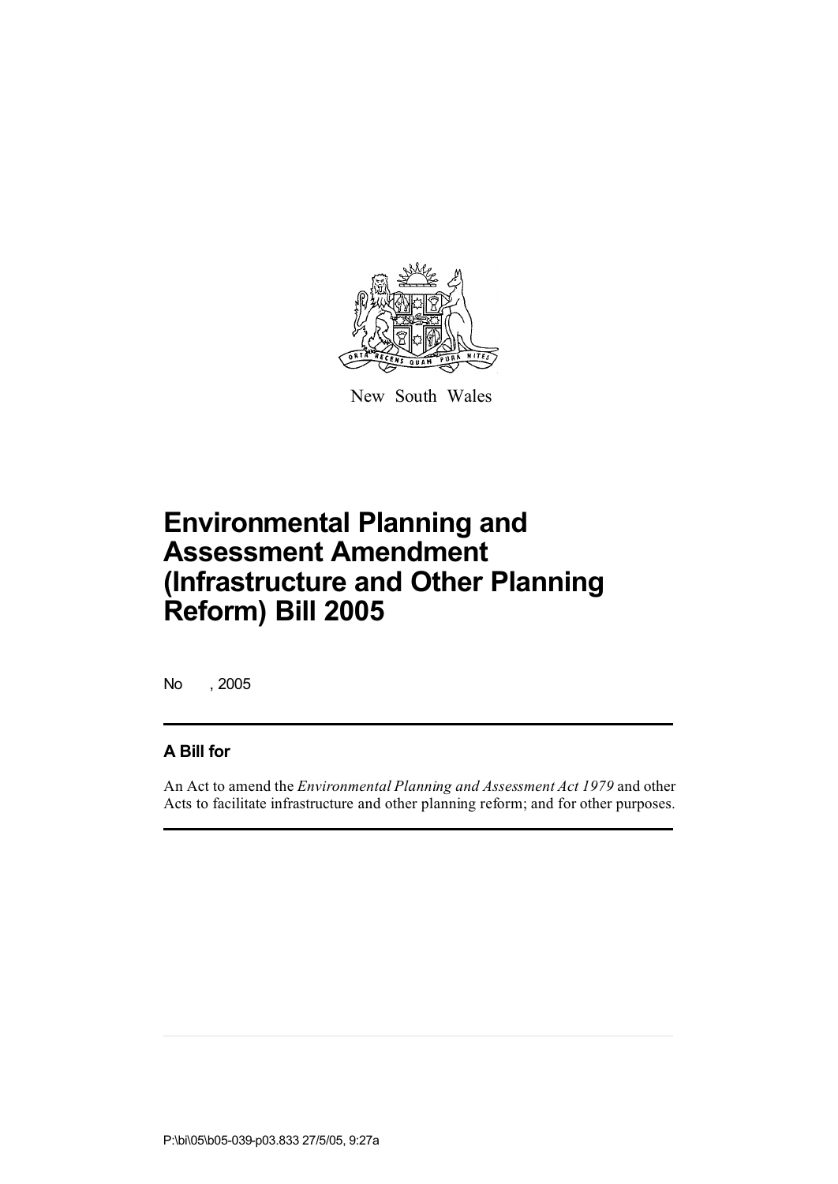New South Wales

# Environmental Planning and Assessment Amendment (Infrastructure and Other Planning Reform) Bill 2005

No , 2005

## A Bill for

An Act to amend the *Environmental Planning and Assessment Act 1979* and other Acts to facilitate infrastructure and other planning reform; and for other purposes.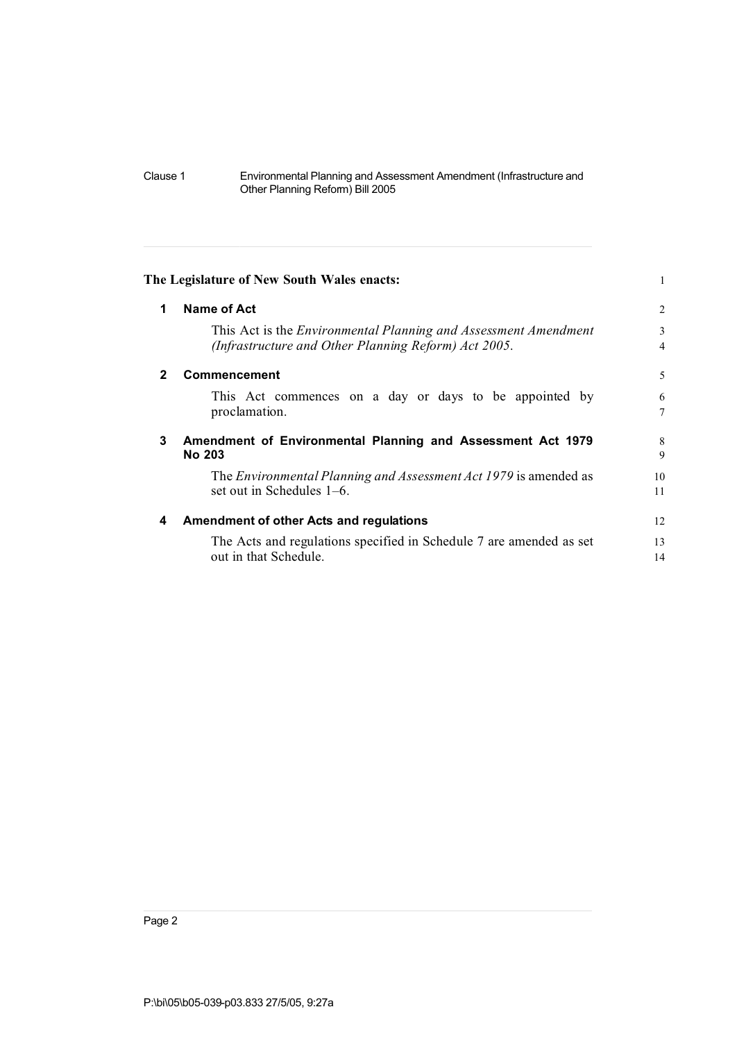The Legislature of New South Wales enacts:

## 1 Name of Act

This Act is the *Environmental Planning and Assessment Amendment (Infrastructure and Other Planning Reform) Act 2005*.

## 2 Commencement

This Act commences on a day or days to be appointed by proclamation.

## 3 Amendment of Environmental Planning and Assessment Act 1979 No 203

The *Environmental Planning and Assessment Act 1979* is amended as set out in Schedules 1–6.

## 4 Amendment of other Acts and regulations

The Acts and regulations specified in Schedule 7 are amended as set out in that Schedule.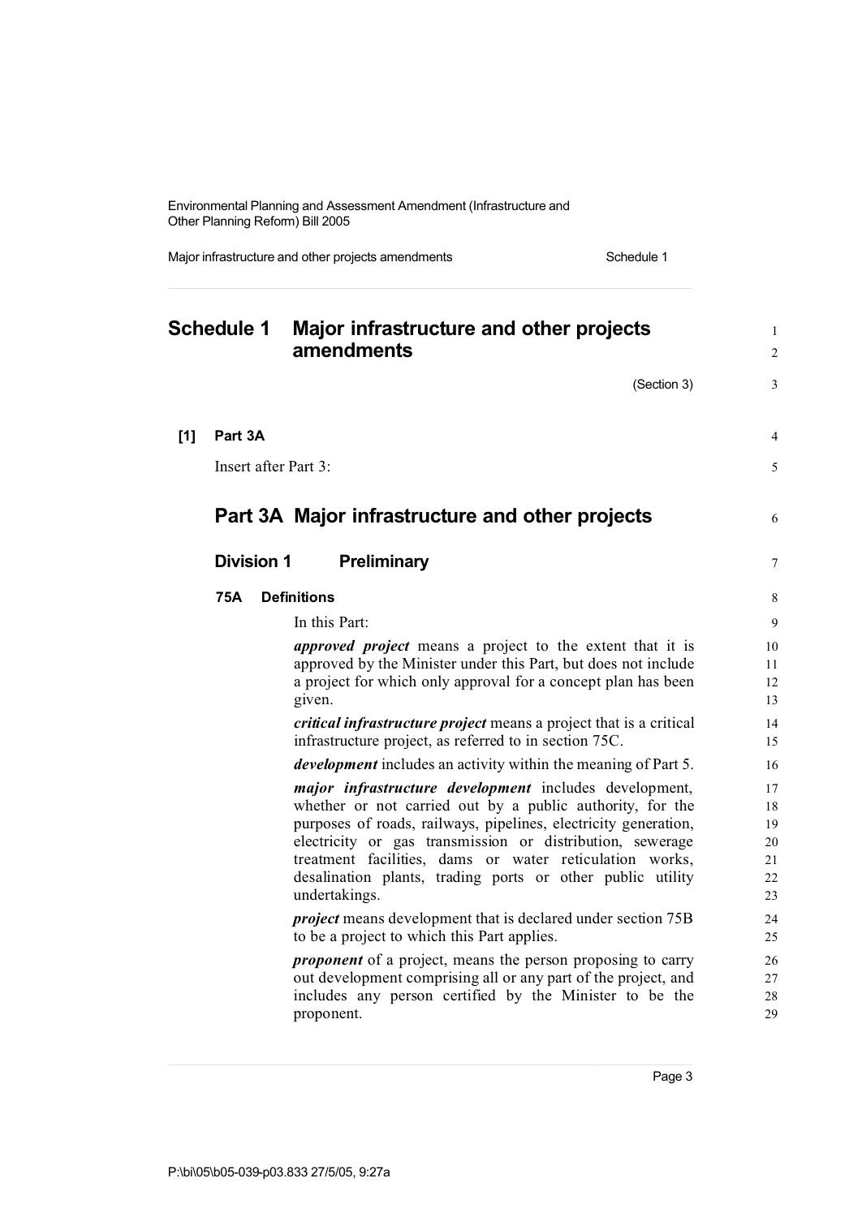# Schedule 1 Major infrastructure and other projects amendments

(Section 3)

**[1] Part 3A**

Insert after Part 3:

## Part 3A Major infrastructure and other projects

### Division 1 Preliminary

#### 75A Definitions

In this Part:

***approved project*** means a project to the extent that it is approved by the Minister under this Part, but does not include a project for which only approval for a concept plan has been given.

***critical infrastructure project*** means a project that is a critical infrastructure project, as referred to in section 75C.

***development*** includes an activity within the meaning of Part 5.

***major infrastructure development*** includes development, whether or not carried out by a public authority, for the purposes of roads, railways, pipelines, electricity generation, electricity or gas transmission or distribution, sewerage treatment facilities, dams or water reticulation works, desalination plants, trading ports or other public utility undertakings.

***project*** means development that is declared under section 75B to be a project to which this Part applies.

***proponent*** of a project, means the person proposing to carry out development comprising all or any part of the project, and includes any person certified by the Minister to be the proponent.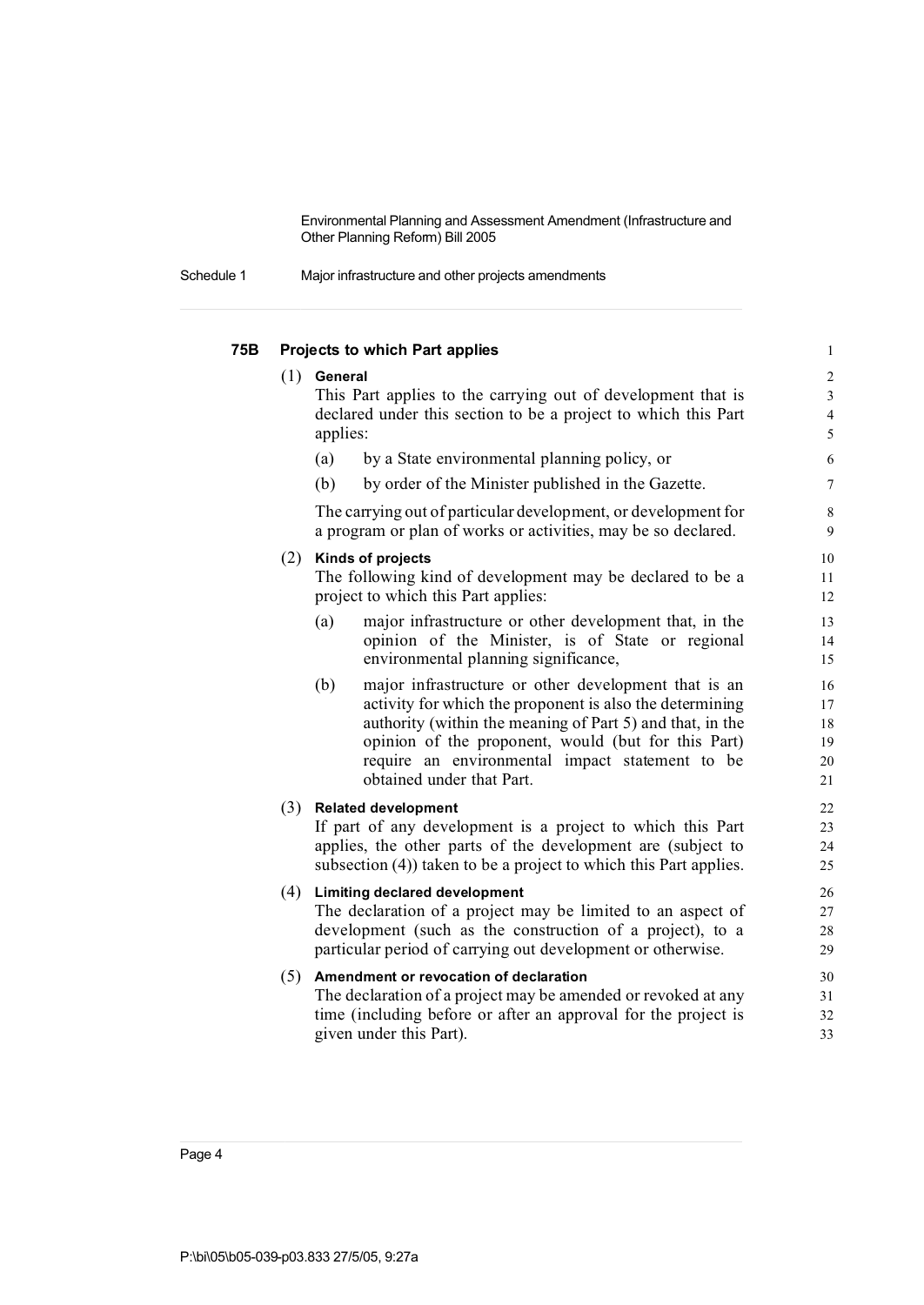### 75B Projects to which Part applies

(1) **General**

This Part applies to the carrying out of development that is declared under this section to be a project to which this Part applies:

(a) by a State environmental planning policy, or

(b) by order of the Minister published in the Gazette.

The carrying out of particular development, or development for a program or plan of works or activities, may be so declared.

(2) **Kinds of projects**

The following kind of development may be declared to be a project to which this Part applies:

(a) major infrastructure or other development that, in the opinion of the Minister, is of State or regional environmental planning significance,

(b) major infrastructure or other development that is an activity for which the proponent is also the determining authority (within the meaning of Part 5) and that, in the opinion of the proponent, would (but for this Part) require an environmental impact statement to be obtained under that Part.

(3) **Related development**

If part of any development is a project to which this Part applies, the other parts of the development are (subject to subsection (4)) taken to be a project to which this Part applies.

(4) **Limiting declared development**

The declaration of a project may be limited to an aspect of development (such as the construction of a project), to a particular period of carrying out development or otherwise.

(5) **Amendment or revocation of declaration**

The declaration of a project may be amended or revoked at any time (including before or after an approval for the project is given under this Part).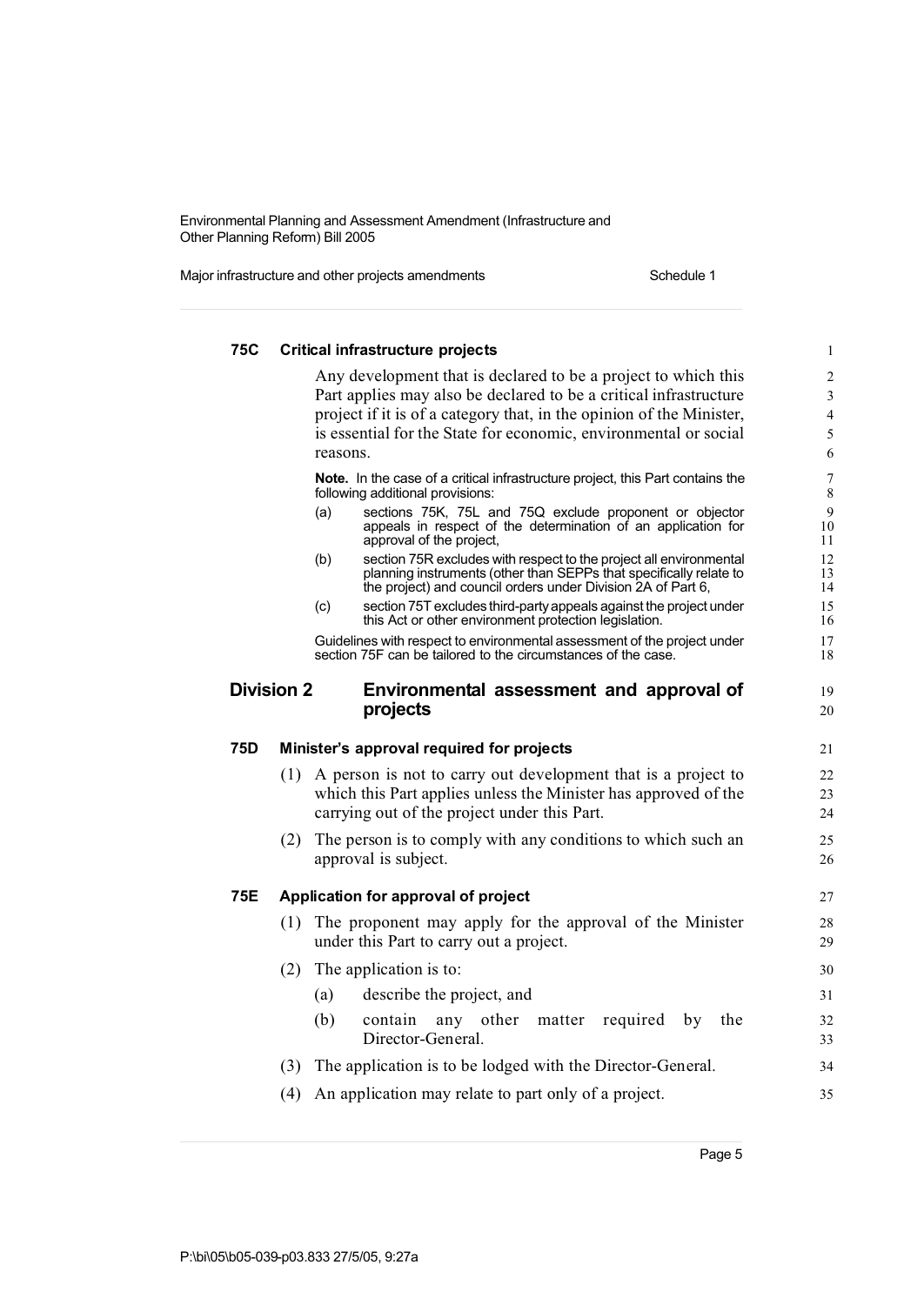### 75C Critical infrastructure projects

Any development that is declared to be a project to which this Part applies may also be declared to be a critical infrastructure project if it is of a category that, in the opinion of the Minister, is essential for the State for economic, environmental or social reasons.

**Note.** In the case of a critical infrastructure project, this Part contains the following additional provisions:

(a) sections 75K, 75L and 75Q exclude proponent or objector appeals in respect of the determination of an application for approval of the project,

(b) section 75R excludes with respect to the project all environmental planning instruments (other than SEPPs that specifically relate to the project) and council orders under Division 2A of Part 6,

(c) section 75T excludes third-party appeals against the project under this Act or other environment protection legislation.

Guidelines with respect to environmental assessment of the project under section 75F can be tailored to the circumstances of the case.

## Division 2 Environmental assessment and approval of projects

### 75D Minister's approval required for projects

(1) A person is not to carry out development that is a project to which this Part applies unless the Minister has approved of the carrying out of the project under this Part.

(2) The person is to comply with any conditions to which such an approval is subject.

### 75E Application for approval of project

(1) The proponent may apply for the approval of the Minister under this Part to carry out a project.

(2) The application is to:

(a) describe the project, and

(b) contain any other matter required by the Director-General.

(3) The application is to be lodged with the Director-General.

(4) An application may relate to part only of a project.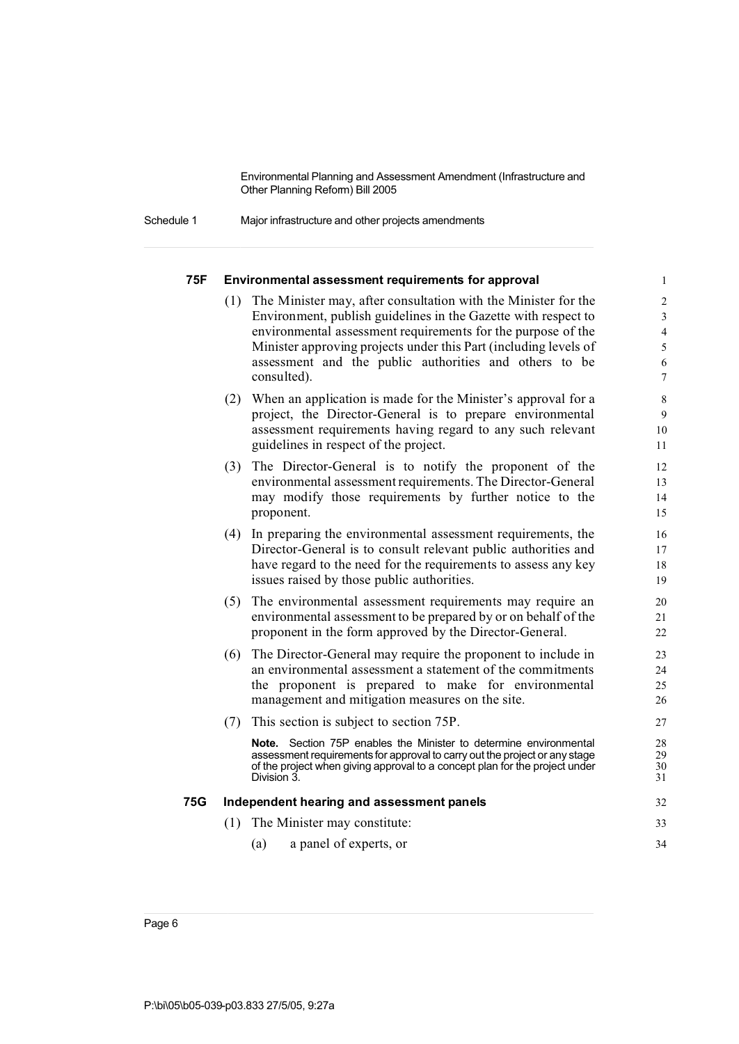### 75F Environmental assessment requirements for approval

(1) The Minister may, after consultation with the Minister for the Environment, publish guidelines in the Gazette with respect to environmental assessment requirements for the purpose of the Minister approving projects under this Part (including levels of assessment and the public authorities and others to be consulted).

(2) When an application is made for the Minister's approval for a project, the Director-General is to prepare environmental assessment requirements having regard to any such relevant guidelines in respect of the project.

(3) The Director-General is to notify the proponent of the environmental assessment requirements. The Director-General may modify those requirements by further notice to the proponent.

(4) In preparing the environmental assessment requirements, the Director-General is to consult relevant public authorities and have regard to the need for the requirements to assess any key issues raised by those public authorities.

(5) The environmental assessment requirements may require an environmental assessment to be prepared by or on behalf of the proponent in the form approved by the Director-General.

(6) The Director-General may require the proponent to include in an environmental assessment a statement of the commitments the proponent is prepared to make for environmental management and mitigation measures on the site.

(7) This section is subject to section 75P.

**Note.** Section 75P enables the Minister to determine environmental assessment requirements for approval to carry out the project or any stage of the project when giving approval to a concept plan for the project under Division 3.

### 75G Independent hearing and assessment panels

(1) The Minister may constitute:

(a) a panel of experts, or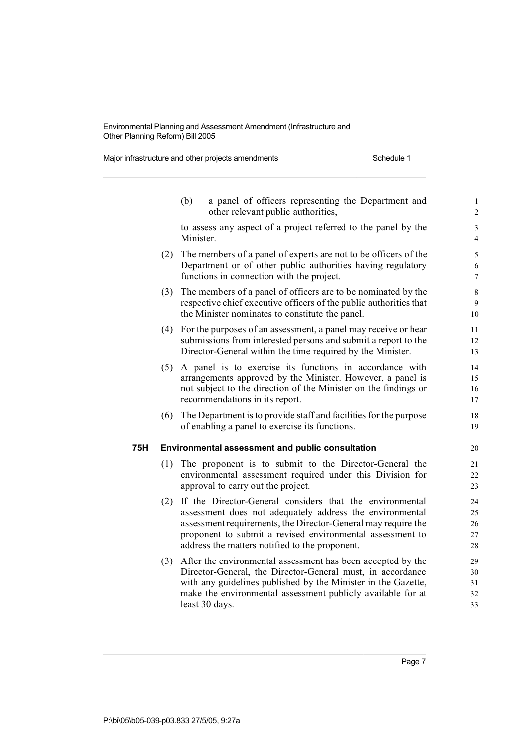(b) a panel of officers representing the Department and other relevant public authorities,

to assess any aspect of a project referred to the panel by the Minister.

(2) The members of a panel of experts are not to be officers of the Department or of other public authorities having regulatory functions in connection with the project.

(3) The members of a panel of officers are to be nominated by the respective chief executive officers of the public authorities that the Minister nominates to constitute the panel.

(4) For the purposes of an assessment, a panel may receive or hear submissions from interested persons and submit a report to the Director-General within the time required by the Minister.

(5) A panel is to exercise its functions in accordance with arrangements approved by the Minister. However, a panel is not subject to the direction of the Minister on the findings or recommendations in its report.

(6) The Department is to provide staff and facilities for the purpose of enabling a panel to exercise its functions.

### 75H Environmental assessment and public consultation

(1) The proponent is to submit to the Director-General the environmental assessment required under this Division for approval to carry out the project.

(2) If the Director-General considers that the environmental assessment does not adequately address the environmental assessment requirements, the Director-General may require the proponent to submit a revised environmental assessment to address the matters notified to the proponent.

(3) After the environmental assessment has been accepted by the Director-General, the Director-General must, in accordance with any guidelines published by the Minister in the Gazette, make the environmental assessment publicly available for at least 30 days.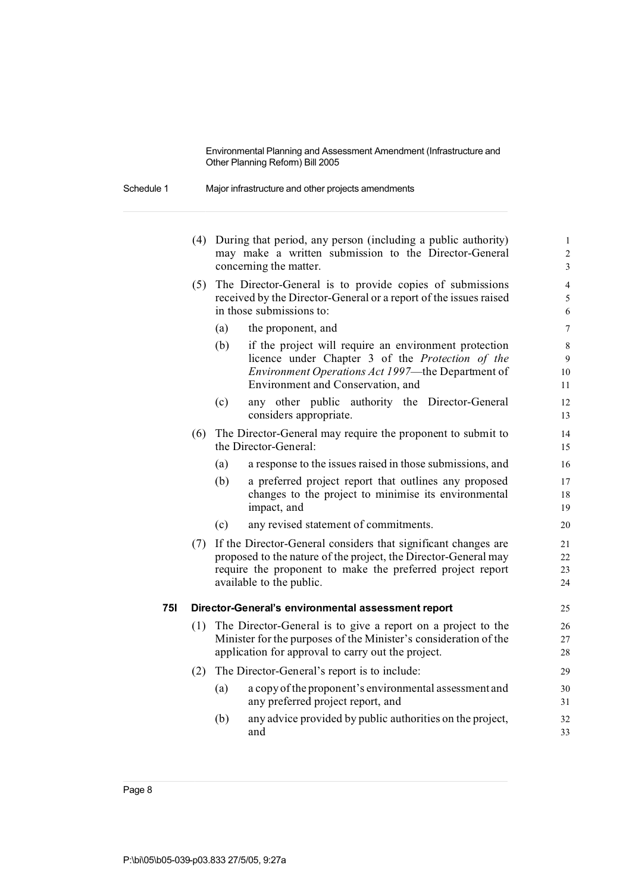(4) During that period, any person (including a public authority) may make a written submission to the Director-General concerning the matter.

(5) The Director-General is to provide copies of submissions received by the Director-General or a report of the issues raised in those submissions to:

(a) the proponent, and

(b) if the project will require an environment protection licence under Chapter 3 of the *Protection of the Environment Operations Act 1997*—the Department of Environment and Conservation, and

(c) any other public authority the Director-General considers appropriate.

(6) The Director-General may require the proponent to submit to the Director-General:

(a) a response to the issues raised in those submissions, and

(b) a preferred project report that outlines any proposed changes to the project to minimise its environmental impact, and

(c) any revised statement of commitments.

(7) If the Director-General considers that significant changes are proposed to the nature of the project, the Director-General may require the proponent to make the preferred project report available to the public.

### 75I Director-General's environmental assessment report

(1) The Director-General is to give a report on a project to the Minister for the purposes of the Minister's consideration of the application for approval to carry out the project.

(2) The Director-General's report is to include:

(a) a copy of the proponent's environmental assessment and any preferred project report, and

(b) any advice provided by public authorities on the project, and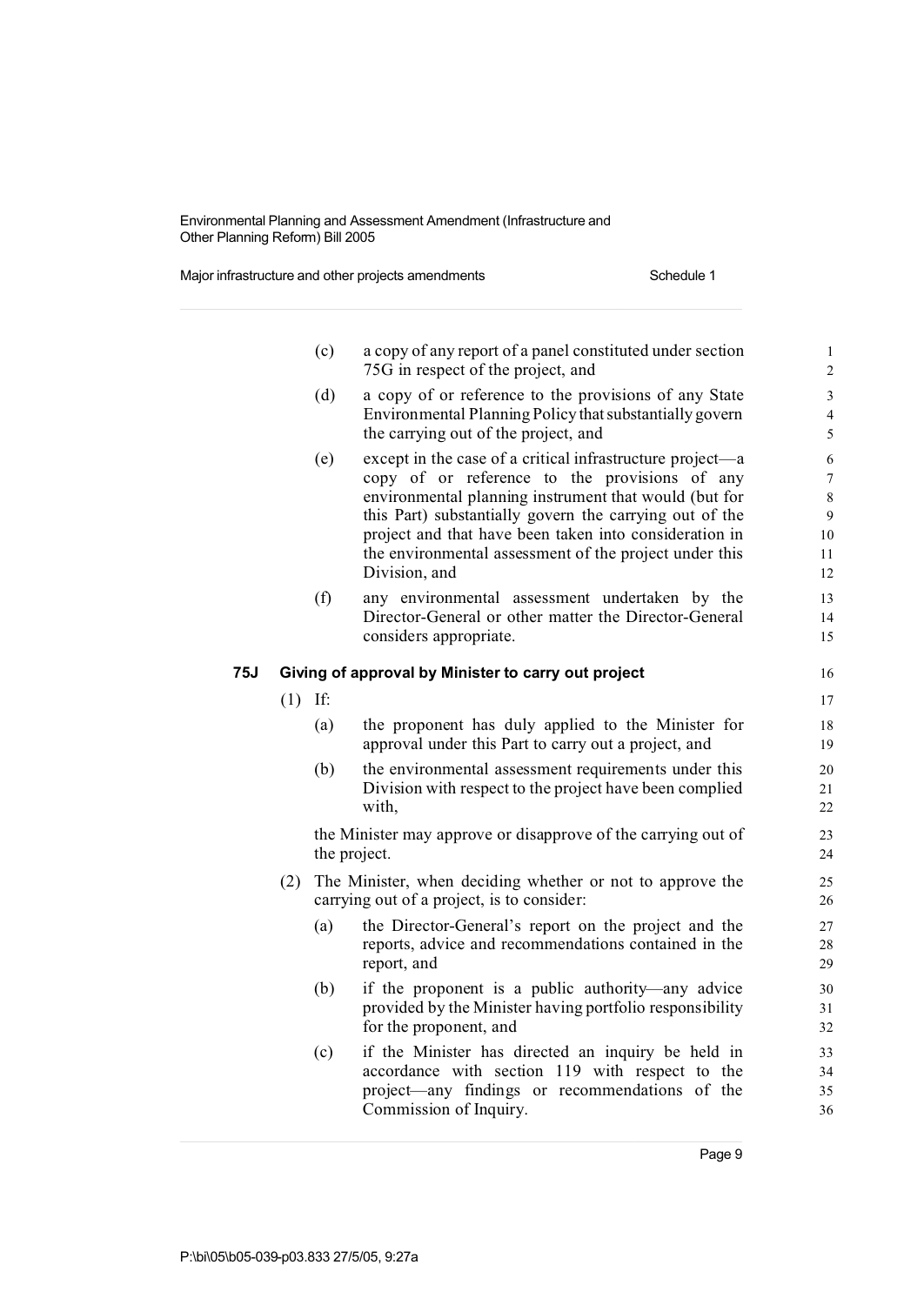(c) a copy of any report of a panel constituted under section 75G in respect of the project, and

(d) a copy of or reference to the provisions of any State Environmental Planning Policy that substantially govern the carrying out of the project, and

(e) except in the case of a critical infrastructure project—a copy of or reference to the provisions of any environmental planning instrument that would (but for this Part) substantially govern the carrying out of the project and that have been taken into consideration in the environmental assessment of the project under this Division, and

(f) any environmental assessment undertaken by the Director-General or other matter the Director-General considers appropriate.

### 75J Giving of approval by Minister to carry out project

(1) If:

(a) the proponent has duly applied to the Minister for approval under this Part to carry out a project, and

(b) the environmental assessment requirements under this Division with respect to the project have been complied with,

the Minister may approve or disapprove of the carrying out of the project.

(2) The Minister, when deciding whether or not to approve the carrying out of a project, is to consider:

(a) the Director-General's report on the project and the reports, advice and recommendations contained in the report, and

(b) if the proponent is a public authority—any advice provided by the Minister having portfolio responsibility for the proponent, and

(c) if the Minister has directed an inquiry be held in accordance with section 119 with respect to the project—any findings or recommendations of the Commission of Inquiry.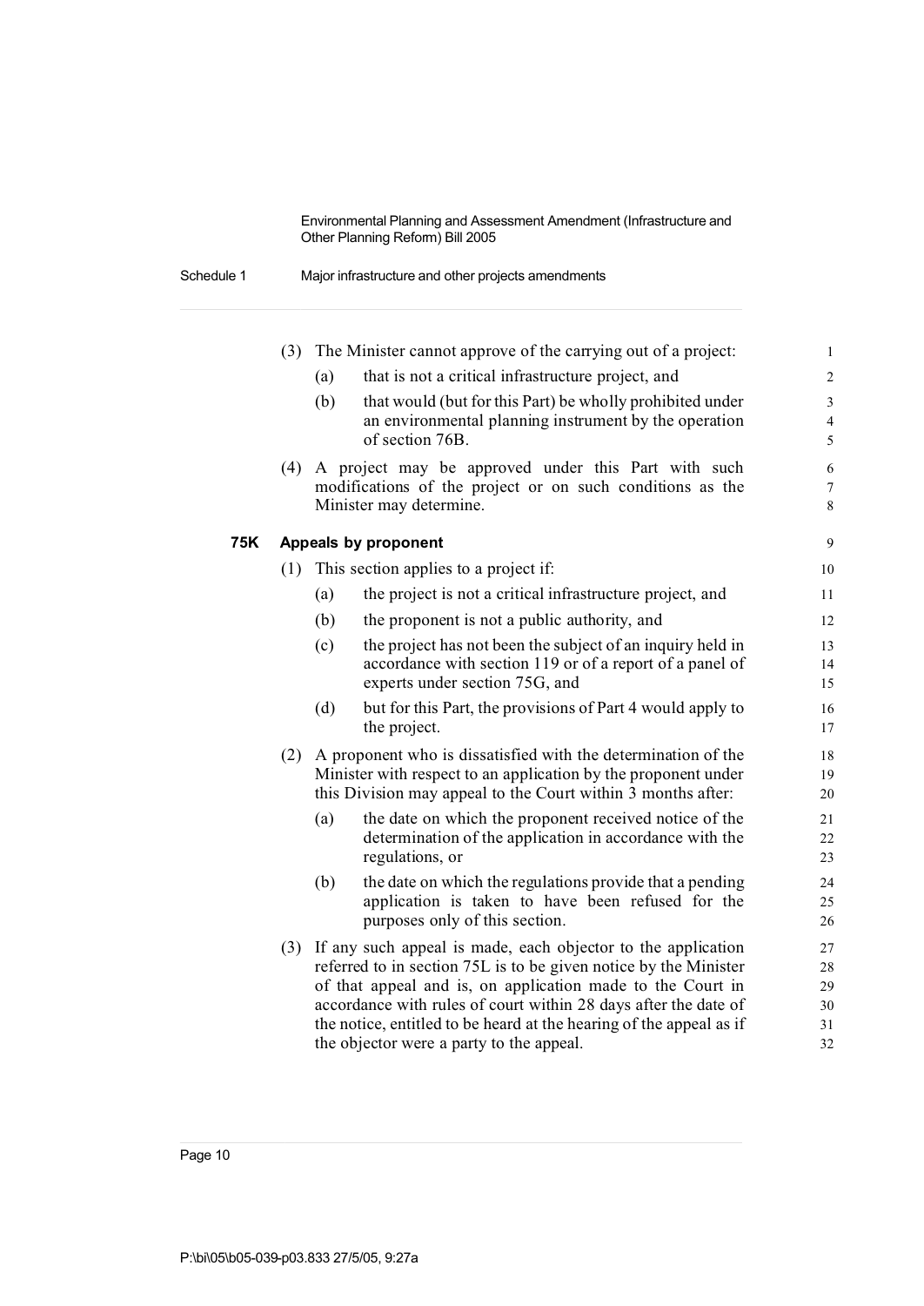(3) The Minister cannot approve of the carrying out of a project:

(a) that is not a critical infrastructure project, and

(b) that would (but for this Part) be wholly prohibited under an environmental planning instrument by the operation of section 76B.

(4) A project may be approved under this Part with such modifications of the project or on such conditions as the Minister may determine.

**75K Appeals by proponent**

(1) This section applies to a project if:

(a) the project is not a critical infrastructure project, and

(b) the proponent is not a public authority, and

(c) the project has not been the subject of an inquiry held in accordance with section 119 or of a report of a panel of experts under section 75G, and

(d) but for this Part, the provisions of Part 4 would apply to the project.

(2) A proponent who is dissatisfied with the determination of the Minister with respect to an application by the proponent under this Division may appeal to the Court within 3 months after:

(a) the date on which the proponent received notice of the determination of the application in accordance with the regulations, or

(b) the date on which the regulations provide that a pending application is taken to have been refused for the purposes only of this section.

(3) If any such appeal is made, each objector to the application referred to in section 75L is to be given notice by the Minister of that appeal and is, on application made to the Court in accordance with rules of court within 28 days after the date of the notice, entitled to be heard at the hearing of the appeal as if the objector were a party to the appeal.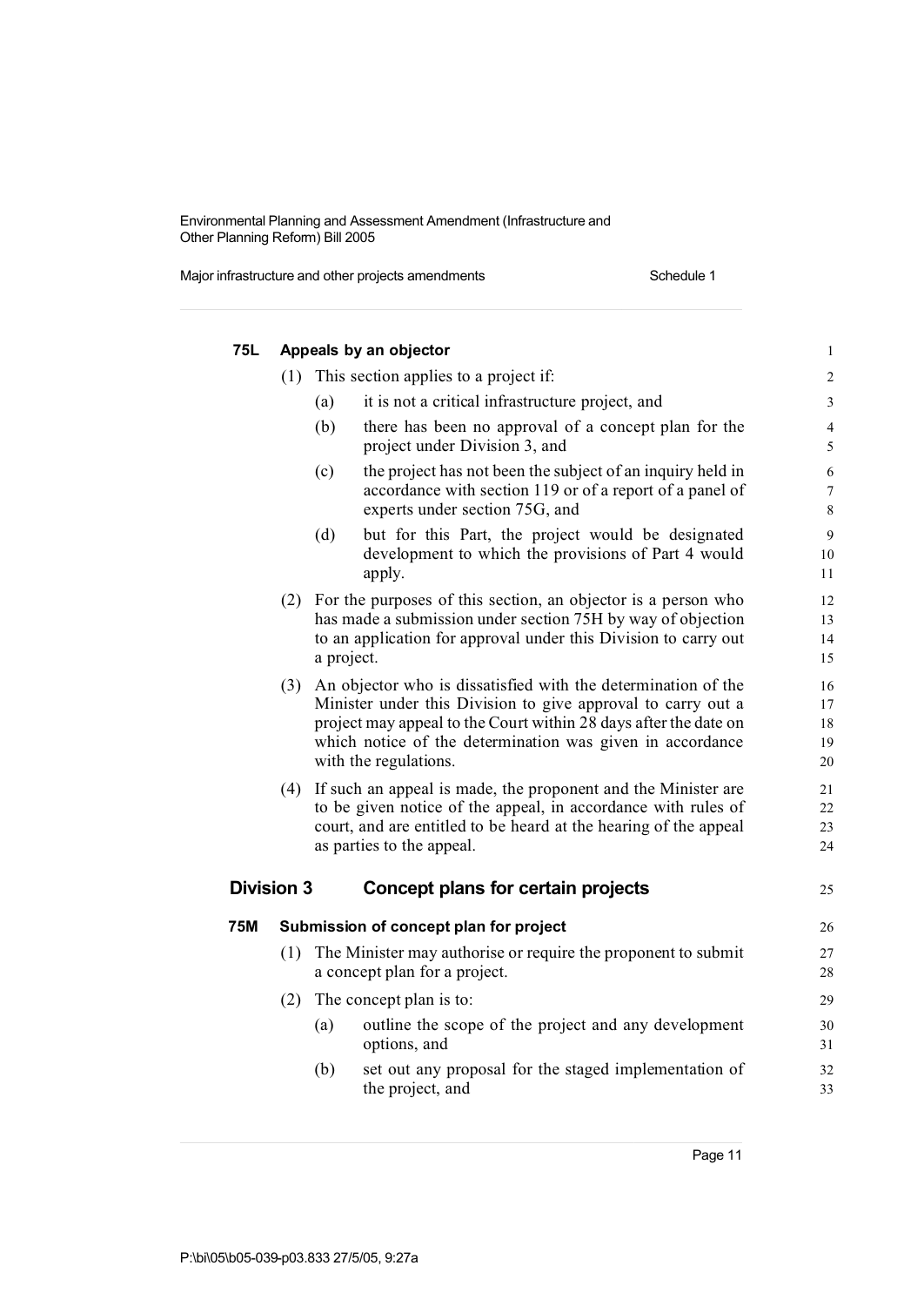### 75L Appeals by an objector

(1) This section applies to a project if:

- (a) it is not a critical infrastructure project, and
- (b) there has been no approval of a concept plan for the project under Division 3, and
- (c) the project has not been the subject of an inquiry held in accordance with section 119 or of a report of a panel of experts under section 75G, and
- (d) but for this Part, the project would be designated development to which the provisions of Part 4 would apply.

(2) For the purposes of this section, an objector is a person who has made a submission under section 75H by way of objection to an application for approval under this Division to carry out a project.

(3) An objector who is dissatisfied with the determination of the Minister under this Division to give approval to carry out a project may appeal to the Court within 28 days after the date on which notice of the determination was given in accordance with the regulations.

(4) If such an appeal is made, the proponent and the Minister are to be given notice of the appeal, in accordance with rules of court, and are entitled to be heard at the hearing of the appeal as parties to the appeal.

## Division 3 Concept plans for certain projects

### 75M Submission of concept plan for project

(1) The Minister may authorise or require the proponent to submit a concept plan for a project.

(2) The concept plan is to:

- (a) outline the scope of the project and any development options, and
- (b) set out any proposal for the staged implementation of the project, and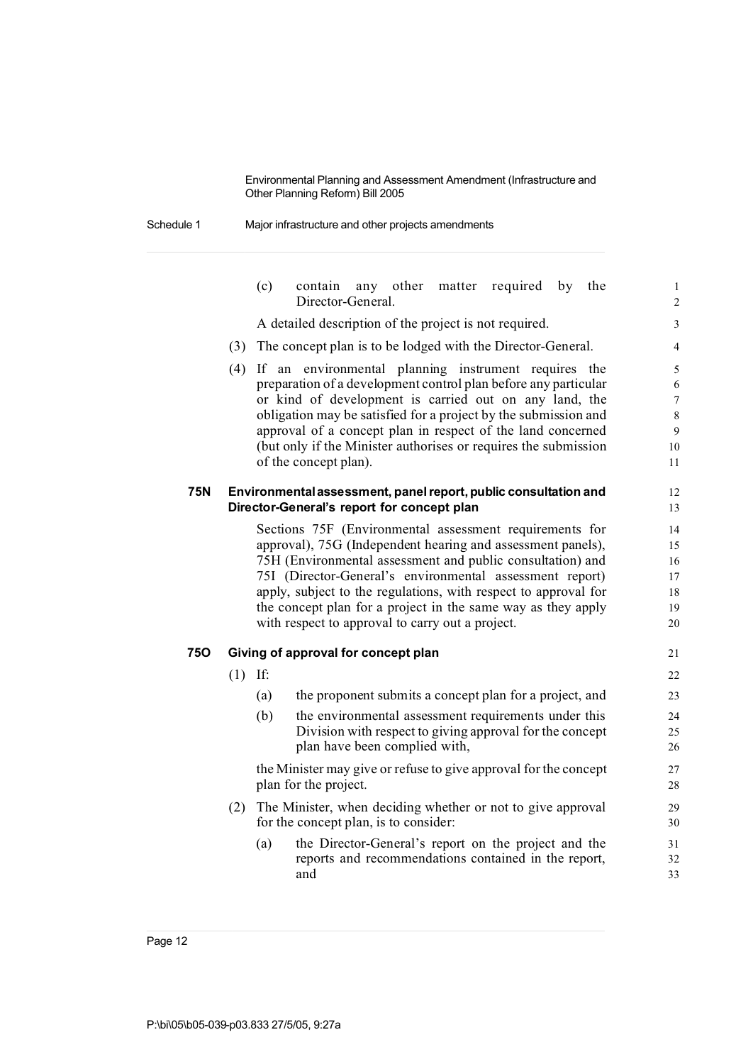(c) contain any other matter required by the Director-General.

A detailed description of the project is not required.

(3) The concept plan is to be lodged with the Director-General.

(4) If an environmental planning instrument requires the preparation of a development control plan before any particular or kind of development is carried out on any land, the obligation may be satisfied for a project by the submission and approval of a concept plan in respect of the land concerned (but only if the Minister authorises or requires the submission of the concept plan).

### 75N Environmental assessment, panel report, public consultation and Director-General's report for concept plan

Sections 75F (Environmental assessment requirements for approval), 75G (Independent hearing and assessment panels), 75H (Environmental assessment and public consultation) and 75I (Director-General's environmental assessment report) apply, subject to the regulations, with respect to approval for the concept plan for a project in the same way as they apply with respect to approval to carry out a project.

### 75O Giving of approval for concept plan

(1) If:

(a) the proponent submits a concept plan for a project, and

(b) the environmental assessment requirements under this Division with respect to giving approval for the concept plan have been complied with,

the Minister may give or refuse to give approval for the concept plan for the project.

(2) The Minister, when deciding whether or not to give approval for the concept plan, is to consider:

(a) the Director-General's report on the project and the reports and recommendations contained in the report, and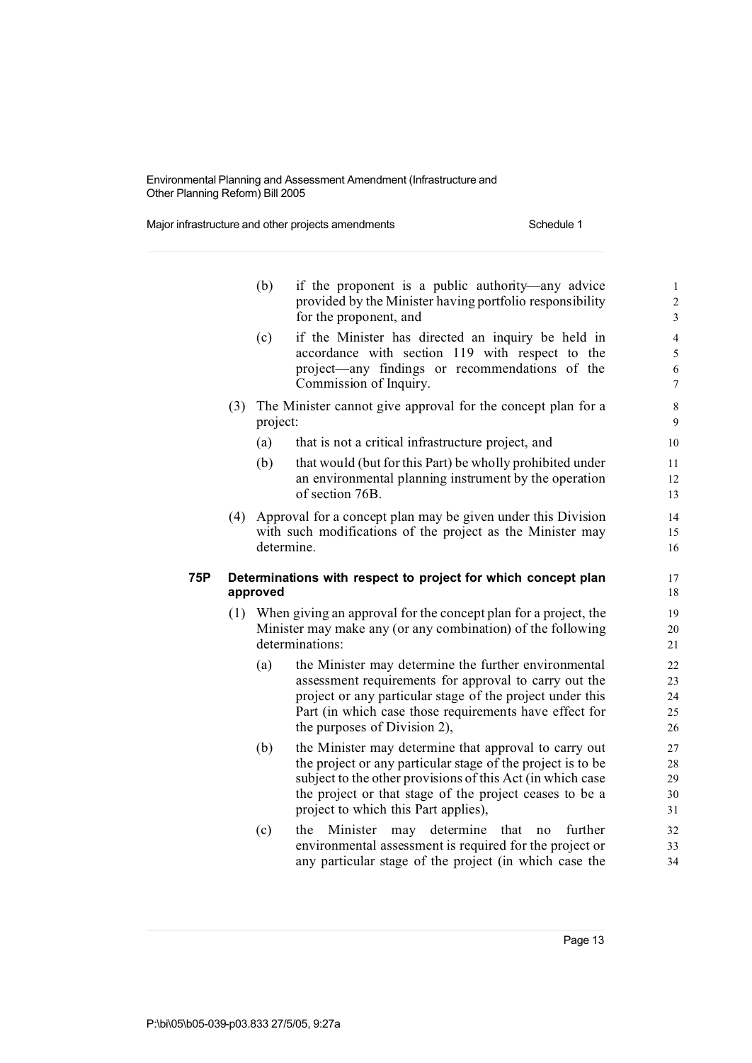(b) if the proponent is a public authority—any advice provided by the Minister having portfolio responsibility for the proponent, and

(c) if the Minister has directed an inquiry be held in accordance with section 119 with respect to the project—any findings or recommendations of the Commission of Inquiry.

(3) The Minister cannot give approval for the concept plan for a project:

(a) that is not a critical infrastructure project, and

(b) that would (but for this Part) be wholly prohibited under an environmental planning instrument by the operation of section 76B.

(4) Approval for a concept plan may be given under this Division with such modifications of the project as the Minister may determine.

### 75P Determinations with respect to project for which concept plan approved

(1) When giving an approval for the concept plan for a project, the Minister may make any (or any combination) of the following determinations:

(a) the Minister may determine the further environmental assessment requirements for approval to carry out the project or any particular stage of the project under this Part (in which case those requirements have effect for the purposes of Division 2),

(b) the Minister may determine that approval to carry out the project or any particular stage of the project is to be subject to the other provisions of this Act (in which case the project or that stage of the project ceases to be a project to which this Part applies),

(c) the Minister may determine that no further environmental assessment is required for the project or any particular stage of the project (in which case the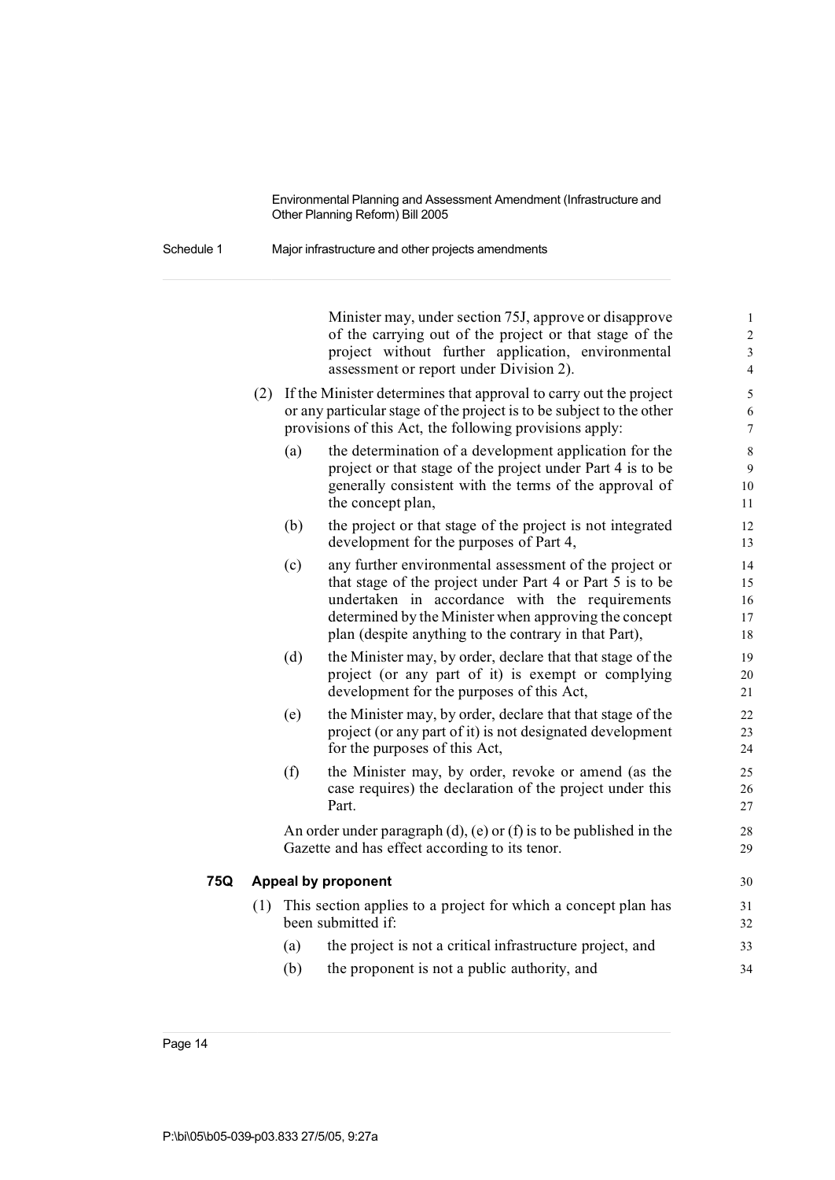Minister may, under section 75J, approve or disapprove of the carrying out of the project or that stage of the project without further application, environmental assessment or report under Division 2).

(2) If the Minister determines that approval to carry out the project or any particular stage of the project is to be subject to the other provisions of this Act, the following provisions apply:

(a) the determination of a development application for the project or that stage of the project under Part 4 is to be generally consistent with the terms of the approval of the concept plan,

(b) the project or that stage of the project is not integrated development for the purposes of Part 4,

(c) any further environmental assessment of the project or that stage of the project under Part 4 or Part 5 is to be undertaken in accordance with the requirements determined by the Minister when approving the concept plan (despite anything to the contrary in that Part),

(d) the Minister may, by order, declare that that stage of the project (or any part of it) is exempt or complying development for the purposes of this Act,

(e) the Minister may, by order, declare that that stage of the project (or any part of it) is not designated development for the purposes of this Act,

(f) the Minister may, by order, revoke or amend (as the case requires) the declaration of the project under this Part.

An order under paragraph (d), (e) or (f) is to be published in the Gazette and has effect according to its tenor.

### 75Q Appeal by proponent

(1) This section applies to a project for which a concept plan has been submitted if:

(a) the project is not a critical infrastructure project, and

(b) the proponent is not a public authority, and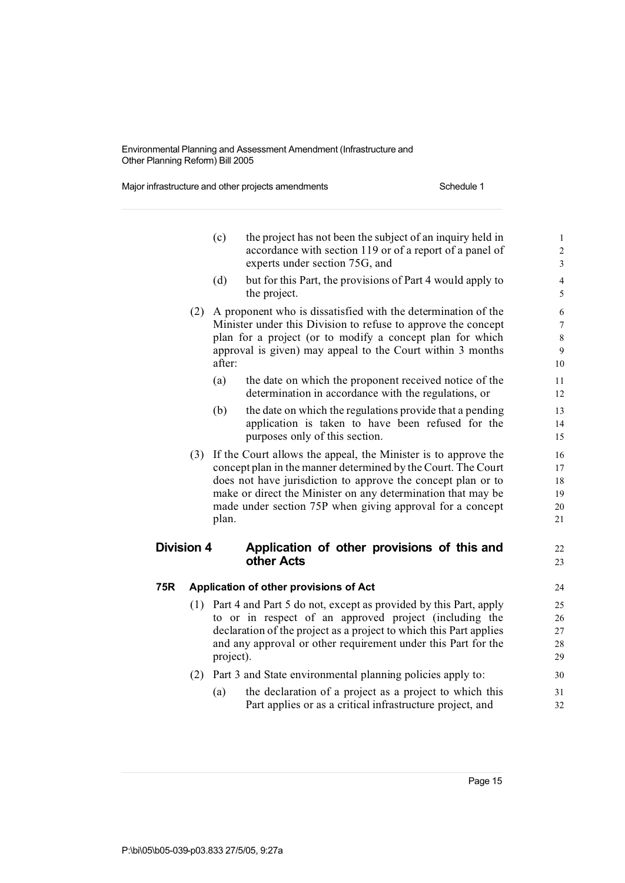(c) the project has not been the subject of an inquiry held in accordance with section 119 or of a report of a panel of experts under section 75G, and

(d) but for this Part, the provisions of Part 4 would apply to the project.

(2) A proponent who is dissatisfied with the determination of the Minister under this Division to refuse to approve the concept plan for a project (or to modify a concept plan for which approval is given) may appeal to the Court within 3 months after:

(a) the date on which the proponent received notice of the determination in accordance with the regulations, or

(b) the date on which the regulations provide that a pending application is taken to have been refused for the purposes only of this section.

(3) If the Court allows the appeal, the Minister is to approve the concept plan in the manner determined by the Court. The Court does not have jurisdiction to approve the concept plan or to make or direct the Minister on any determination that may be made under section 75P when giving approval for a concept plan.

## Division 4 Application of other provisions of this and other Acts

### 75R Application of other provisions of Act

(1) Part 4 and Part 5 do not, except as provided by this Part, apply to or in respect of an approved project (including the declaration of the project as a project to which this Part applies and any approval or other requirement under this Part for the project).

(2) Part 3 and State environmental planning policies apply to:

(a) the declaration of a project as a project to which this Part applies or as a critical infrastructure project, and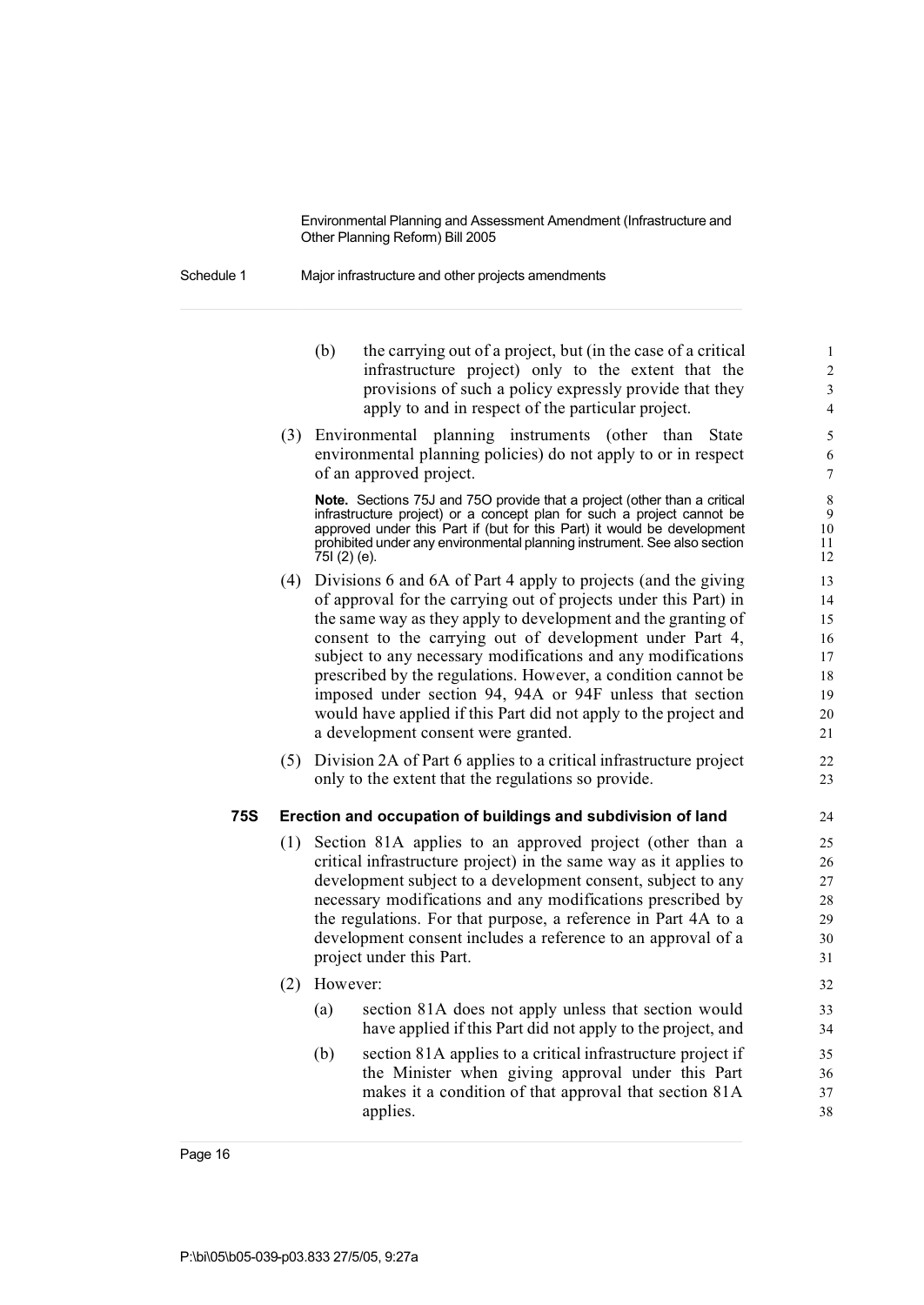(b) the carrying out of a project, but (in the case of a critical infrastructure project) only to the extent that the provisions of such a policy expressly provide that they apply to and in respect of the particular project.

(3) Environmental planning instruments (other than State environmental planning policies) do not apply to or in respect of an approved project.

**Note.** Sections 75J and 75O provide that a project (other than a critical infrastructure project) or a concept plan for such a project cannot be approved under this Part if (but for this Part) it would be development prohibited under any environmental planning instrument. See also section 75I (2) (e).

(4) Divisions 6 and 6A of Part 4 apply to projects (and the giving of approval for the carrying out of projects under this Part) in the same way as they apply to development and the granting of consent to the carrying out of development under Part 4, subject to any necessary modifications and any modifications prescribed by the regulations. However, a condition cannot be imposed under section 94, 94A or 94F unless that section would have applied if this Part did not apply to the project and a development consent were granted.

(5) Division 2A of Part 6 applies to a critical infrastructure project only to the extent that the regulations so provide.

### 75S Erection and occupation of buildings and subdivision of land

(1) Section 81A applies to an approved project (other than a critical infrastructure project) in the same way as it applies to development subject to a development consent, subject to any necessary modifications and any modifications prescribed by the regulations. For that purpose, a reference in Part 4A to a development consent includes a reference to an approval of a project under this Part.

(2) However:

(a) section 81A does not apply unless that section would have applied if this Part did not apply to the project, and

(b) section 81A applies to a critical infrastructure project if the Minister when giving approval under this Part makes it a condition of that approval that section 81A applies.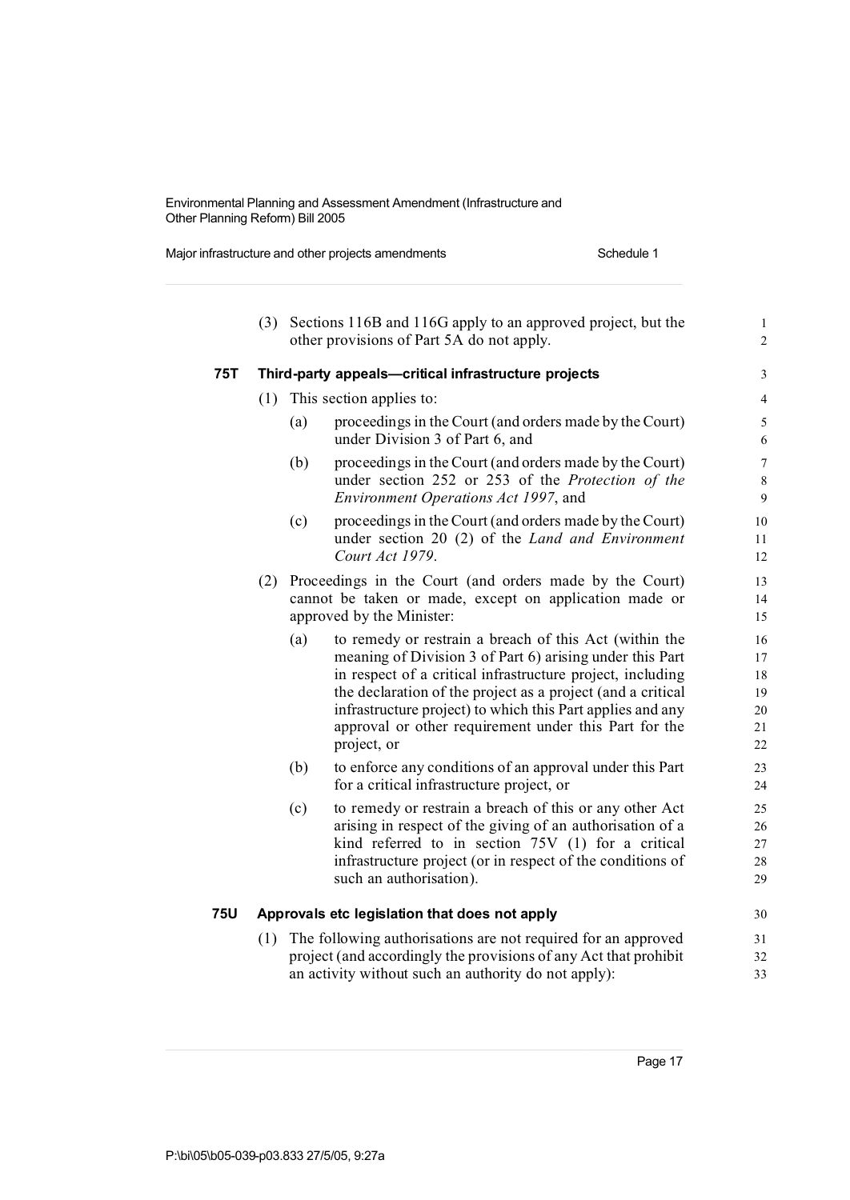(3) Sections 116B and 116G apply to an approved project, but the other provisions of Part 5A do not apply.

### 75T Third-party appeals—critical infrastructure projects

(1) This section applies to:

- (a) proceedings in the Court (and orders made by the Court) under Division 3 of Part 6, and
- (b) proceedings in the Court (and orders made by the Court) under section 252 or 253 of the *Protection of the Environment Operations Act 1997*, and
- (c) proceedings in the Court (and orders made by the Court) under section 20 (2) of the *Land and Environment Court Act 1979*.

(2) Proceedings in the Court (and orders made by the Court) cannot be taken or made, except on application made or approved by the Minister:

- (a) to remedy or restrain a breach of this Act (within the meaning of Division 3 of Part 6) arising under this Part in respect of a critical infrastructure project, including the declaration of the project as a project (and a critical infrastructure project) to which this Part applies and any approval or other requirement under this Part for the project, or
- (b) to enforce any conditions of an approval under this Part for a critical infrastructure project, or
- (c) to remedy or restrain a breach of this or any other Act arising in respect of the giving of an authorisation of a kind referred to in section 75V (1) for a critical infrastructure project (or in respect of the conditions of such an authorisation).

### 75U Approvals etc legislation that does not apply

(1) The following authorisations are not required for an approved project (and accordingly the provisions of any Act that prohibit an activity without such an authority do not apply):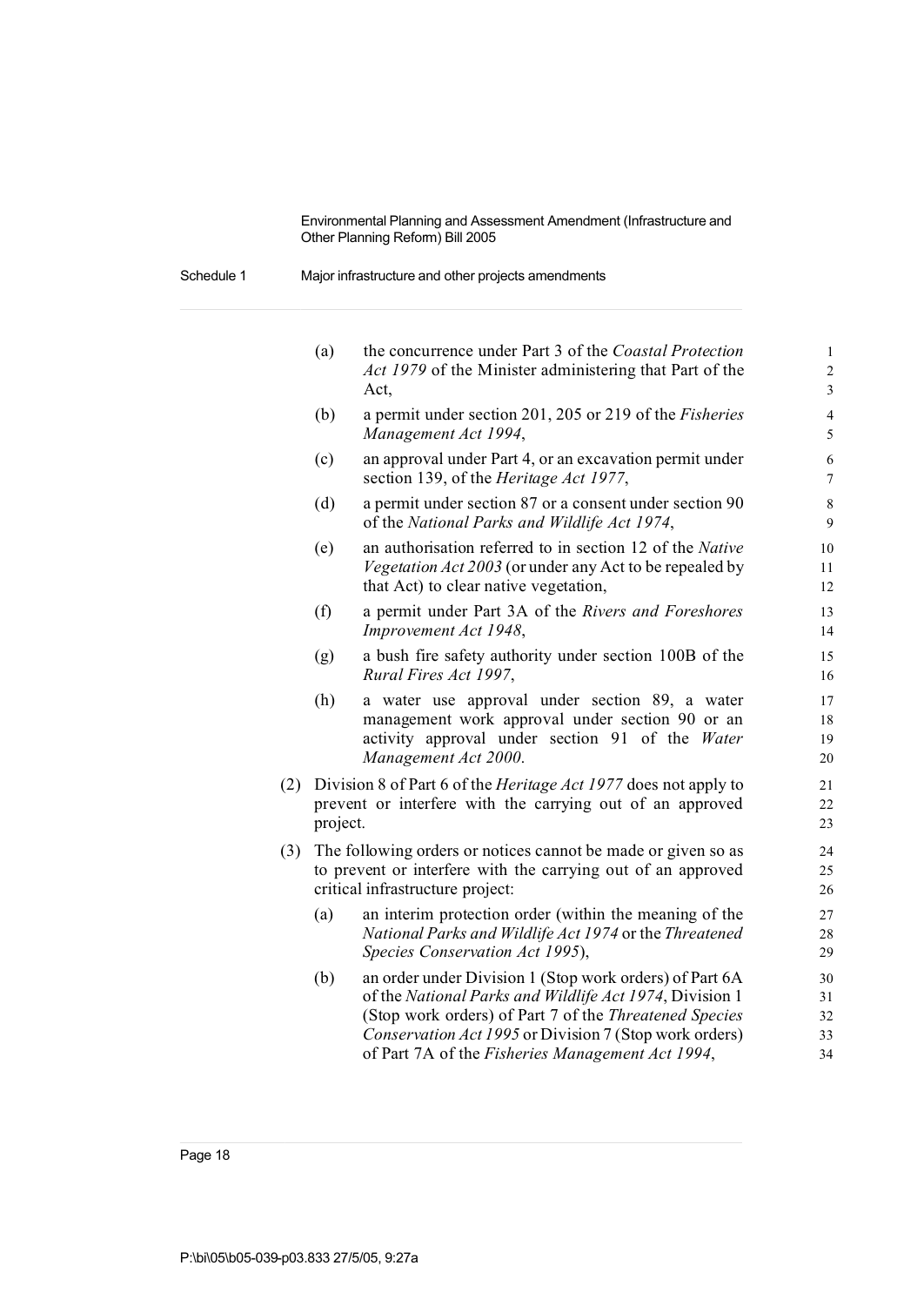(a) the concurrence under Part 3 of the *Coastal Protection Act 1979* of the Minister administering that Part of the Act,

(b) a permit under section 201, 205 or 219 of the *Fisheries Management Act 1994*,

(c) an approval under Part 4, or an excavation permit under section 139, of the *Heritage Act 1977*,

(d) a permit under section 87 or a consent under section 90 of the *National Parks and Wildlife Act 1974*,

(e) an authorisation referred to in section 12 of the *Native Vegetation Act 2003* (or under any Act to be repealed by that Act) to clear native vegetation,

(f) a permit under Part 3A of the *Rivers and Foreshores Improvement Act 1948*,

(g) a bush fire safety authority under section 100B of the *Rural Fires Act 1997*,

(h) a water use approval under section 89, a water management work approval under section 90 or an activity approval under section 91 of the *Water Management Act 2000*.

(2) Division 8 of Part 6 of the *Heritage Act 1977* does not apply to prevent or interfere with the carrying out of an approved project.

(3) The following orders or notices cannot be made or given so as to prevent or interfere with the carrying out of an approved critical infrastructure project:

(a) an interim protection order (within the meaning of the *National Parks and Wildlife Act 1974* or the *Threatened Species Conservation Act 1995*),

(b) an order under Division 1 (Stop work orders) of Part 6A of the *National Parks and Wildlife Act 1974*, Division 1 (Stop work orders) of Part 7 of the *Threatened Species Conservation Act 1995* or Division 7 (Stop work orders) of Part 7A of the *Fisheries Management Act 1994*,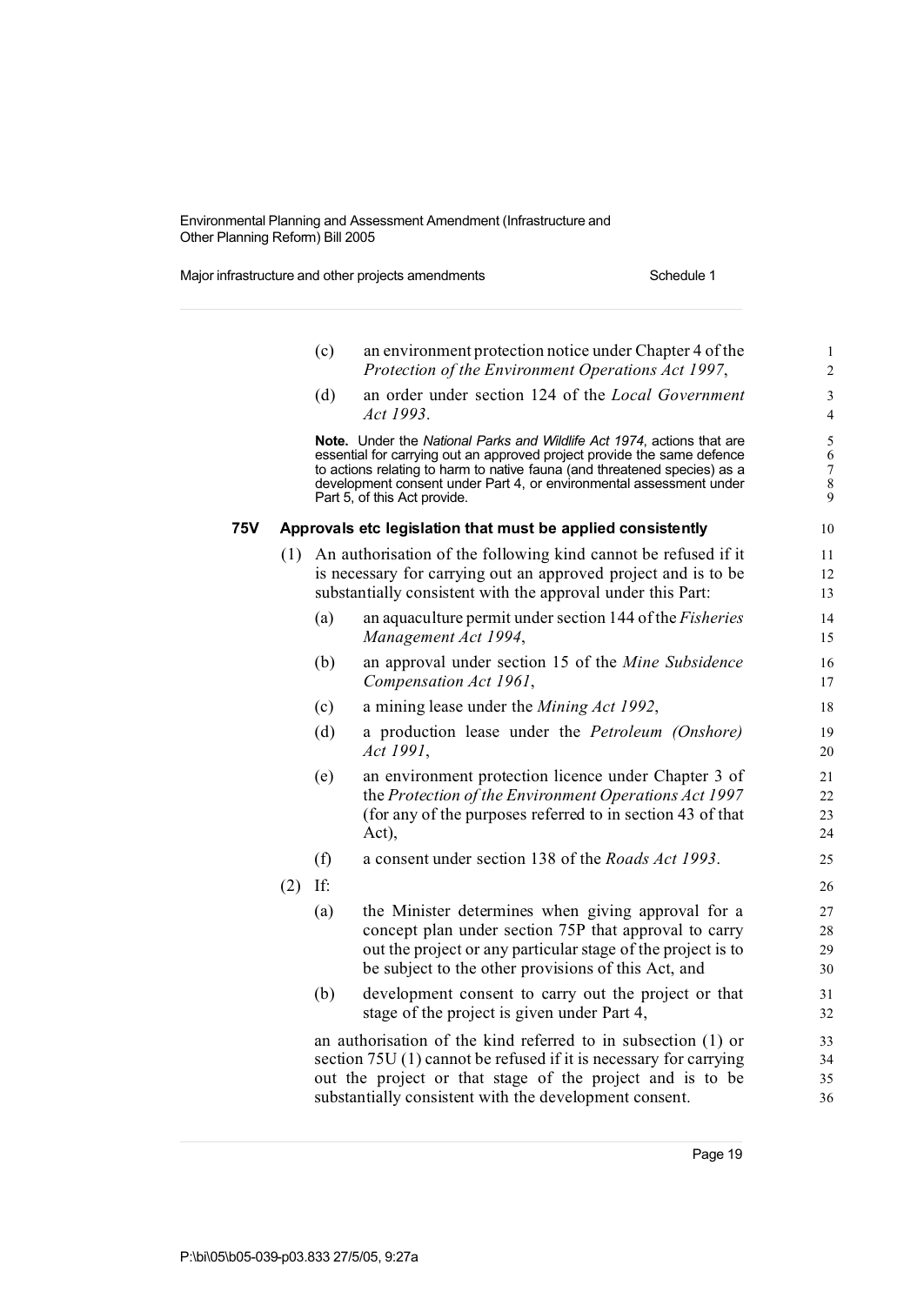(c) an environment protection notice under Chapter 4 of the *Protection of the Environment Operations Act 1997*,

(d) an order under section 124 of the *Local Government Act 1993*.

**Note.** Under the *National Parks and Wildlife Act 1974*, actions that are essential for carrying out an approved project provide the same defence to actions relating to harm to native fauna (and threatened species) as a development consent under Part 4, or environmental assessment under Part 5, of this Act provide.

### 75V Approvals etc legislation that must be applied consistently

(1) An authorisation of the following kind cannot be refused if it is necessary for carrying out an approved project and is to be substantially consistent with the approval under this Part:

(a) an aquaculture permit under section 144 of the *Fisheries Management Act 1994*,

(b) an approval under section 15 of the *Mine Subsidence Compensation Act 1961*,

(c) a mining lease under the *Mining Act 1992*,

(d) a production lease under the *Petroleum (Onshore) Act 1991*,

(e) an environment protection licence under Chapter 3 of the *Protection of the Environment Operations Act 1997* (for any of the purposes referred to in section 43 of that Act),

(f) a consent under section 138 of the *Roads Act 1993*.

(2) If:

(a) the Minister determines when giving approval for a concept plan under section 75P that approval to carry out the project or any particular stage of the project is to be subject to the other provisions of this Act, and

(b) development consent to carry out the project or that stage of the project is given under Part 4,

an authorisation of the kind referred to in subsection (1) or section 75U (1) cannot be refused if it is necessary for carrying out the project or that stage of the project and is to be substantially consistent with the development consent.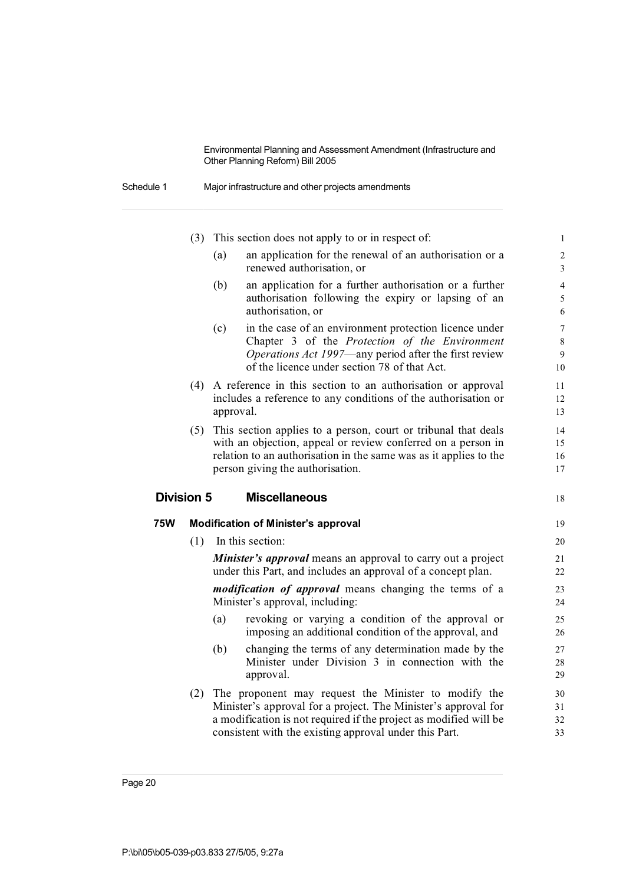(3) This section does not apply to or in respect of:

(a) an application for the renewal of an authorisation or a renewed authorisation, or

(b) an application for a further authorisation or a further authorisation following the expiry or lapsing of an authorisation, or

(c) in the case of an environment protection licence under Chapter 3 of the *Protection of the Environment Operations Act 1997*—any period after the first review of the licence under section 78 of that Act.

(4) A reference in this section to an authorisation or approval includes a reference to any conditions of the authorisation or approval.

(5) This section applies to a person, court or tribunal that deals with an objection, appeal or review conferred on a person in relation to an authorisation in the same was as it applies to the person giving the authorisation.

## Division 5 Miscellaneous

### 75W Modification of Minister's approval

(1) In this section:

***Minister's approval*** means an approval to carry out a project under this Part, and includes an approval of a concept plan.

***modification of approval*** means changing the terms of a Minister's approval, including:

(a) revoking or varying a condition of the approval or imposing an additional condition of the approval, and

(b) changing the terms of any determination made by the Minister under Division 3 in connection with the approval.

(2) The proponent may request the Minister to modify the Minister's approval for a project. The Minister's approval for a modification is not required if the project as modified will be consistent with the existing approval under this Part.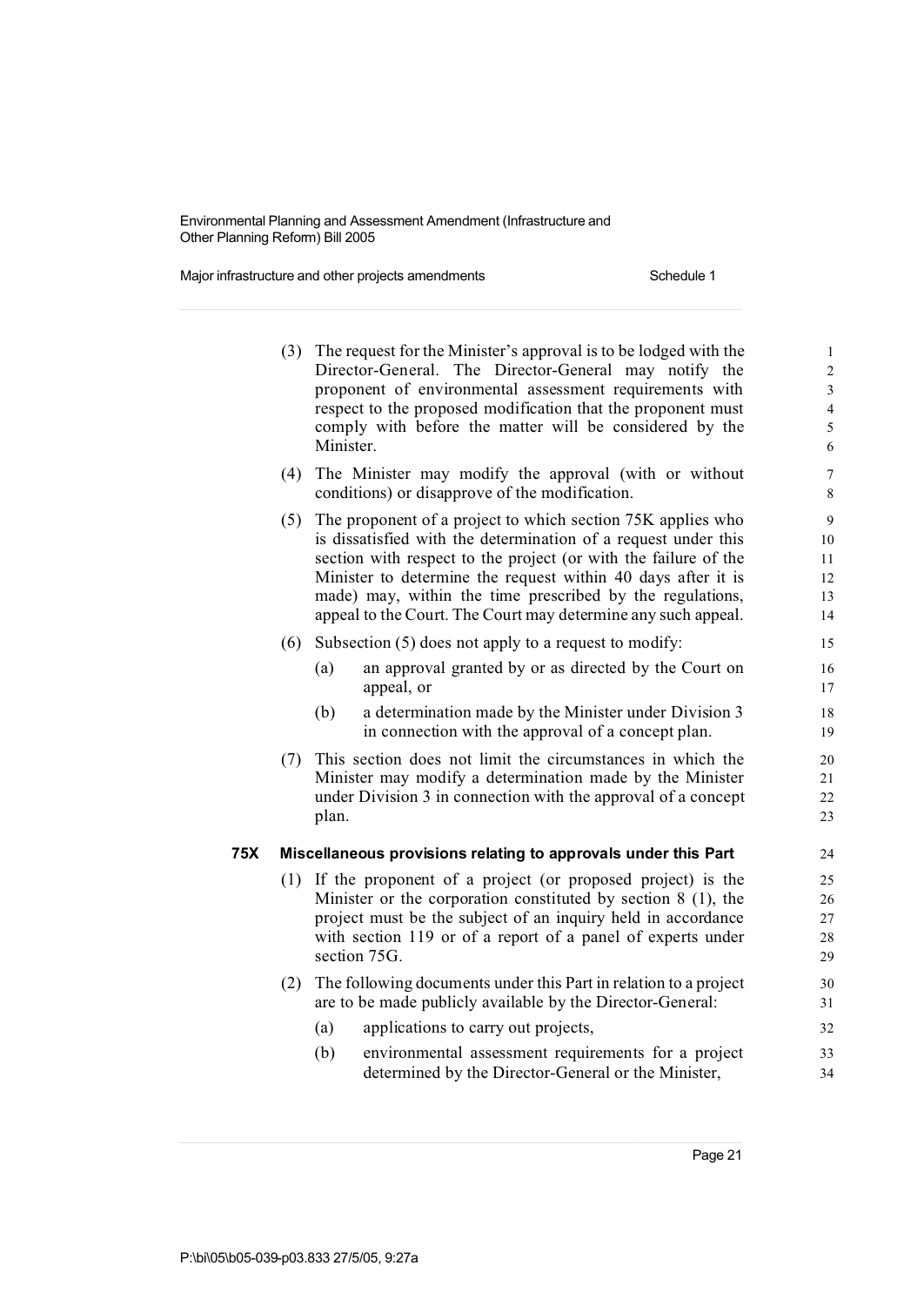(3) The request for the Minister's approval is to be lodged with the Director-General. The Director-General may notify the proponent of environmental assessment requirements with respect to the proposed modification that the proponent must comply with before the matter will be considered by the Minister.

(4) The Minister may modify the approval (with or without conditions) or disapprove of the modification.

(5) The proponent of a project to which section 75K applies who is dissatisfied with the determination of a request under this section with respect to the project (or with the failure of the Minister to determine the request within 40 days after it is made) may, within the time prescribed by the regulations, appeal to the Court. The Court may determine any such appeal.

(6) Subsection (5) does not apply to a request to modify:

- (a) an approval granted by or as directed by the Court on appeal, or
- (b) a determination made by the Minister under Division 3 in connection with the approval of a concept plan.

(7) This section does not limit the circumstances in which the Minister may modify a determination made by the Minister under Division 3 in connection with the approval of a concept plan.

### 75X Miscellaneous provisions relating to approvals under this Part

(1) If the proponent of a project (or proposed project) is the Minister or the corporation constituted by section 8 (1), the project must be the subject of an inquiry held in accordance with section 119 or of a report of a panel of experts under section 75G.

(2) The following documents under this Part in relation to a project are to be made publicly available by the Director-General:

- (a) applications to carry out projects,
- (b) environmental assessment requirements for a project determined by the Director-General or the Minister,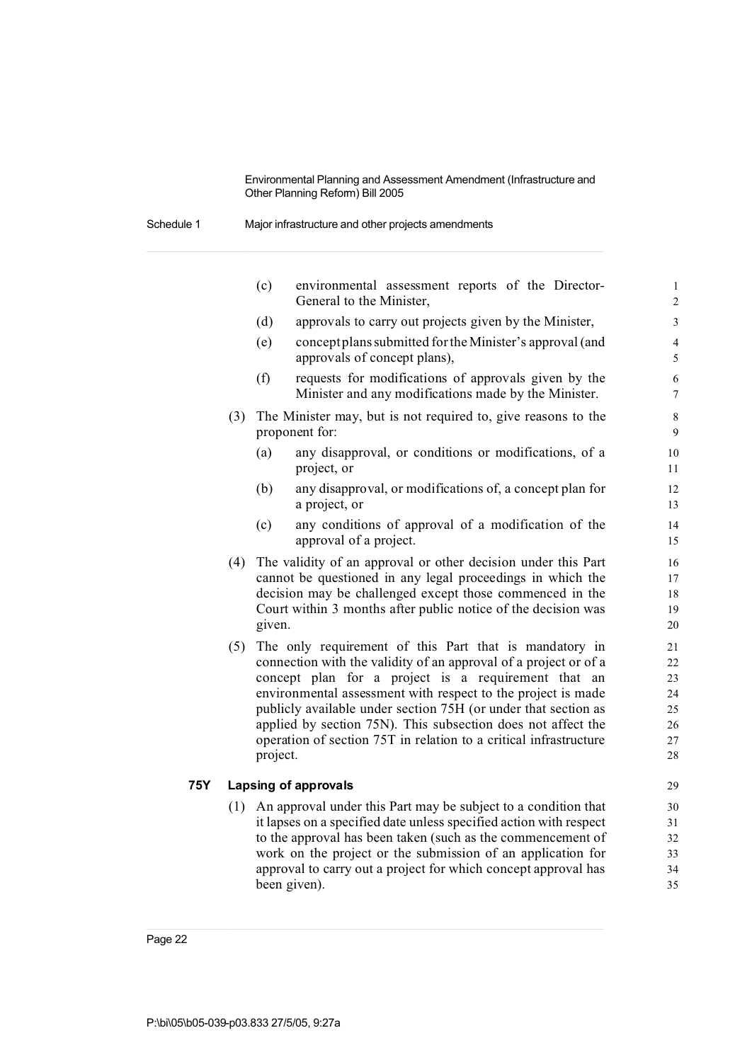(c) environmental assessment reports of the Director-General to the Minister,

(d) approvals to carry out projects given by the Minister,

(e) concept plans submitted for the Minister's approval (and approvals of concept plans),

(f) requests for modifications of approvals given by the Minister and any modifications made by the Minister.

(3) The Minister may, but is not required to, give reasons to the proponent for:

(a) any disapproval, or conditions or modifications, of a project, or

(b) any disapproval, or modifications of, a concept plan for a project, or

(c) any conditions of approval of a modification of the approval of a project.

(4) The validity of an approval or other decision under this Part cannot be questioned in any legal proceedings in which the decision may be challenged except those commenced in the Court within 3 months after public notice of the decision was given.

(5) The only requirement of this Part that is mandatory in connection with the validity of an approval of a project or of a concept plan for a project is a requirement that an environmental assessment with respect to the project is made publicly available under section 75H (or under that section as applied by section 75N). This subsection does not affect the operation of section 75T in relation to a critical infrastructure project.

### 75Y Lapsing of approvals

(1) An approval under this Part may be subject to a condition that it lapses on a specified date unless specified action with respect to the approval has been taken (such as the commencement of work on the project or the submission of an application for approval to carry out a project for which concept approval has been given).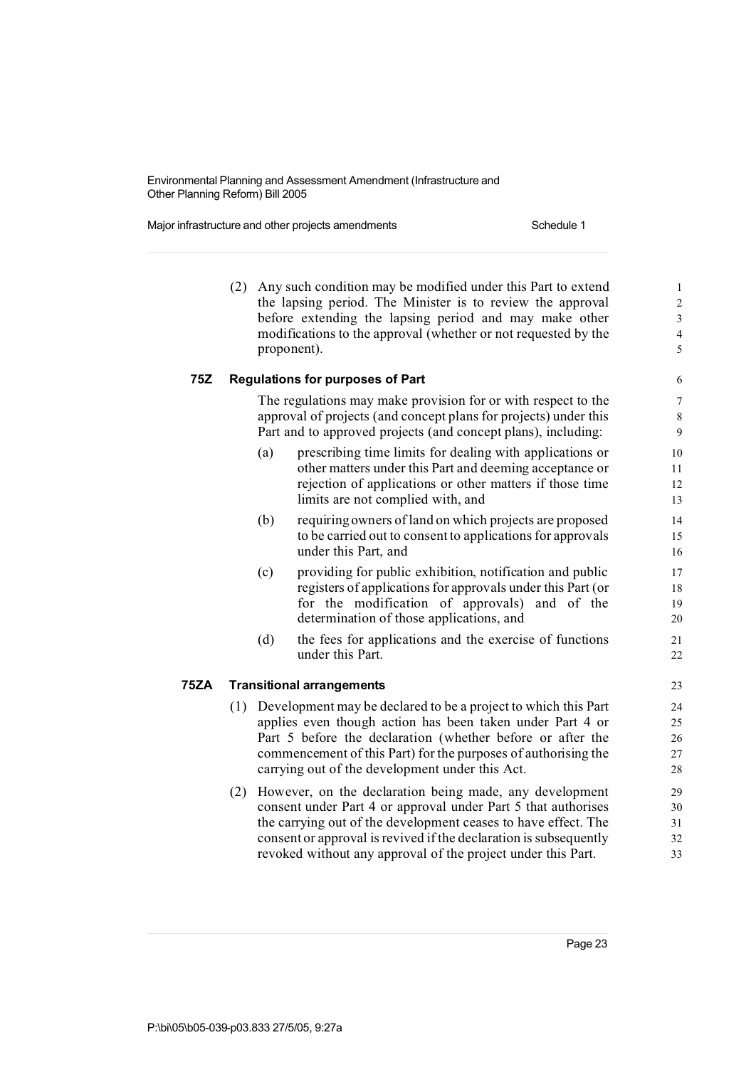(2) Any such condition may be modified under this Part to extend the lapsing period. The Minister is to review the approval before extending the lapsing period and may make other modifications to the approval (whether or not requested by the proponent).

### 75Z Regulations for purposes of Part

The regulations may make provision for or with respect to the approval of projects (and concept plans for projects) under this Part and to approved projects (and concept plans), including:

(a) prescribing time limits for dealing with applications or other matters under this Part and deeming acceptance or rejection of applications or other matters if those time limits are not complied with, and

(b) requiring owners of land on which projects are proposed to be carried out to consent to applications for approvals under this Part, and

(c) providing for public exhibition, notification and public registers of applications for approvals under this Part (or for the modification of approvals) and of the determination of those applications, and

(d) the fees for applications and the exercise of functions under this Part.

### 75ZA Transitional arrangements

(1) Development may be declared to be a project to which this Part applies even though action has been taken under Part 4 or Part 5 before the declaration (whether before or after the commencement of this Part) for the purposes of authorising the carrying out of the development under this Act.

(2) However, on the declaration being made, any development consent under Part 4 or approval under Part 5 that authorises the carrying out of the development ceases to have effect. The consent or approval is revived if the declaration is subsequently revoked without any approval of the project under this Part.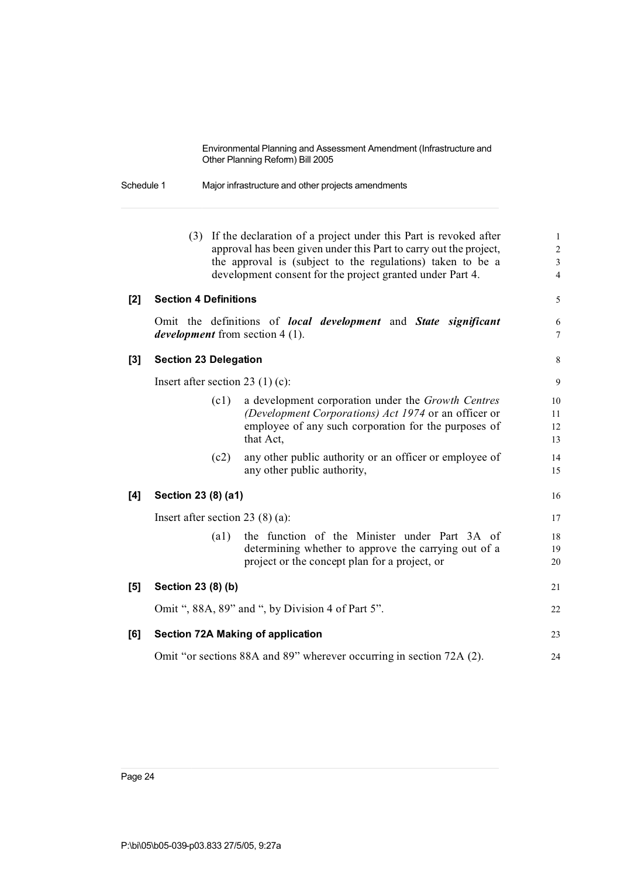(3) If the declaration of a project under this Part is revoked after approval has been given under this Part to carry out the project, the approval is (subject to the regulations) taken to be a development consent for the project granted under Part 4.

**[2] Section 4 Definitions**

Omit the definitions of ***local development*** and ***State significant development*** from section 4 (1).

**[3] Section 23 Delegation**

Insert after section 23 (1) (c):

(c1) a development corporation under the *Growth Centres (Development Corporations) Act 1974* or an officer or employee of any such corporation for the purposes of that Act,

(c2) any other public authority or an officer or employee of any other public authority,

**[4] Section 23 (8) (a1)**

Insert after section 23 (8) (a):

(a1) the function of the Minister under Part 3A of determining whether to approve the carrying out of a project or the concept plan for a project, or

**[5] Section 23 (8) (b)**

Omit ", 88A, 89" and ", by Division 4 of Part 5".

**[6] Section 72A Making of application**

Omit "or sections 88A and 89" wherever occurring in section 72A (2).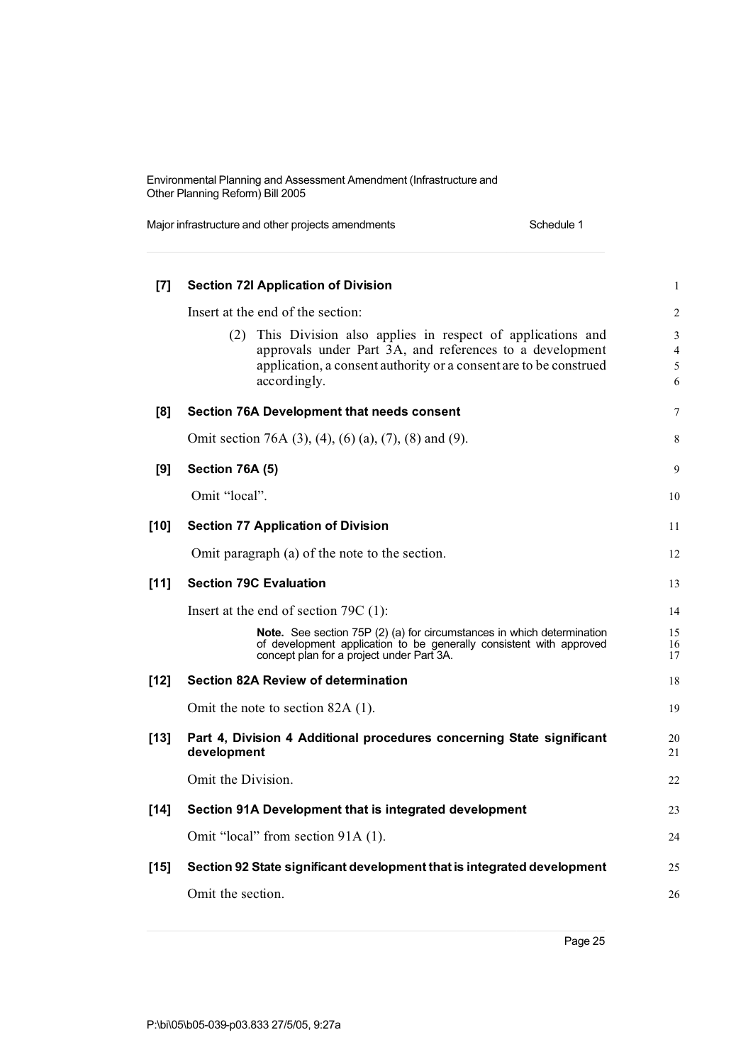**[7] Section 72I Application of Division**

Insert at the end of the section:

(2) This Division also applies in respect of applications and approvals under Part 3A, and references to a development application, a consent authority or a consent are to be construed accordingly.

**[8] Section 76A Development that needs consent**

Omit section 76A (3), (4), (6) (a), (7), (8) and (9).

**[9] Section 76A (5)**

Omit "local".

**[10] Section 77 Application of Division**

Omit paragraph (a) of the note to the section.

**[11] Section 79C Evaluation**

Insert at the end of section 79C (1):

**Note.** See section 75P (2) (a) for circumstances in which determination of development application to be generally consistent with approved concept plan for a project under Part 3A.

**[12] Section 82A Review of determination**

Omit the note to section 82A (1).

**[13] Part 4, Division 4 Additional procedures concerning State significant development**

Omit the Division.

**[14] Section 91A Development that is integrated development**

Omit "local" from section 91A (1).

**[15] Section 92 State significant development that is integrated development**

Omit the section.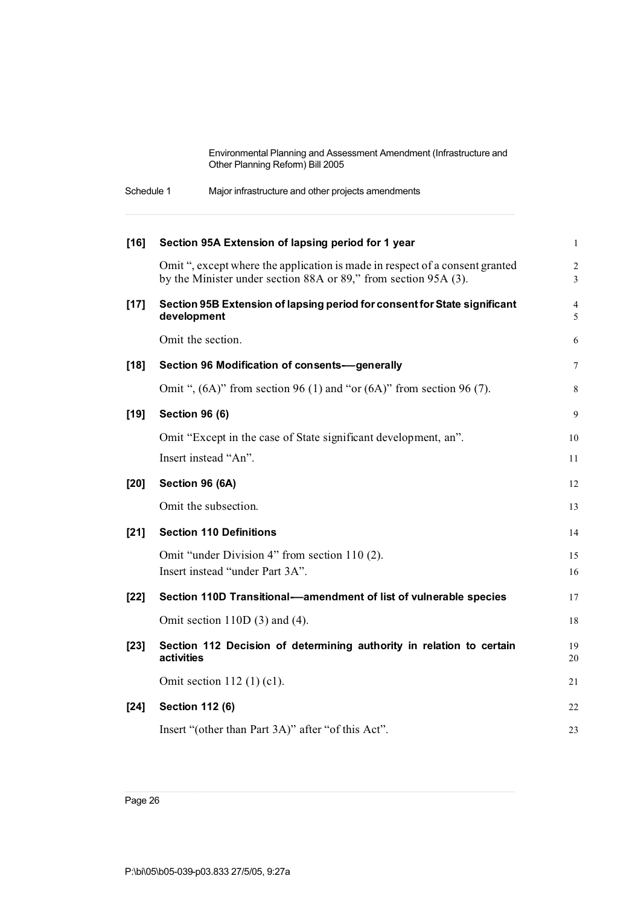**[16] Section 95A Extension of lapsing period for 1 year**

Omit ", except where the application is made in respect of a consent granted by the Minister under section 88A or 89," from section 95A (3).

**[17] Section 95B Extension of lapsing period for consent for State significant development**

Omit the section.

**[18] Section 96 Modification of consents—generally**

Omit ", (6A)" from section 96 (1) and "or (6A)" from section 96 (7).

**[19] Section 96 (6)**

Omit "Except in the case of State significant development, an".

Insert instead "An".

**[20] Section 96 (6A)**

Omit the subsection.

**[21] Section 110 Definitions**

Omit "under Division 4" from section 110 (2).

Insert instead "under Part 3A".

**[22] Section 110D Transitional—amendment of list of vulnerable species**

Omit section 110D (3) and (4).

**[23] Section 112 Decision of determining authority in relation to certain activities**

Omit section 112 (1) (c1).

**[24] Section 112 (6)**

Insert "(other than Part 3A)" after "of this Act".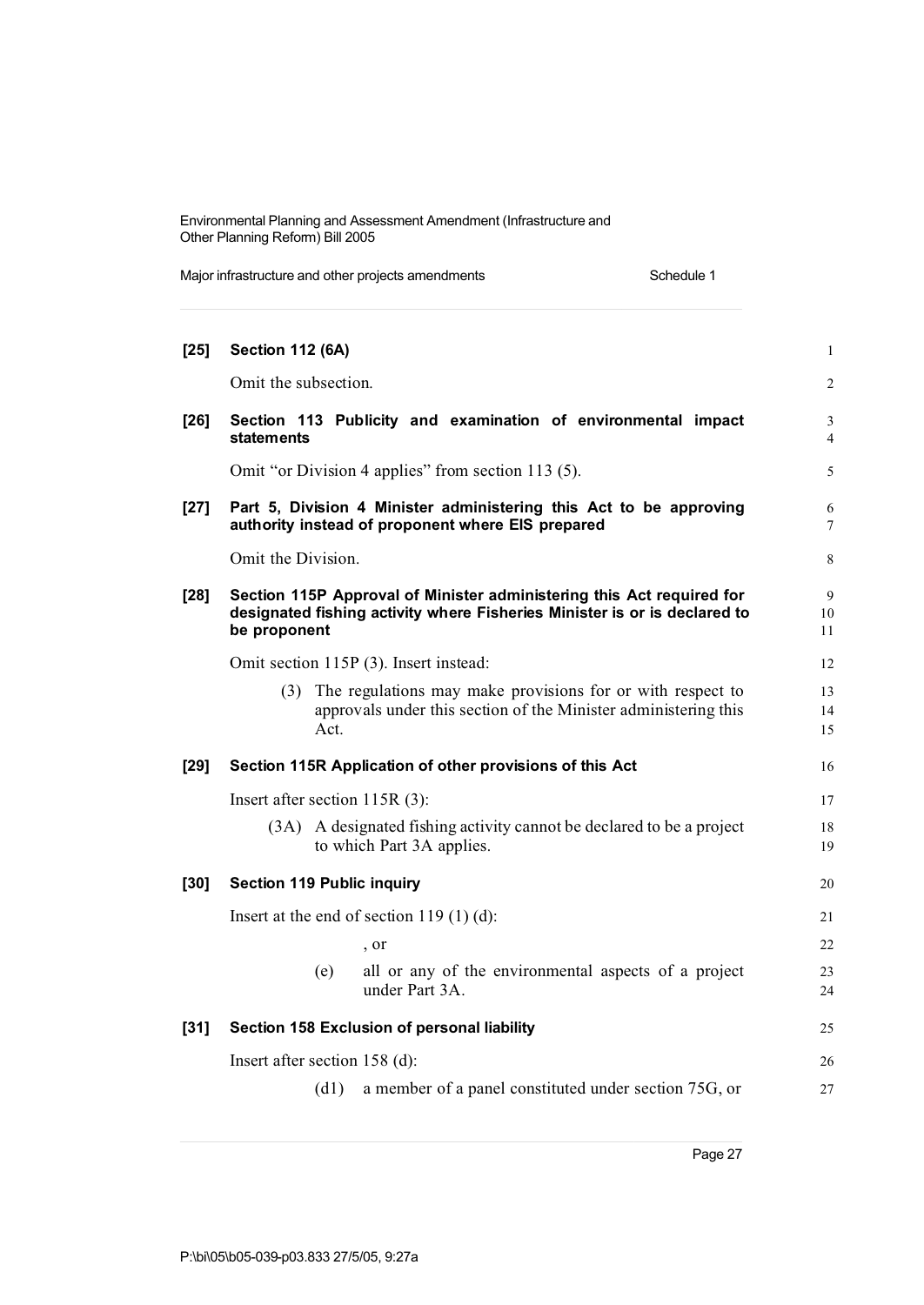**[25] Section 112 (6A)**

Omit the subsection.

**[26] Section 113 Publicity and examination of environmental impact statements**

Omit "or Division 4 applies" from section 113 (5).

**[27] Part 5, Division 4 Minister administering this Act to be approving authority instead of proponent where EIS prepared**

Omit the Division.

**[28] Section 115P Approval of Minister administering this Act required for designated fishing activity where Fisheries Minister is or is declared to be proponent**

Omit section 115P (3). Insert instead:

> (3) The regulations may make provisions for or with respect to approvals under this section of the Minister administering this Act.

**[29] Section 115R Application of other provisions of this Act**

Insert after section 115R (3):

> (3A) A designated fishing activity cannot be declared to be a project to which Part 3A applies.

**[30] Section 119 Public inquiry**

Insert at the end of section 119 (1) (d):

> , or
>
> (e) all or any of the environmental aspects of a project under Part 3A.

**[31] Section 158 Exclusion of personal liability**

Insert after section 158 (d):

> (d1) a member of a panel constituted under section 75G, or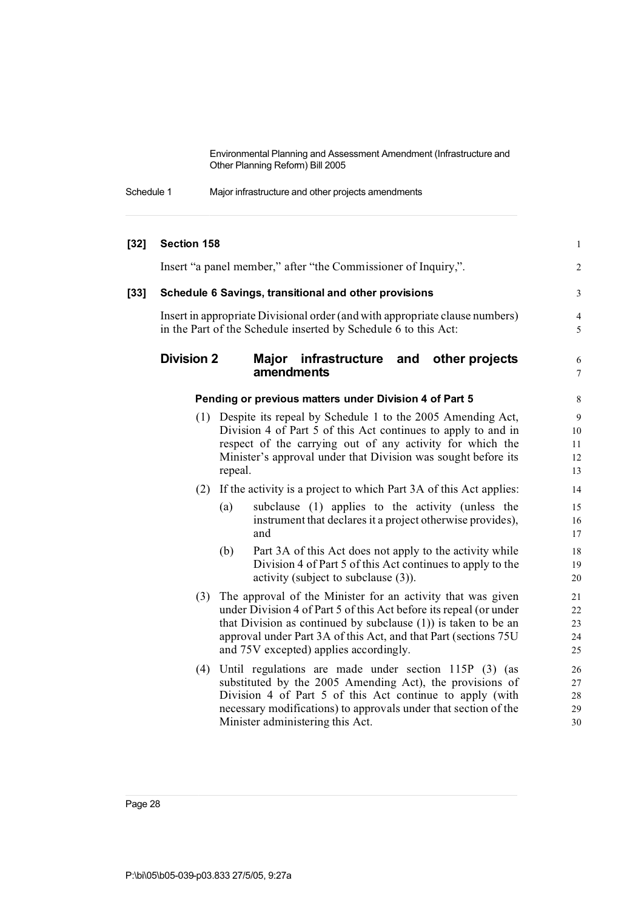**[32] Section 158**

Insert "a panel member," after "the Commissioner of Inquiry,".

**[33] Schedule 6 Savings, transitional and other provisions**

Insert in appropriate Divisional order (and with appropriate clause numbers) in the Part of the Schedule inserted by Schedule 6 to this Act:

## Division 2 Major infrastructure and other projects amendments

### Pending or previous matters under Division 4 of Part 5

(1) Despite its repeal by Schedule 1 to the 2005 Amending Act, Division 4 of Part 5 of this Act continues to apply to and in respect of the carrying out of any activity for which the Minister's approval under that Division was sought before its repeal.

(2) If the activity is a project to which Part 3A of this Act applies:

- (a) subclause (1) applies to the activity (unless the instrument that declares it a project otherwise provides), and
- (b) Part 3A of this Act does not apply to the activity while Division 4 of Part 5 of this Act continues to apply to the activity (subject to subclause (3)).

(3) The approval of the Minister for an activity that was given under Division 4 of Part 5 of this Act before its repeal (or under that Division as continued by subclause (1)) is taken to be an approval under Part 3A of this Act, and that Part (sections 75U and 75V excepted) applies accordingly.

(4) Until regulations are made under section 115P (3) (as substituted by the 2005 Amending Act), the provisions of Division 4 of Part 5 of this Act continue to apply (with necessary modifications) to approvals under that section of the Minister administering this Act.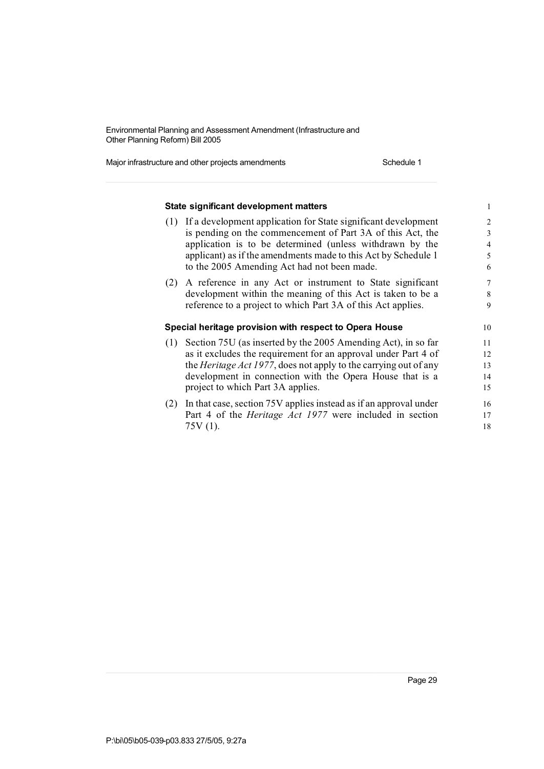### State significant development matters

(1) If a development application for State significant development is pending on the commencement of Part 3A of this Act, the application is to be determined (unless withdrawn by the applicant) as if the amendments made to this Act by Schedule 1 to the 2005 Amending Act had not been made.

(2) A reference in any Act or instrument to State significant development within the meaning of this Act is taken to be a reference to a project to which Part 3A of this Act applies.

### Special heritage provision with respect to Opera House

(1) Section 75U (as inserted by the 2005 Amending Act), in so far as it excludes the requirement for an approval under Part 4 of the *Heritage Act 1977*, does not apply to the carrying out of any development in connection with the Opera House that is a project to which Part 3A applies.

(2) In that case, section 75V applies instead as if an approval under Part 4 of the *Heritage Act 1977* were included in section 75V (1).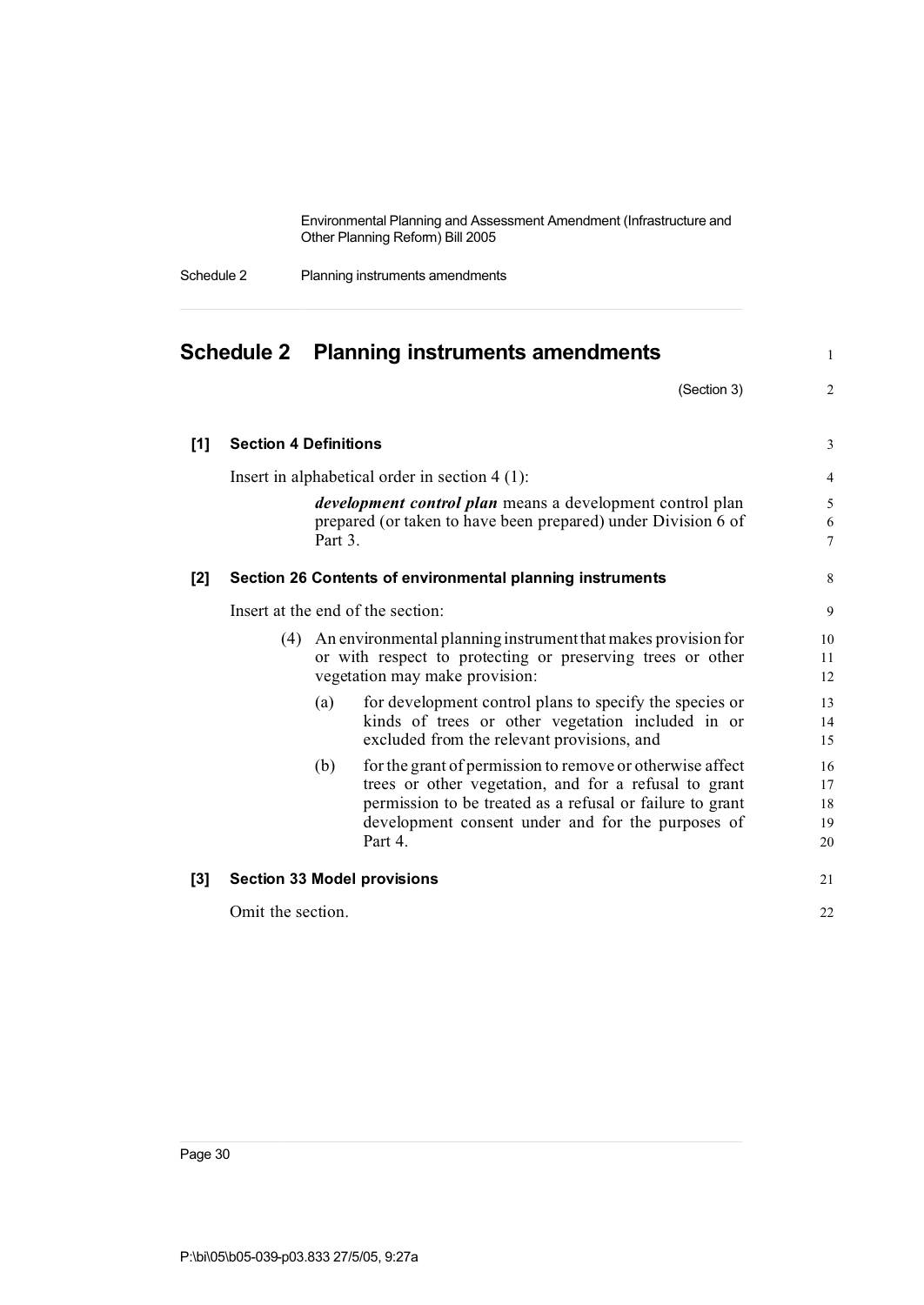# Schedule 2 Planning instruments amendments

(Section 3)

**[1] Section 4 Definitions**

Insert in alphabetical order in section 4 (1):

> ***development control plan*** means a development control plan prepared (or taken to have been prepared) under Division 6 of Part 3.

**[2] Section 26 Contents of environmental planning instruments**

Insert at the end of the section:

> (4) An environmental planning instrument that makes provision for or with respect to protecting or preserving trees or other vegetation may make provision:
>
> (a) for development control plans to specify the species or kinds of trees or other vegetation included in or excluded from the relevant provisions, and
>
> (b) for the grant of permission to remove or otherwise affect trees or other vegetation, and for a refusal to grant permission to be treated as a refusal or failure to grant development consent under and for the purposes of Part 4.

**[3] Section 33 Model provisions**

Omit the section.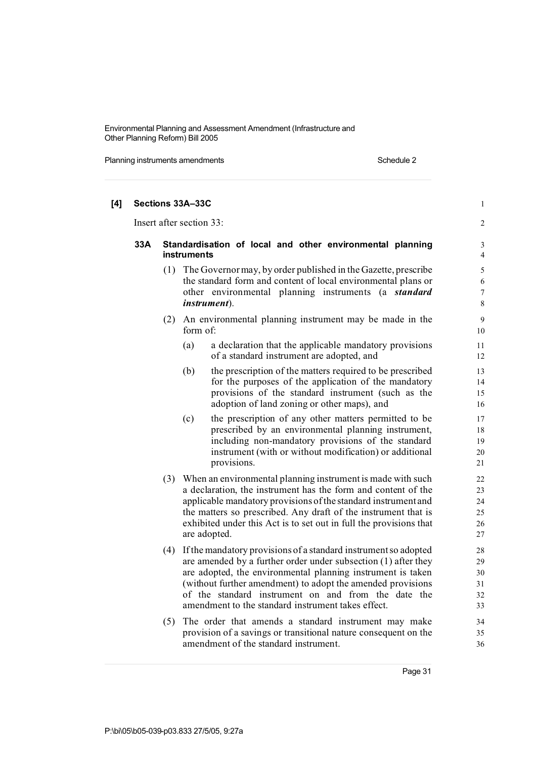**[4] Sections 33A–33C**

Insert after section 33:

**33A Standardisation of local and other environmental planning instruments**

(1) The Governor may, by order published in the Gazette, prescribe the standard form and content of local environmental plans or other environmental planning instruments (a ***standard instrument***).

(2) An environmental planning instrument may be made in the form of:

(a) a declaration that the applicable mandatory provisions of a standard instrument are adopted, and

(b) the prescription of the matters required to be prescribed for the purposes of the application of the mandatory provisions of the standard instrument (such as the adoption of land zoning or other maps), and

(c) the prescription of any other matters permitted to be prescribed by an environmental planning instrument, including non-mandatory provisions of the standard instrument (with or without modification) or additional provisions.

(3) When an environmental planning instrument is made with such a declaration, the instrument has the form and content of the applicable mandatory provisions of the standard instrument and the matters so prescribed. Any draft of the instrument that is exhibited under this Act is to set out in full the provisions that are adopted.

(4) If the mandatory provisions of a standard instrument so adopted are amended by a further order under subsection (1) after they are adopted, the environmental planning instrument is taken (without further amendment) to adopt the amended provisions of the standard instrument on and from the date the amendment to the standard instrument takes effect.

(5) The order that amends a standard instrument may make provision of a savings or transitional nature consequent on the amendment of the standard instrument.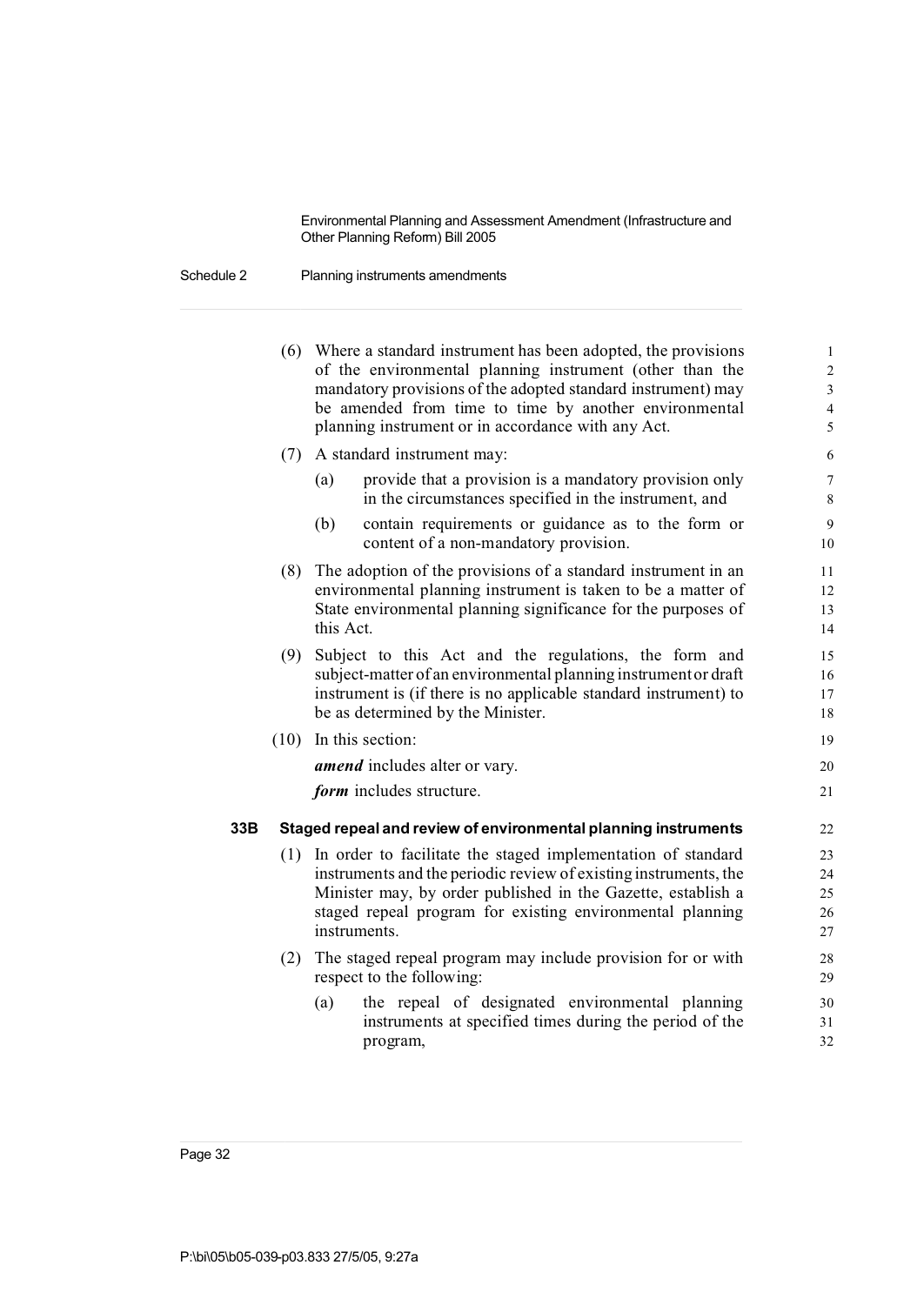(6) Where a standard instrument has been adopted, the provisions of the environmental planning instrument (other than the mandatory provisions of the adopted standard instrument) may be amended from time to time by another environmental planning instrument or in accordance with any Act.

(7) A standard instrument may:

- (a) provide that a provision is a mandatory provision only in the circumstances specified in the instrument, and
- (b) contain requirements or guidance as to the form or content of a non-mandatory provision.

(8) The adoption of the provisions of a standard instrument in an environmental planning instrument is taken to be a matter of State environmental planning significance for the purposes of this Act.

(9) Subject to this Act and the regulations, the form and subject-matter of an environmental planning instrument or draft instrument is (if there is no applicable standard instrument) to be as determined by the Minister.

(10) In this section:

***amend*** includes alter or vary.

***form*** includes structure.

### 33B Staged repeal and review of environmental planning instruments

(1) In order to facilitate the staged implementation of standard instruments and the periodic review of existing instruments, the Minister may, by order published in the Gazette, establish a staged repeal program for existing environmental planning instruments.

(2) The staged repeal program may include provision for or with respect to the following:

- (a) the repeal of designated environmental planning instruments at specified times during the period of the program,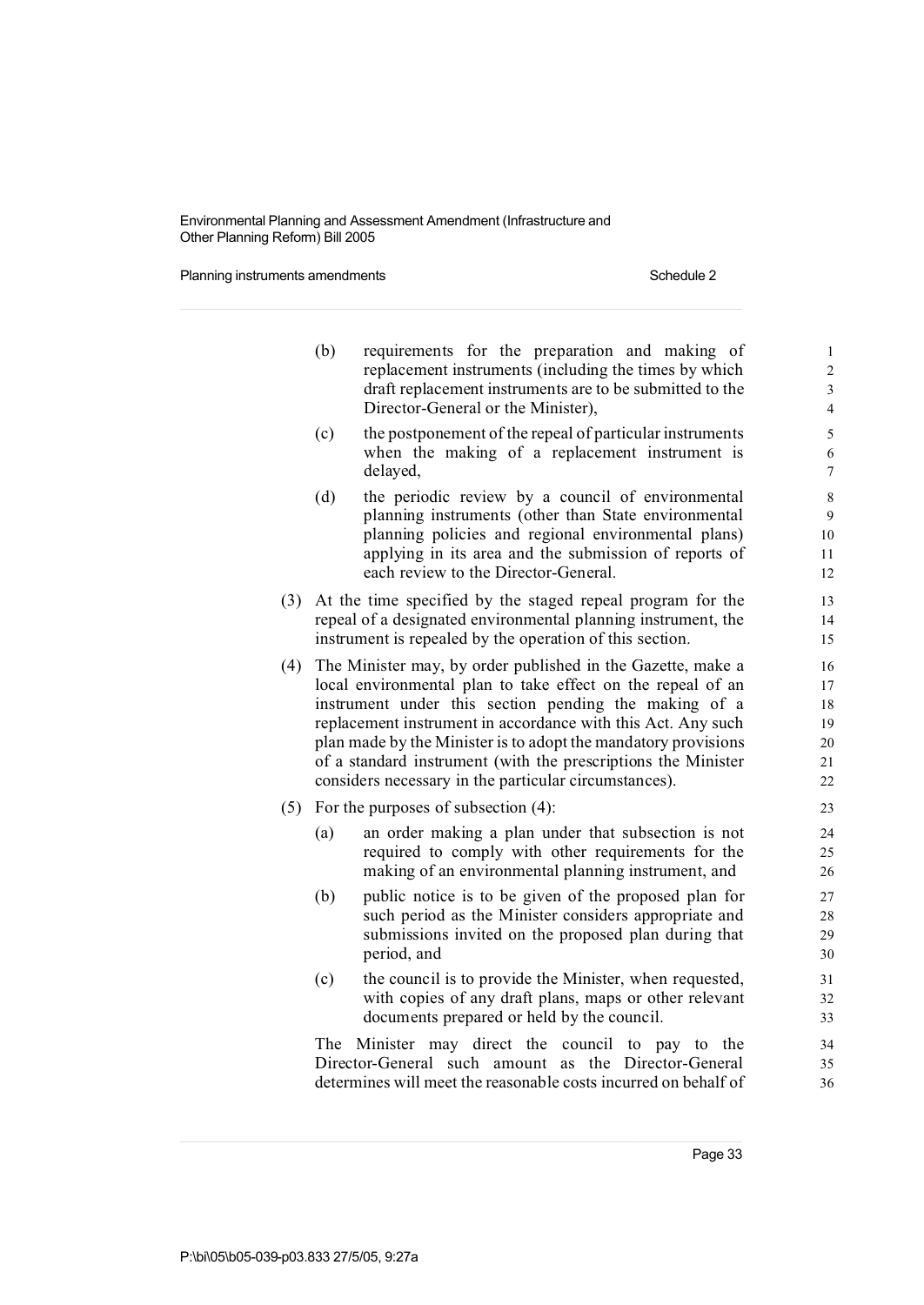(b) requirements for the preparation and making of replacement instruments (including the times by which draft replacement instruments are to be submitted to the Director-General or the Minister),

(c) the postponement of the repeal of particular instruments when the making of a replacement instrument is delayed,

(d) the periodic review by a council of environmental planning instruments (other than State environmental planning policies and regional environmental plans) applying in its area and the submission of reports of each review to the Director-General.

(3) At the time specified by the staged repeal program for the repeal of a designated environmental planning instrument, the instrument is repealed by the operation of this section.

(4) The Minister may, by order published in the Gazette, make a local environmental plan to take effect on the repeal of an instrument under this section pending the making of a replacement instrument in accordance with this Act. Any such plan made by the Minister is to adopt the mandatory provisions of a standard instrument (with the prescriptions the Minister considers necessary in the particular circumstances).

(5) For the purposes of subsection (4):

(a) an order making a plan under that subsection is not required to comply with other requirements for the making of an environmental planning instrument, and

(b) public notice is to be given of the proposed plan for such period as the Minister considers appropriate and submissions invited on the proposed plan during that period, and

(c) the council is to provide the Minister, when requested, with copies of any draft plans, maps or other relevant documents prepared or held by the council.

The Minister may direct the council to pay to the Director-General such amount as the Director-General determines will meet the reasonable costs incurred on behalf of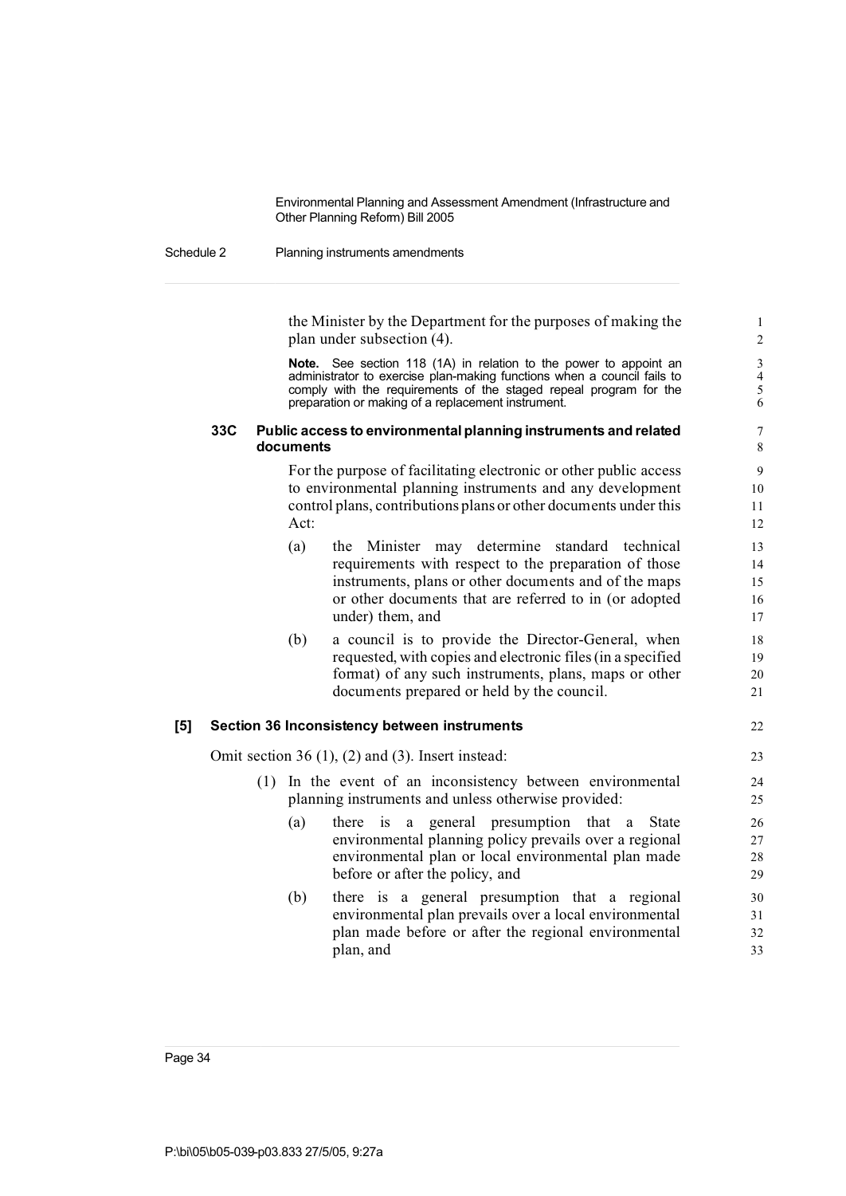the Minister by the Department for the purposes of making the plan under subsection (4).

**Note.** See section 118 (1A) in relation to the power to appoint an administrator to exercise plan-making functions when a council fails to comply with the requirements of the staged repeal program for the preparation or making of a replacement instrument.

### 33C Public access to environmental planning instruments and related documents

For the purpose of facilitating electronic or other public access to environmental planning instruments and any development control plans, contributions plans or other documents under this Act:

(a) the Minister may determine standard technical requirements with respect to the preparation of those instruments, plans or other documents and of the maps or other documents that are referred to in (or adopted under) them, and

(b) a council is to provide the Director-General, when requested, with copies and electronic files (in a specified format) of any such instruments, plans, maps or other documents prepared or held by the council.

## [5] Section 36 Inconsistency between instruments

Omit section 36 (1), (2) and (3). Insert instead:

(1) In the event of an inconsistency between environmental planning instruments and unless otherwise provided:

(a) there is a general presumption that a State environmental planning policy prevails over a regional environmental plan or local environmental plan made before or after the policy, and

(b) there is a general presumption that a regional environmental plan prevails over a local environmental plan made before or after the regional environmental plan, and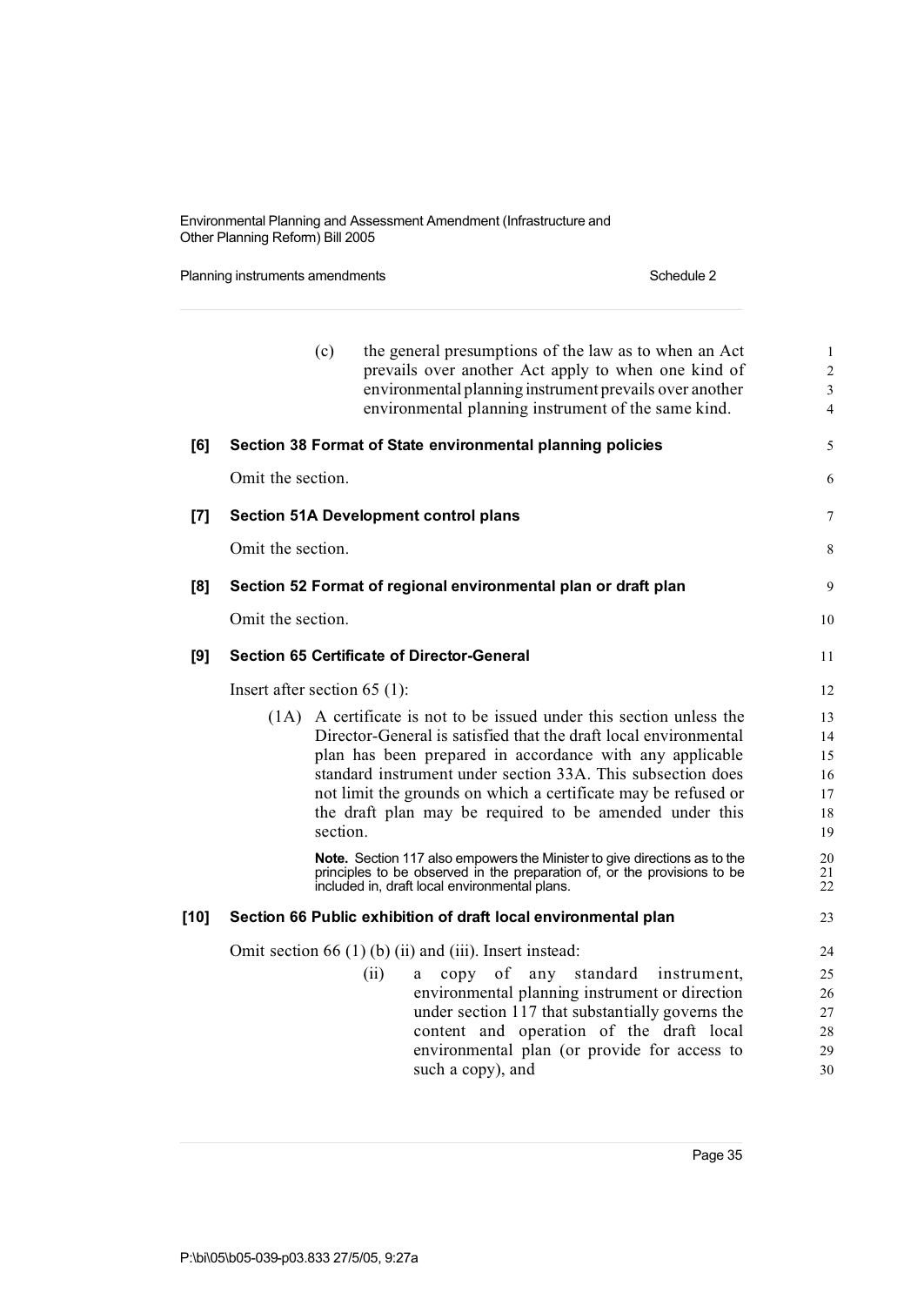(c) the general presumptions of the law as to when an Act prevails over another Act apply to when one kind of environmental planning instrument prevails over another environmental planning instrument of the same kind.

**[6] Section 38 Format of State environmental planning policies**

Omit the section.

**[7] Section 51A Development control plans**

Omit the section.

**[8] Section 52 Format of regional environmental plan or draft plan**

Omit the section.

**[9] Section 65 Certificate of Director-General**

Insert after section 65 (1):

(1A) A certificate is not to be issued under this section unless the Director-General is satisfied that the draft local environmental plan has been prepared in accordance with any applicable standard instrument under section 33A. This subsection does not limit the grounds on which a certificate may be refused or the draft plan may be required to be amended under this section.

**Note.** Section 117 also empowers the Minister to give directions as to the principles to be observed in the preparation of, or the provisions to be included in, draft local environmental plans.

**[10] Section 66 Public exhibition of draft local environmental plan**

Omit section 66 (1) (b) (ii) and (iii). Insert instead:

(ii) a copy of any standard instrument, environmental planning instrument or direction under section 117 that substantially governs the content and operation of the draft local environmental plan (or provide for access to such a copy), and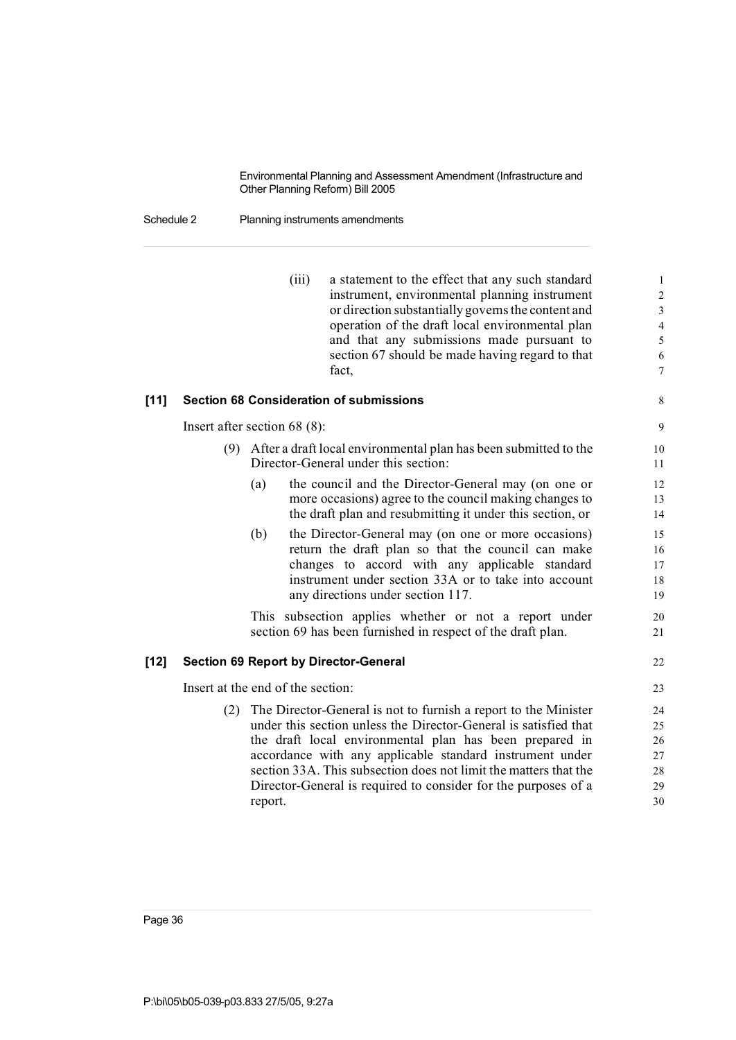(iii) a statement to the effect that any such standard instrument, environmental planning instrument or direction substantially governs the content and operation of the draft local environmental plan and that any submissions made pursuant to section 67 should be made having regard to that fact,

**[11] Section 68 Consideration of submissions**

Insert after section 68 (8):

(9) After a draft local environmental plan has been submitted to the Director-General under this section:

(a) the council and the Director-General may (on one or more occasions) agree to the council making changes to the draft plan and resubmitting it under this section, or

(b) the Director-General may (on one or more occasions) return the draft plan so that the council can make changes to accord with any applicable standard instrument under section 33A or to take into account any directions under section 117.

This subsection applies whether or not a report under section 69 has been furnished in respect of the draft plan.

**[12] Section 69 Report by Director-General**

Insert at the end of the section:

(2) The Director-General is not to furnish a report to the Minister under this section unless the Director-General is satisfied that the draft local environmental plan has been prepared in accordance with any applicable standard instrument under section 33A. This subsection does not limit the matters that the Director-General is required to consider for the purposes of a report.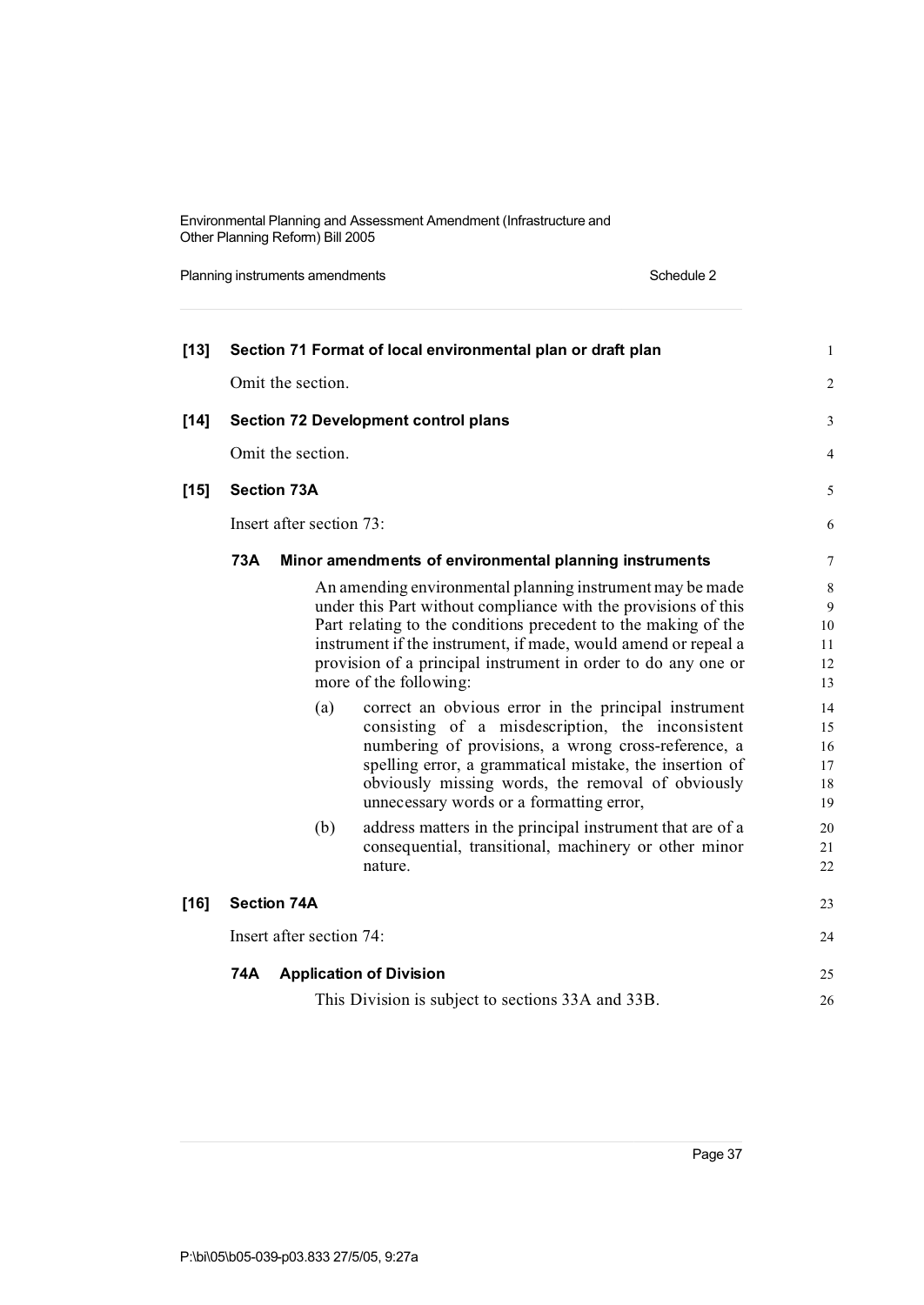**[13] Section 71 Format of local environmental plan or draft plan**

Omit the section.

**[14] Section 72 Development control plans**

Omit the section.

**[15] Section 73A**

Insert after section 73:

**73A Minor amendments of environmental planning instruments**

An amending environmental planning instrument may be made under this Part without compliance with the provisions of this Part relating to the conditions precedent to the making of the instrument if the instrument, if made, would amend or repeal a provision of a principal instrument in order to do any one or more of the following:

(a) correct an obvious error in the principal instrument consisting of a misdescription, the inconsistent numbering of provisions, a wrong cross-reference, a spelling error, a grammatical mistake, the insertion of obviously missing words, the removal of obviously unnecessary words or a formatting error,

(b) address matters in the principal instrument that are of a consequential, transitional, machinery or other minor nature.

**[16] Section 74A**

Insert after section 74:

**74A Application of Division**

This Division is subject to sections 33A and 33B.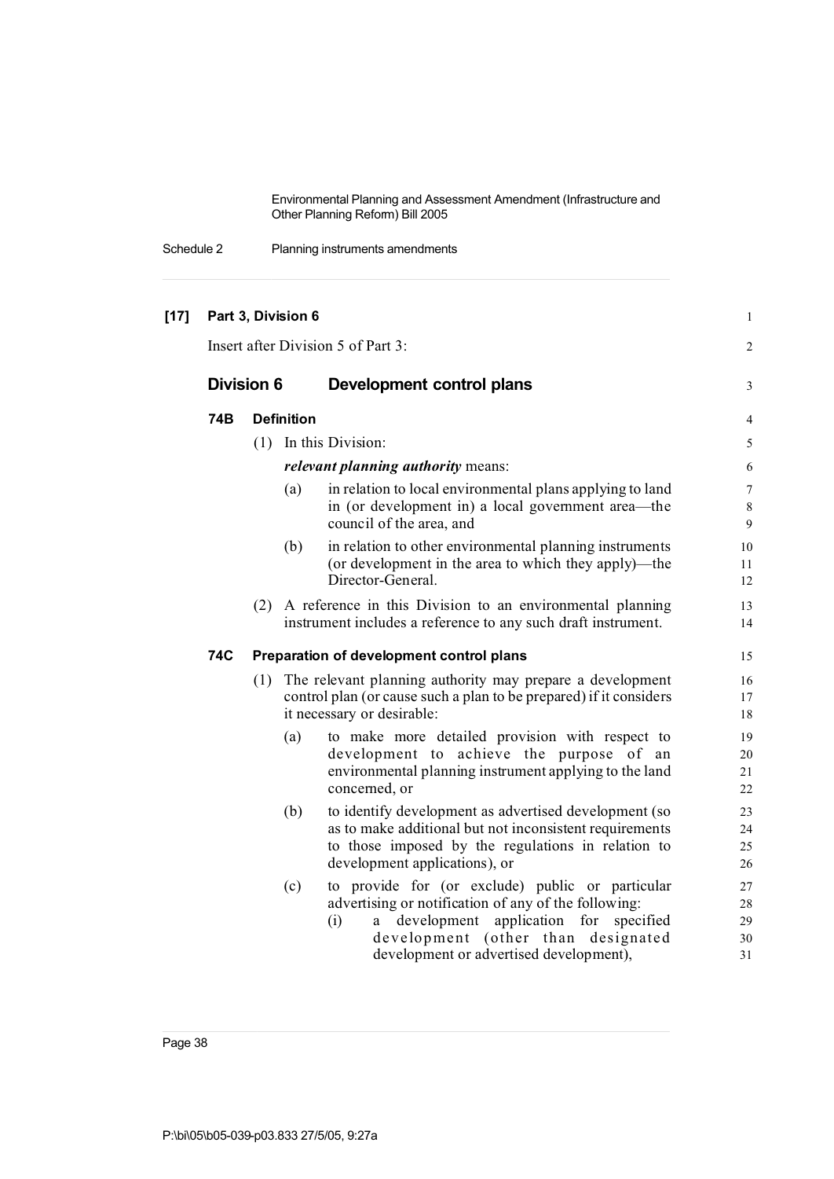**[17] Part 3, Division 6**

Insert after Division 5 of Part 3:

## Division 6 Development control plans

### 74B Definition

(1) In this Division:

***relevant planning authority*** means:

(a) in relation to local environmental plans applying to land in (or development in) a local government area—the council of the area, and

(b) in relation to other environmental planning instruments (or development in the area to which they apply)—the Director-General.

(2) A reference in this Division to an environmental planning instrument includes a reference to any such draft instrument.

### 74C Preparation of development control plans

(1) The relevant planning authority may prepare a development control plan (or cause such a plan to be prepared) if it considers it necessary or desirable:

(a) to make more detailed provision with respect to development to achieve the purpose of an environmental planning instrument applying to the land concerned, or

(b) to identify development as advertised development (so as to make additional but not inconsistent requirements to those imposed by the regulations in relation to development applications), or

(c) to provide for (or exclude) public or particular advertising or notification of any of the following:

(i) a development application for specified development (other than designated development or advertised development),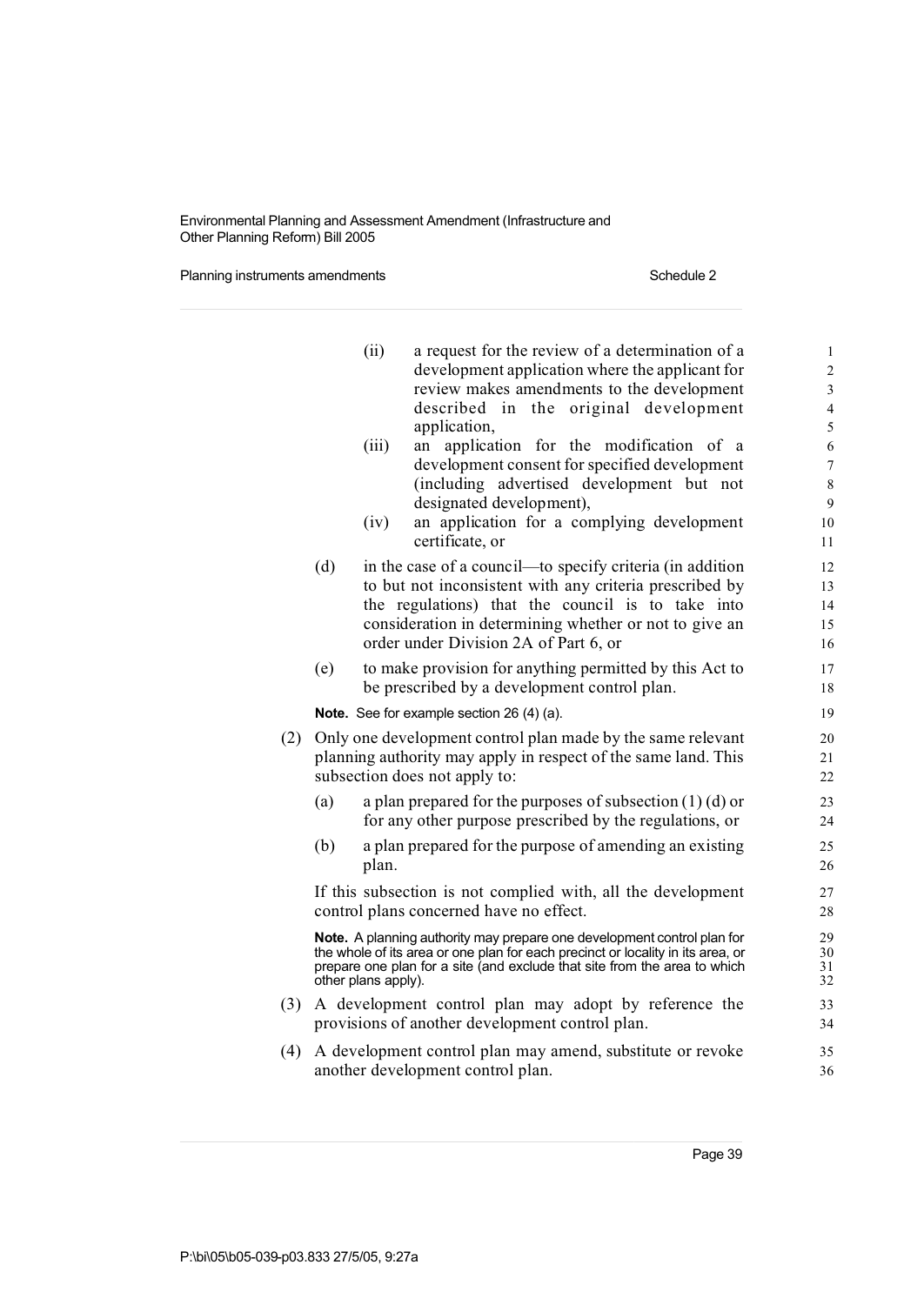(ii) a request for the review of a determination of a development application where the applicant for review makes amendments to the development described in the original development application,

(iii) an application for the modification of a development consent for specified development (including advertised development but not designated development),

(iv) an application for a complying development certificate, or

(d) in the case of a council—to specify criteria (in addition to but not inconsistent with any criteria prescribed by the regulations) that the council is to take into consideration in determining whether or not to give an order under Division 2A of Part 6, or

(e) to make provision for anything permitted by this Act to be prescribed by a development control plan.

**Note.** See for example section 26 (4) (a).

(2) Only one development control plan made by the same relevant planning authority may apply in respect of the same land. This subsection does not apply to:

(a) a plan prepared for the purposes of subsection (1) (d) or for any other purpose prescribed by the regulations, or

(b) a plan prepared for the purpose of amending an existing plan.

If this subsection is not complied with, all the development control plans concerned have no effect.

**Note.** A planning authority may prepare one development control plan for the whole of its area or one plan for each precinct or locality in its area, or prepare one plan for a site (and exclude that site from the area to which other plans apply).

(3) A development control plan may adopt by reference the provisions of another development control plan.

(4) A development control plan may amend, substitute or revoke another development control plan.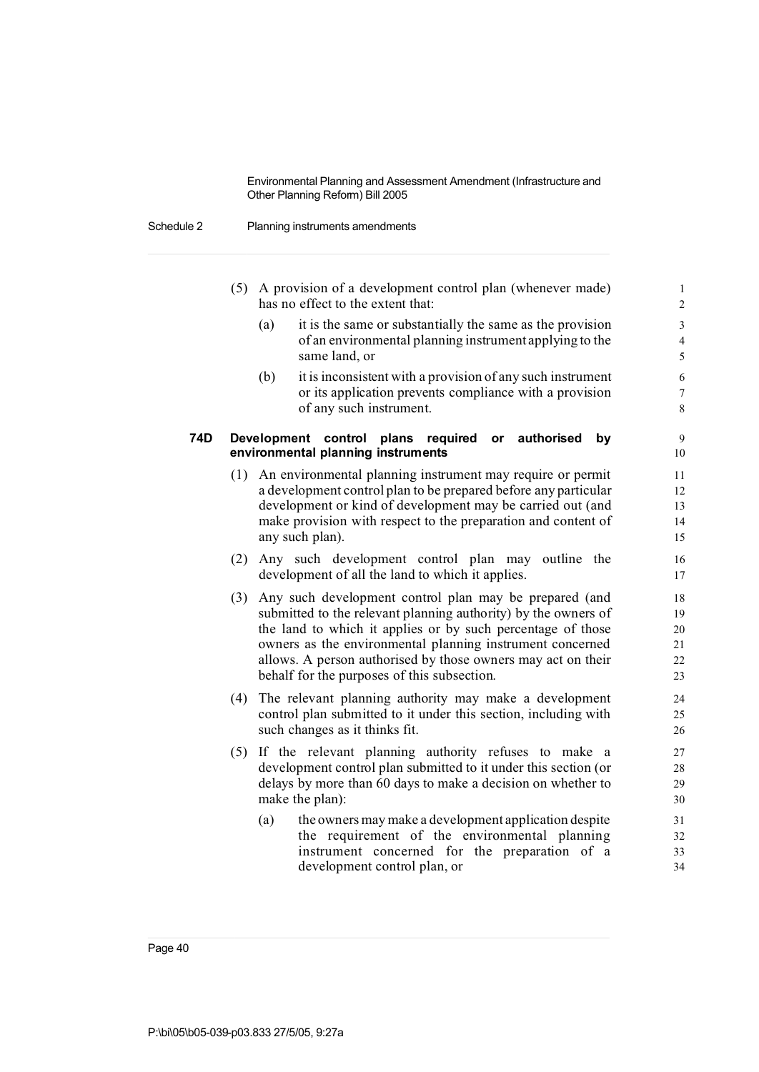(5) A provision of a development control plan (whenever made) has no effect to the extent that:

(a) it is the same or substantially the same as the provision of an environmental planning instrument applying to the same land, or

(b) it is inconsistent with a provision of any such instrument or its application prevents compliance with a provision of any such instrument.

**74D Development control plans required or authorised by environmental planning instruments**

(1) An environmental planning instrument may require or permit a development control plan to be prepared before any particular development or kind of development may be carried out (and make provision with respect to the preparation and content of any such plan).

(2) Any such development control plan may outline the development of all the land to which it applies.

(3) Any such development control plan may be prepared (and submitted to the relevant planning authority) by the owners of the land to which it applies or by such percentage of those owners as the environmental planning instrument concerned allows. A person authorised by those owners may act on their behalf for the purposes of this subsection.

(4) The relevant planning authority may make a development control plan submitted to it under this section, including with such changes as it thinks fit.

(5) If the relevant planning authority refuses to make a development control plan submitted to it under this section (or delays by more than 60 days to make a decision on whether to make the plan):

(a) the owners may make a development application despite the requirement of the environmental planning instrument concerned for the preparation of a development control plan, or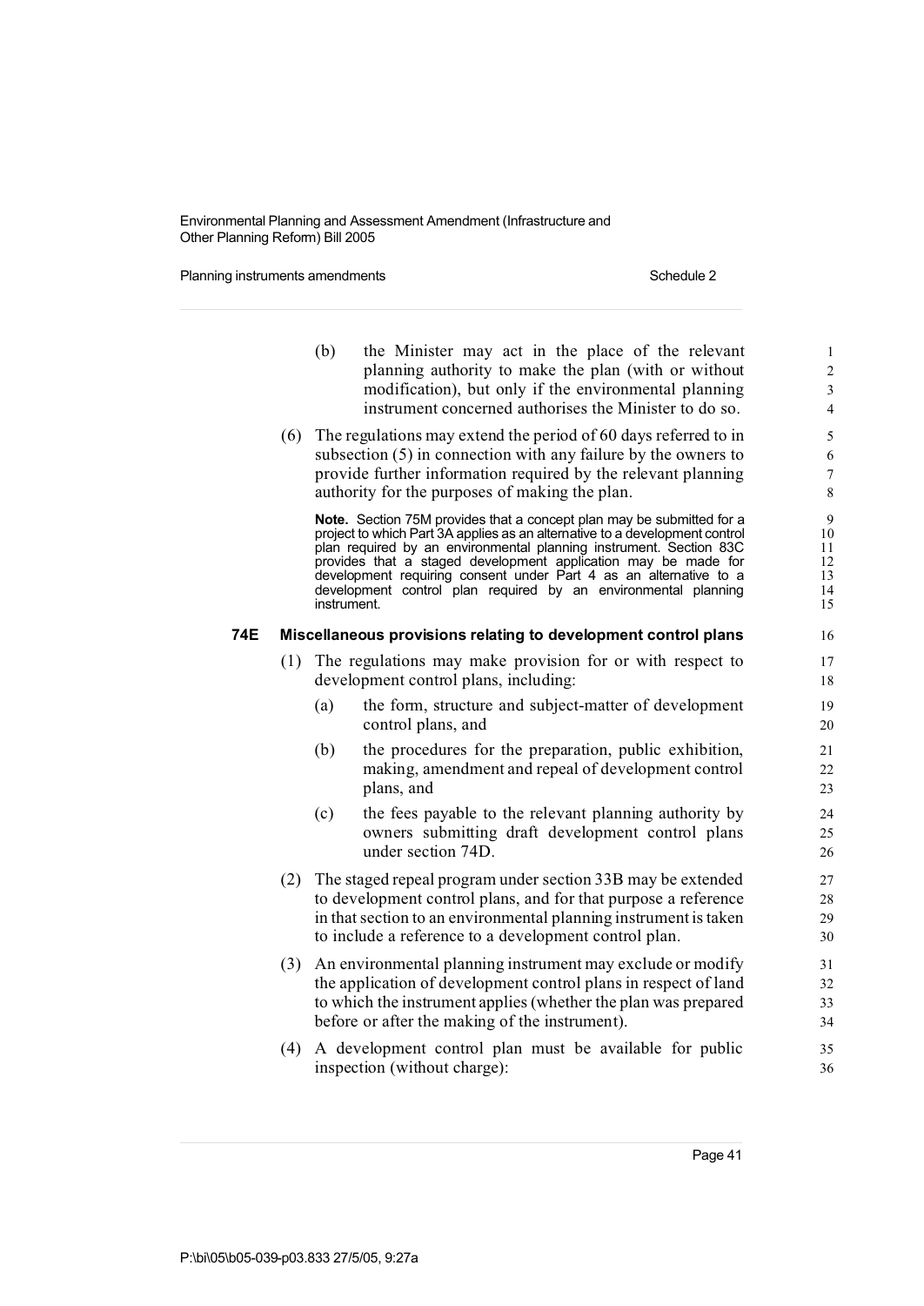(b) the Minister may act in the place of the relevant planning authority to make the plan (with or without modification), but only if the environmental planning instrument concerned authorises the Minister to do so.

(6) The regulations may extend the period of 60 days referred to in subsection (5) in connection with any failure by the owners to provide further information required by the relevant planning authority for the purposes of making the plan.

**Note.** Section 75M provides that a concept plan may be submitted for a project to which Part 3A applies as an alternative to a development control plan required by an environmental planning instrument. Section 83C provides that a staged development application may be made for development requiring consent under Part 4 as an alternative to a development control plan required by an environmental planning instrument.

### 74E Miscellaneous provisions relating to development control plans

(1) The regulations may make provision for or with respect to development control plans, including:

(a) the form, structure and subject-matter of development control plans, and

(b) the procedures for the preparation, public exhibition, making, amendment and repeal of development control plans, and

(c) the fees payable to the relevant planning authority by owners submitting draft development control plans under section 74D.

(2) The staged repeal program under section 33B may be extended to development control plans, and for that purpose a reference in that section to an environmental planning instrument is taken to include a reference to a development control plan.

(3) An environmental planning instrument may exclude or modify the application of development control plans in respect of land to which the instrument applies (whether the plan was prepared before or after the making of the instrument).

(4) A development control plan must be available for public inspection (without charge):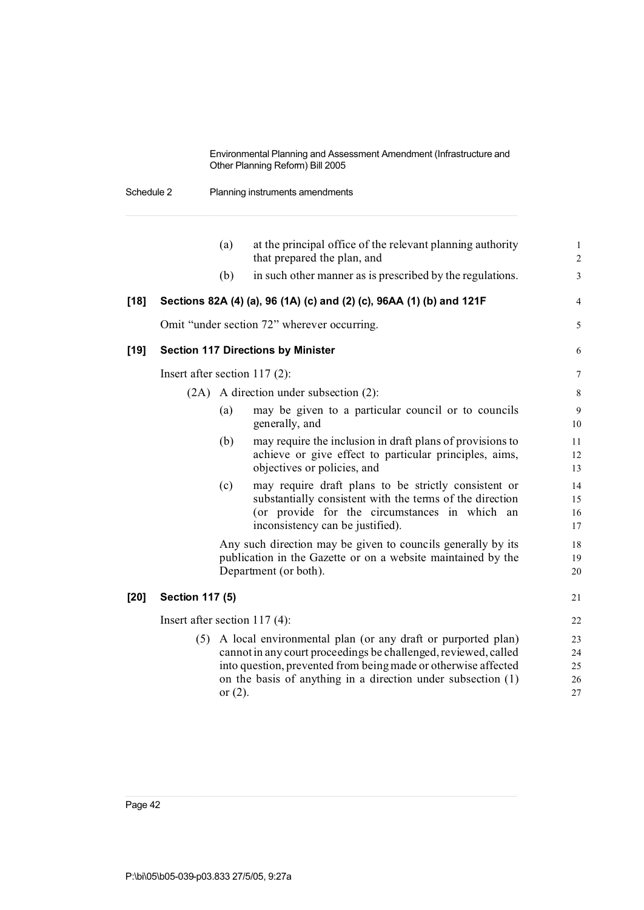(a) at the principal office of the relevant planning authority that prepared the plan, and

(b) in such other manner as is prescribed by the regulations.

**[18] Sections 82A (4) (a), 96 (1A) (c) and (2) (c), 96AA (1) (b) and 121F**

Omit "under section 72" wherever occurring.

**[19] Section 117 Directions by Minister**

Insert after section 117 (2):

(2A) A direction under subsection (2):

(a) may be given to a particular council or to councils generally, and

(b) may require the inclusion in draft plans of provisions to achieve or give effect to particular principles, aims, objectives or policies, and

(c) may require draft plans to be strictly consistent or substantially consistent with the terms of the direction (or provide for the circumstances in which an inconsistency can be justified).

Any such direction may be given to councils generally by its publication in the Gazette or on a website maintained by the Department (or both).

**[20] Section 117 (5)**

Insert after section 117 (4):

(5) A local environmental plan (or any draft or purported plan) cannot in any court proceedings be challenged, reviewed, called into question, prevented from being made or otherwise affected on the basis of anything in a direction under subsection (1) or (2).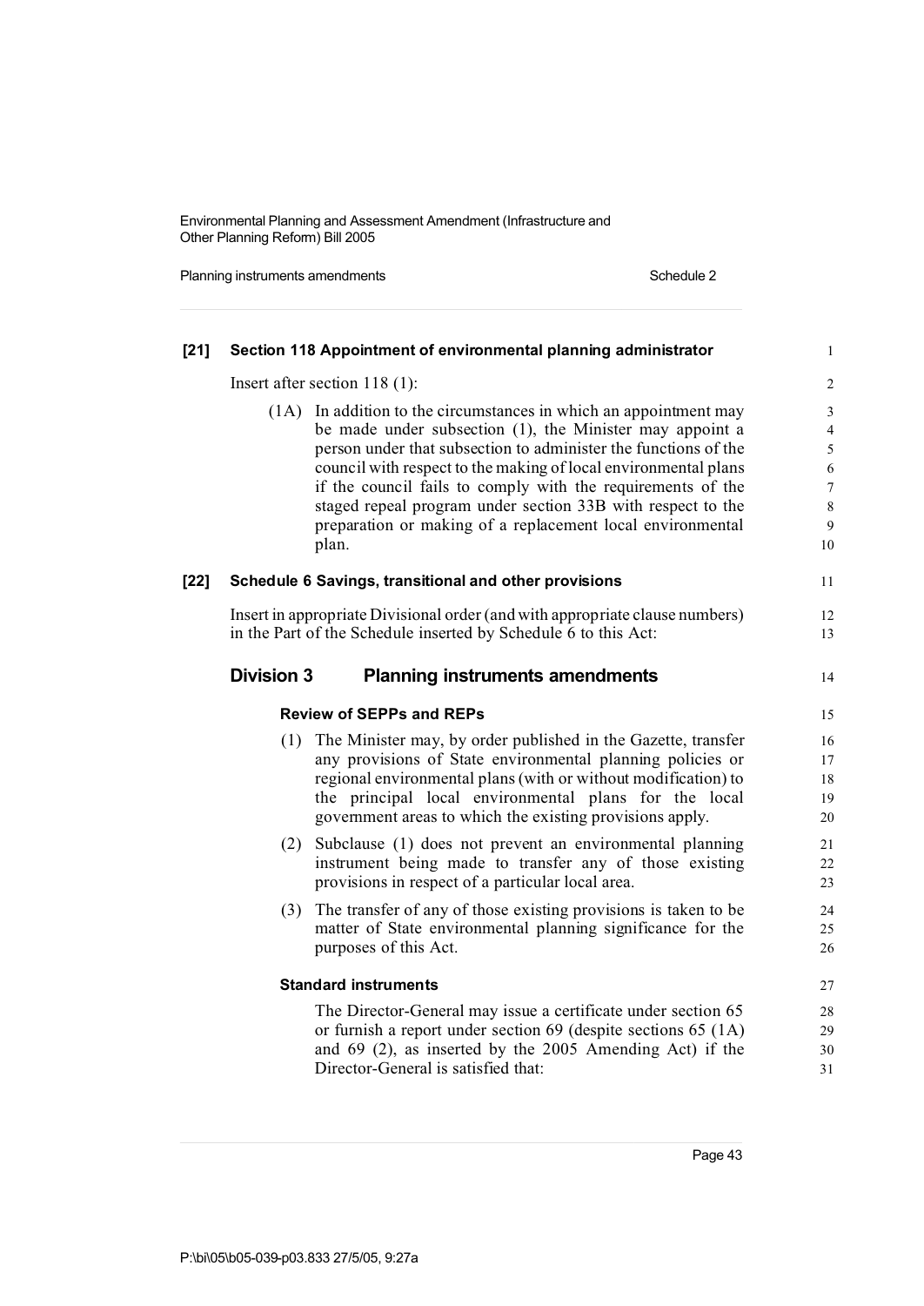**[21] Section 118 Appointment of environmental planning administrator**

Insert after section 118 (1):

(1A) In addition to the circumstances in which an appointment may be made under subsection (1), the Minister may appoint a person under that subsection to administer the functions of the council with respect to the making of local environmental plans if the council fails to comply with the requirements of the staged repeal program under section 33B with respect to the preparation or making of a replacement local environmental plan.

**[22] Schedule 6 Savings, transitional and other provisions**

Insert in appropriate Divisional order (and with appropriate clause numbers) in the Part of the Schedule inserted by Schedule 6 to this Act:

## Division 3 Planning instruments amendments

### Review of SEPPs and REPs

(1) The Minister may, by order published in the Gazette, transfer any provisions of State environmental planning policies or regional environmental plans (with or without modification) to the principal local environmental plans for the local government areas to which the existing provisions apply.

(2) Subclause (1) does not prevent an environmental planning instrument being made to transfer any of those existing provisions in respect of a particular local area.

(3) The transfer of any of those existing provisions is taken to be matter of State environmental planning significance for the purposes of this Act.

### Standard instruments

The Director-General may issue a certificate under section 65 or furnish a report under section 69 (despite sections 65 (1A) and 69 (2), as inserted by the 2005 Amending Act) if the Director-General is satisfied that: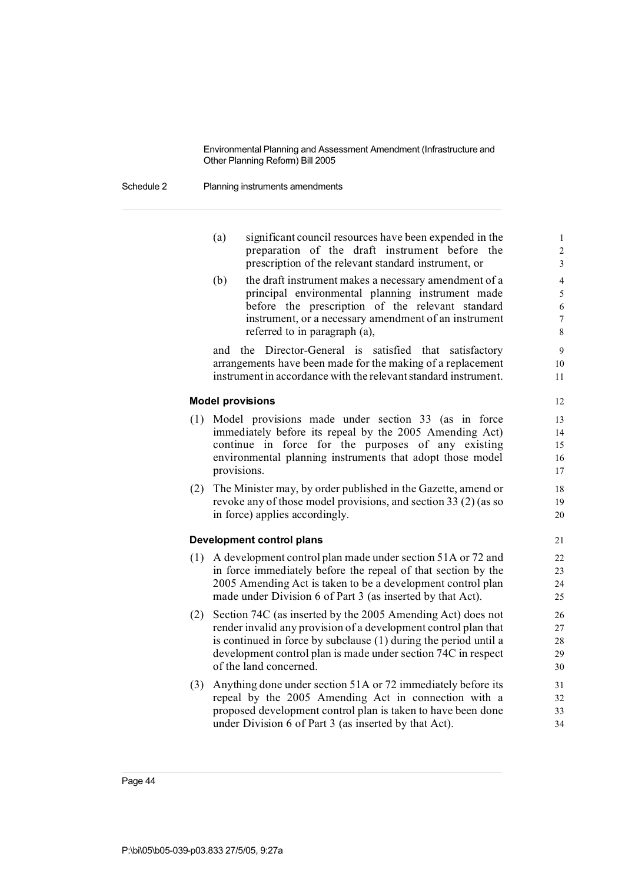(a) significant council resources have been expended in the preparation of the draft instrument before the prescription of the relevant standard instrument, or

(b) the draft instrument makes a necessary amendment of a principal environmental planning instrument made before the prescription of the relevant standard instrument, or a necessary amendment of an instrument referred to in paragraph (a),

and the Director-General is satisfied that satisfactory arrangements have been made for the making of a replacement instrument in accordance with the relevant standard instrument.

**Model provisions**

(1) Model provisions made under section 33 (as in force immediately before its repeal by the 2005 Amending Act) continue in force for the purposes of any existing environmental planning instruments that adopt those model provisions.

(2) The Minister may, by order published in the Gazette, amend or revoke any of those model provisions, and section 33 (2) (as so in force) applies accordingly.

**Development control plans**

(1) A development control plan made under section 51A or 72 and in force immediately before the repeal of that section by the 2005 Amending Act is taken to be a development control plan made under Division 6 of Part 3 (as inserted by that Act).

(2) Section 74C (as inserted by the 2005 Amending Act) does not render invalid any provision of a development control plan that is continued in force by subclause (1) during the period until a development control plan is made under section 74C in respect of the land concerned.

(3) Anything done under section 51A or 72 immediately before its repeal by the 2005 Amending Act in connection with a proposed development control plan is taken to have been done under Division 6 of Part 3 (as inserted by that Act).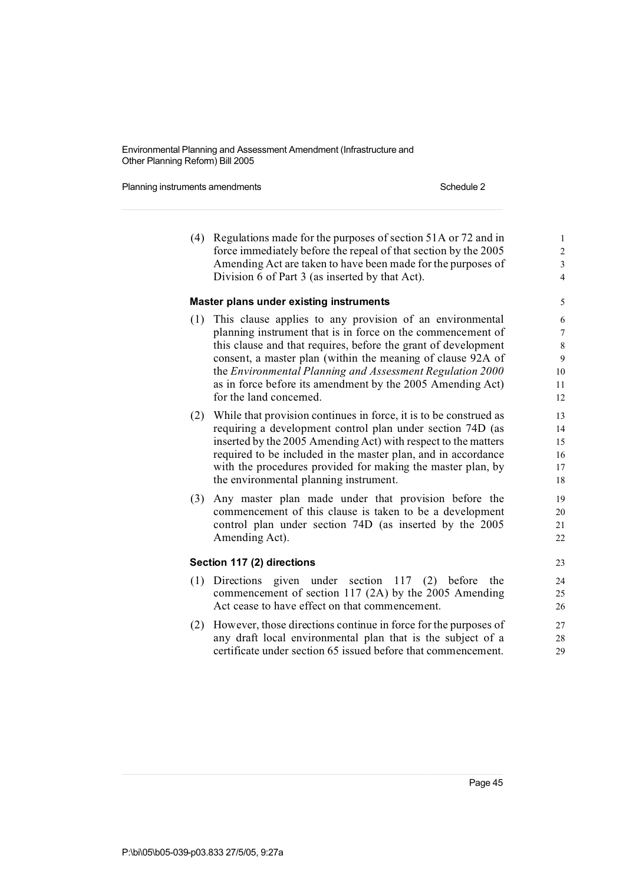(4) Regulations made for the purposes of section 51A or 72 and in force immediately before the repeal of that section by the 2005 Amending Act are taken to have been made for the purposes of Division 6 of Part 3 (as inserted by that Act).

**Master plans under existing instruments**

(1) This clause applies to any provision of an environmental planning instrument that is in force on the commencement of this clause and that requires, before the grant of development consent, a master plan (within the meaning of clause 92A of the *Environmental Planning and Assessment Regulation 2000* as in force before its amendment by the 2005 Amending Act) for the land concerned.

(2) While that provision continues in force, it is to be construed as requiring a development control plan under section 74D (as inserted by the 2005 Amending Act) with respect to the matters required to be included in the master plan, and in accordance with the procedures provided for making the master plan, by the environmental planning instrument.

(3) Any master plan made under that provision before the commencement of this clause is taken to be a development control plan under section 74D (as inserted by the 2005 Amending Act).

**Section 117 (2) directions**

(1) Directions given under section 117 (2) before the commencement of section 117 (2A) by the 2005 Amending Act cease to have effect on that commencement.

(2) However, those directions continue in force for the purposes of any draft local environmental plan that is the subject of a certificate under section 65 issued before that commencement.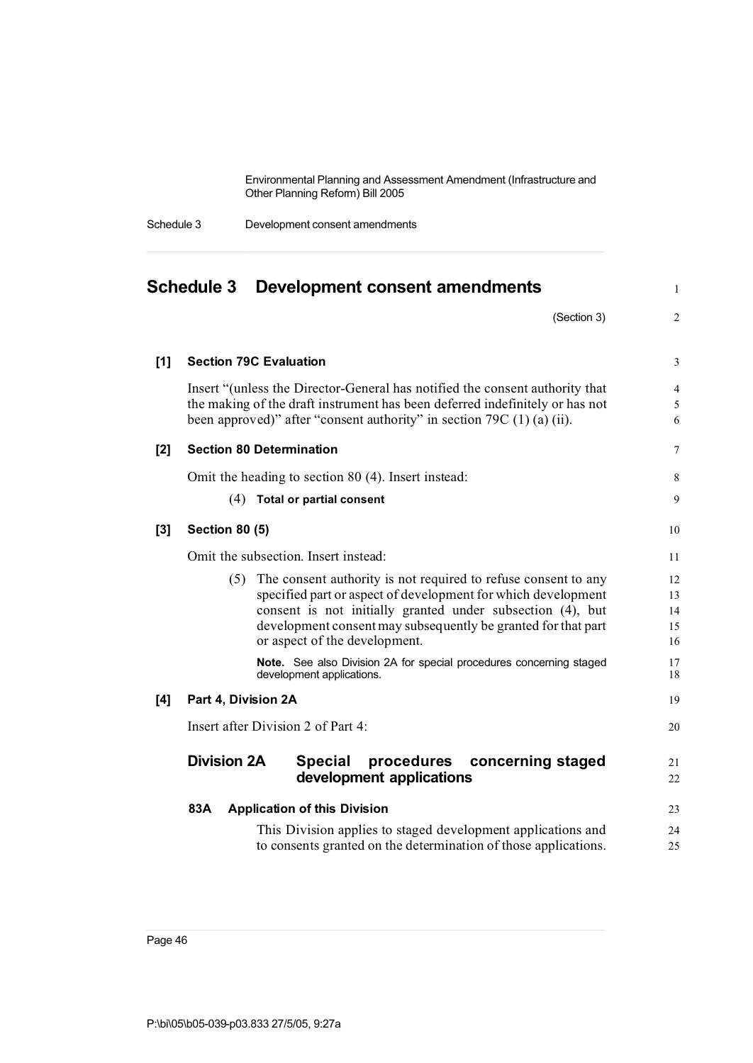# Schedule 3 Development consent amendments

(Section 3)

**[1] Section 79C Evaluation**

Insert "(unless the Director-General has notified the consent authority that the making of the draft instrument has been deferred indefinitely or has not been approved)" after "consent authority" in section 79C (1) (a) (ii).

**[2] Section 80 Determination**

Omit the heading to section 80 (4). Insert instead:

(4) **Total or partial consent**

**[3] Section 80 (5)**

Omit the subsection. Insert instead:

(5) The consent authority is not required to refuse consent to any specified part or aspect of development for which development consent is not initially granted under subsection (4), but development consent may subsequently be granted for that part or aspect of the development.

**Note.** See also Division 2A for special procedures concerning staged development applications.

**[4] Part 4, Division 2A**

Insert after Division 2 of Part 4:

## Division 2A Special procedures concerning staged development applications

### 83A Application of this Division

This Division applies to staged development applications and to consents granted on the determination of those applications.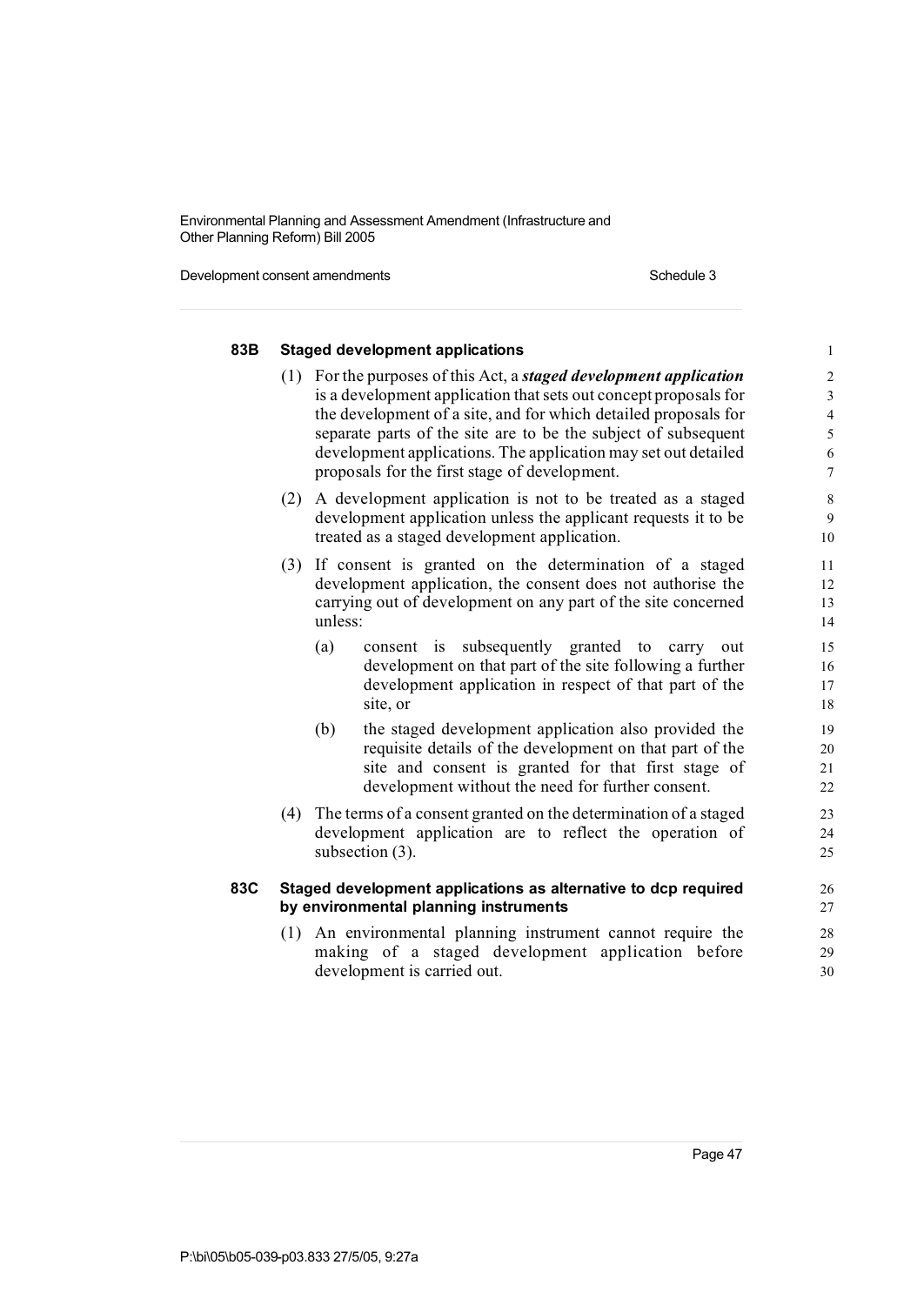### 83B Staged development applications

(1) For the purposes of this Act, a ***staged development application*** is a development application that sets out concept proposals for the development of a site, and for which detailed proposals for separate parts of the site are to be the subject of subsequent development applications. The application may set out detailed proposals for the first stage of development.

(2) A development application is not to be treated as a staged development application unless the applicant requests it to be treated as a staged development application.

(3) If consent is granted on the determination of a staged development application, the consent does not authorise the carrying out of development on any part of the site concerned unless:

(a) consent is subsequently granted to carry out development on that part of the site following a further development application in respect of that part of the site, or

(b) the staged development application also provided the requisite details of the development on that part of the site and consent is granted for that first stage of development without the need for further consent.

(4) The terms of a consent granted on the determination of a staged development application are to reflect the operation of subsection (3).

### 83C Staged development applications as alternative to dcp required by environmental planning instruments

(1) An environmental planning instrument cannot require the making of a staged development application before development is carried out.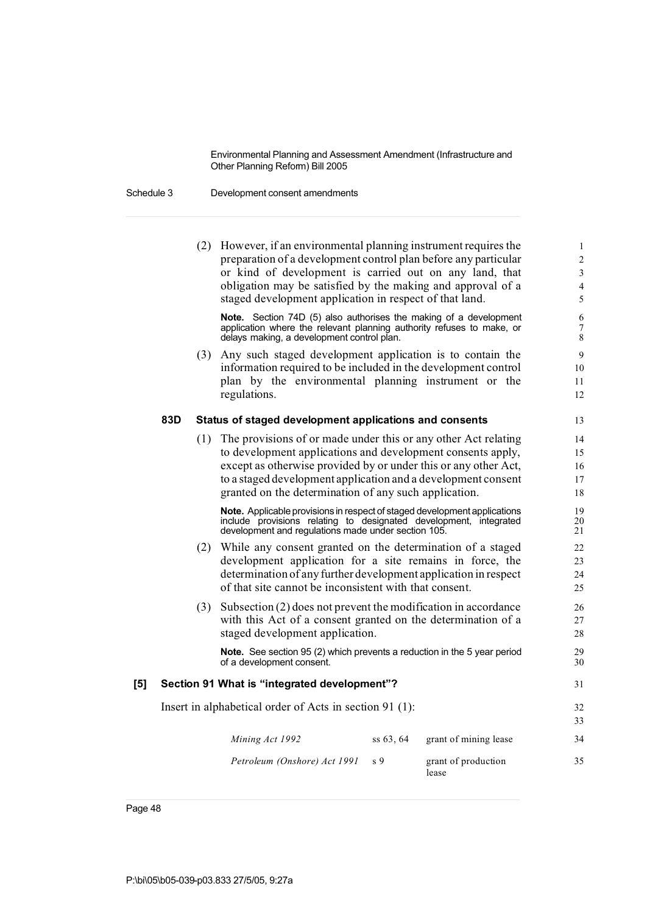(2) However, if an environmental planning instrument requires the preparation of a development control plan before any particular or kind of development is carried out on any land, that obligation may be satisfied by the making and approval of a staged development application in respect of that land.

**Note.** Section 74D (5) also authorises the making of a development application where the relevant planning authority refuses to make, or delays making, a development control plan.

(3) Any such staged development application is to contain the information required to be included in the development control plan by the environmental planning instrument or the regulations.

### 83D Status of staged development applications and consents

(1) The provisions of or made under this or any other Act relating to development applications and development consents apply, except as otherwise provided by or under this or any other Act, to a staged development application and a development consent granted on the determination of any such application.

**Note.** Applicable provisions in respect of staged development applications include provisions relating to designated development, integrated development and regulations made under section 105.

(2) While any consent granted on the determination of a staged development application for a site remains in force, the determination of any further development application in respect of that site cannot be inconsistent with that consent.

(3) Subsection (2) does not prevent the modification in accordance with this Act of a consent granted on the determination of a staged development application.

**Note.** See section 95 (2) which prevents a reduction in the 5 year period of a development consent.

## [5] Section 91 What is "integrated development"?

Insert in alphabetical order of Acts in section 91 (1):

| | | |
|---|---|---|
| *Mining Act 1992* | ss 63, 64 | grant of mining lease |
| *Petroleum (Onshore) Act 1991* | s 9 | grant of production lease |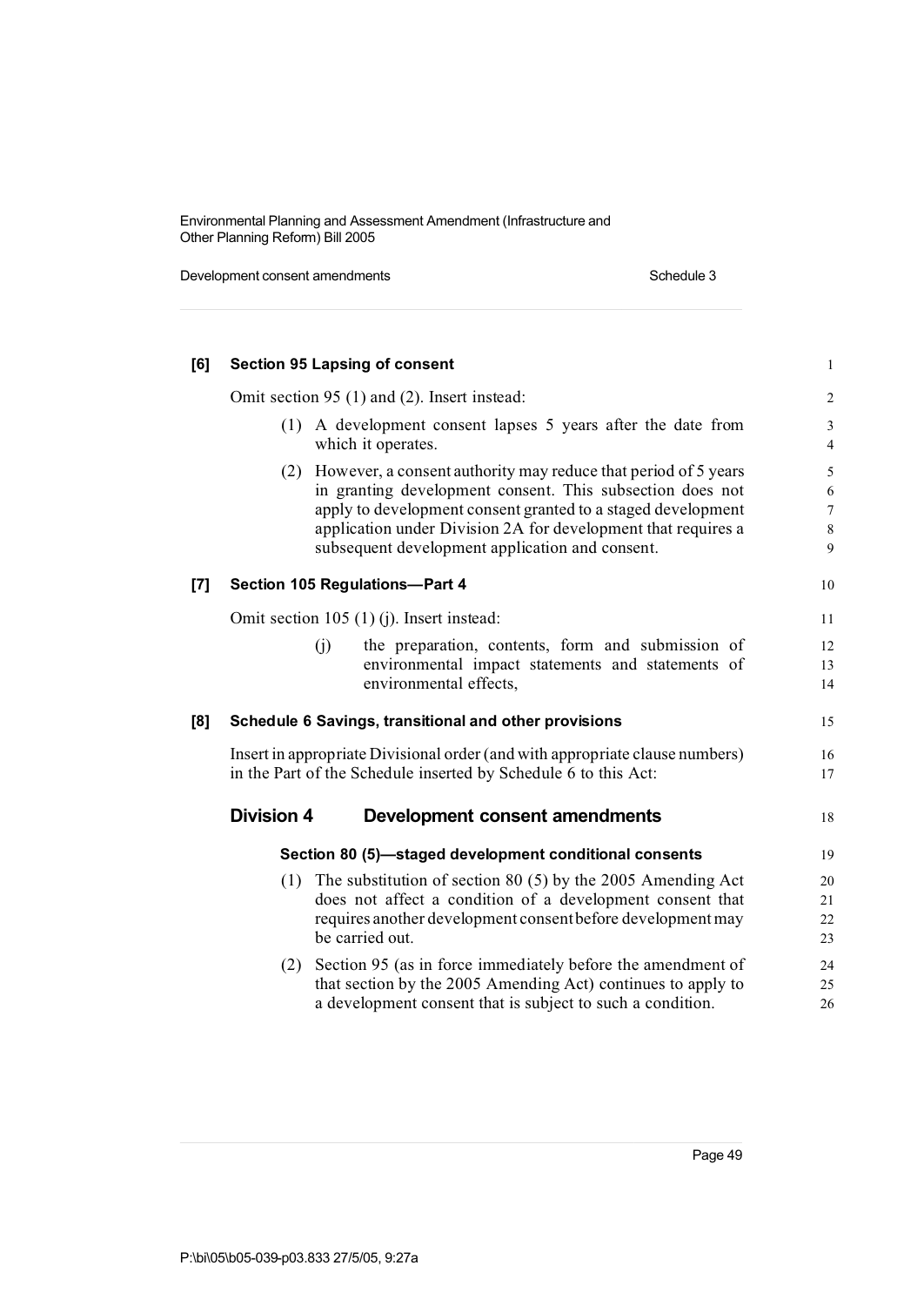**[6] Section 95 Lapsing of consent**

Omit section 95 (1) and (2). Insert instead:

(1) A development consent lapses 5 years after the date from which it operates.

(2) However, a consent authority may reduce that period of 5 years in granting development consent. This subsection does not apply to development consent granted to a staged development application under Division 2A for development that requires a subsequent development application and consent.

**[7] Section 105 Regulations—Part 4**

Omit section 105 (1) (j). Insert instead:

(j) the preparation, contents, form and submission of environmental impact statements and statements of environmental effects,

**[8] Schedule 6 Savings, transitional and other provisions**

Insert in appropriate Divisional order (and with appropriate clause numbers) in the Part of the Schedule inserted by Schedule 6 to this Act:

## Division 4 Development consent amendments

### Section 80 (5)—staged development conditional consents

(1) The substitution of section 80 (5) by the 2005 Amending Act does not affect a condition of a development consent that requires another development consent before development may be carried out.

(2) Section 95 (as in force immediately before the amendment of that section by the 2005 Amending Act) continues to apply to a development consent that is subject to such a condition.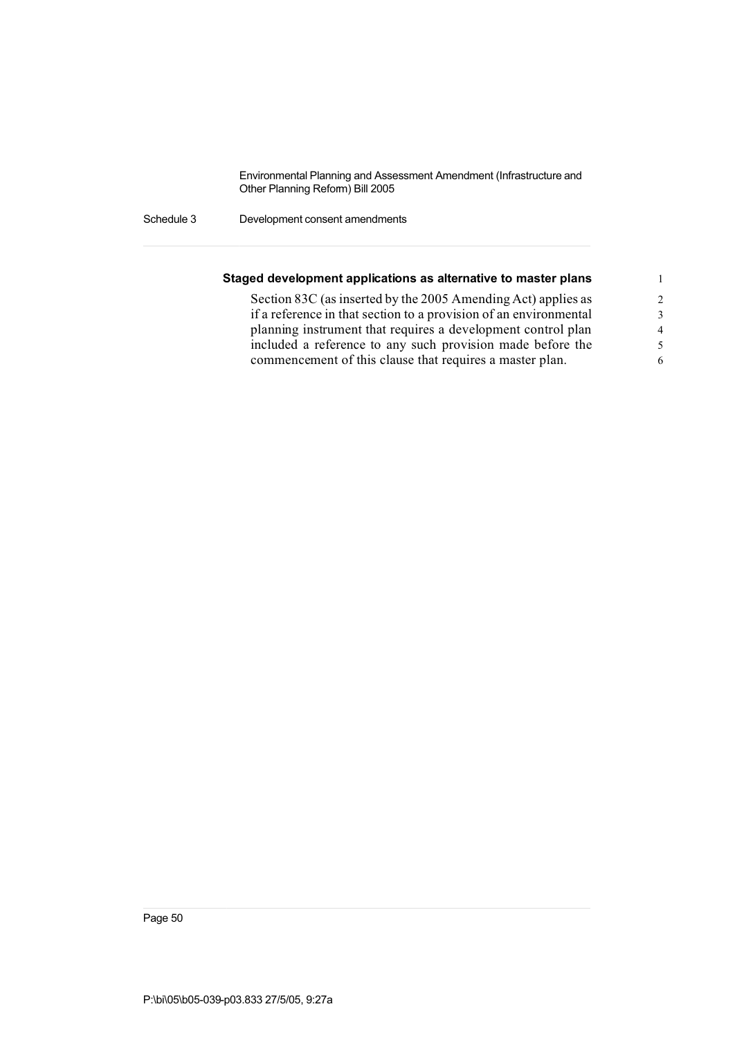### Staged development applications as alternative to master plans

Section 83C (as inserted by the 2005 Amending Act) applies as if a reference in that section to a provision of an environmental planning instrument that requires a development control plan included a reference to any such provision made before the commencement of this clause that requires a master plan.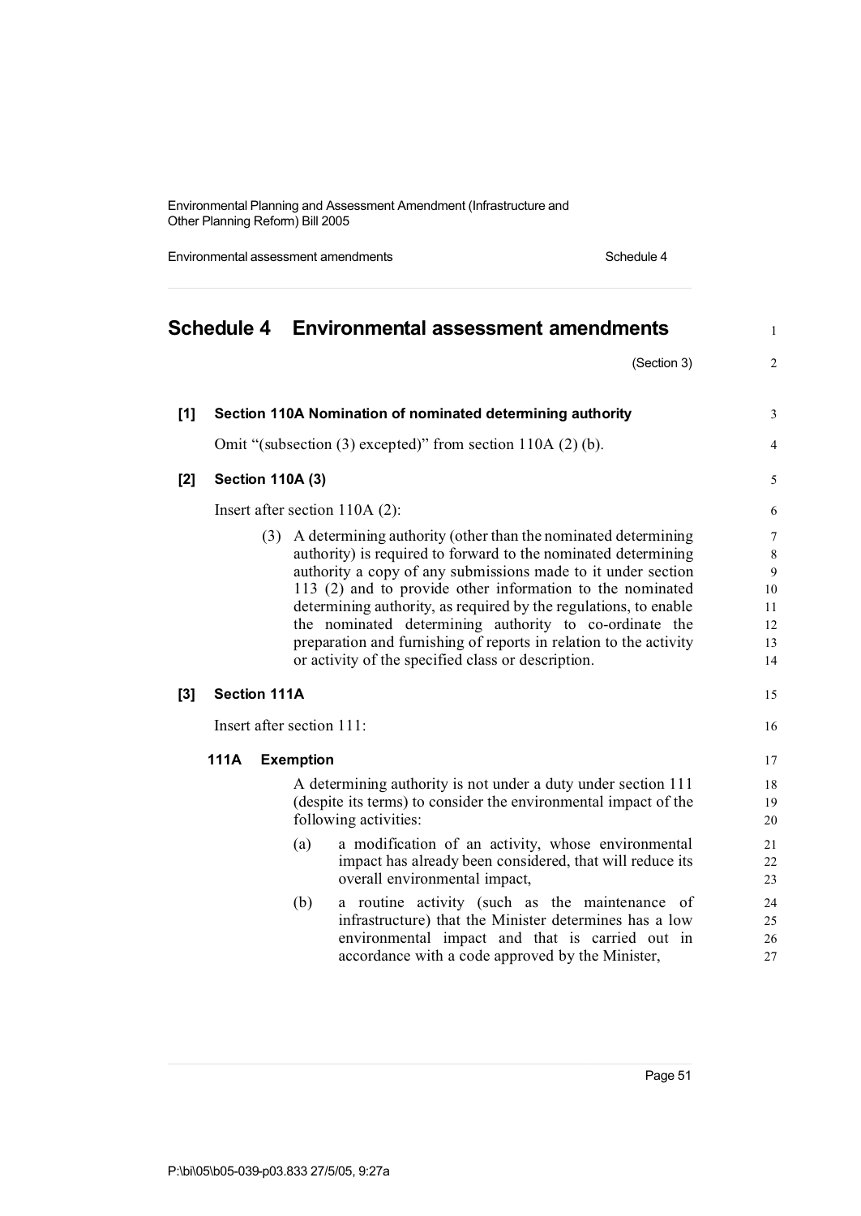# Schedule 4 Environmental assessment amendments

(Section 3)

**[1] Section 110A Nomination of nominated determining authority**

Omit "(subsection (3) excepted)" from section 110A (2) (b).

**[2] Section 110A (3)**

Insert after section 110A (2):

(3) A determining authority (other than the nominated determining authority) is required to forward to the nominated determining authority a copy of any submissions made to it under section 113 (2) and to provide other information to the nominated determining authority, as required by the regulations, to enable the nominated determining authority to co-ordinate the preparation and furnishing of reports in relation to the activity or activity of the specified class or description.

**[3] Section 111A**

Insert after section 111:

**111A Exemption**

A determining authority is not under a duty under section 111 (despite its terms) to consider the environmental impact of the following activities:

(a) a modification of an activity, whose environmental impact has already been considered, that will reduce its overall environmental impact,

(b) a routine activity (such as the maintenance of infrastructure) that the Minister determines has a low environmental impact and that is carried out in accordance with a code approved by the Minister,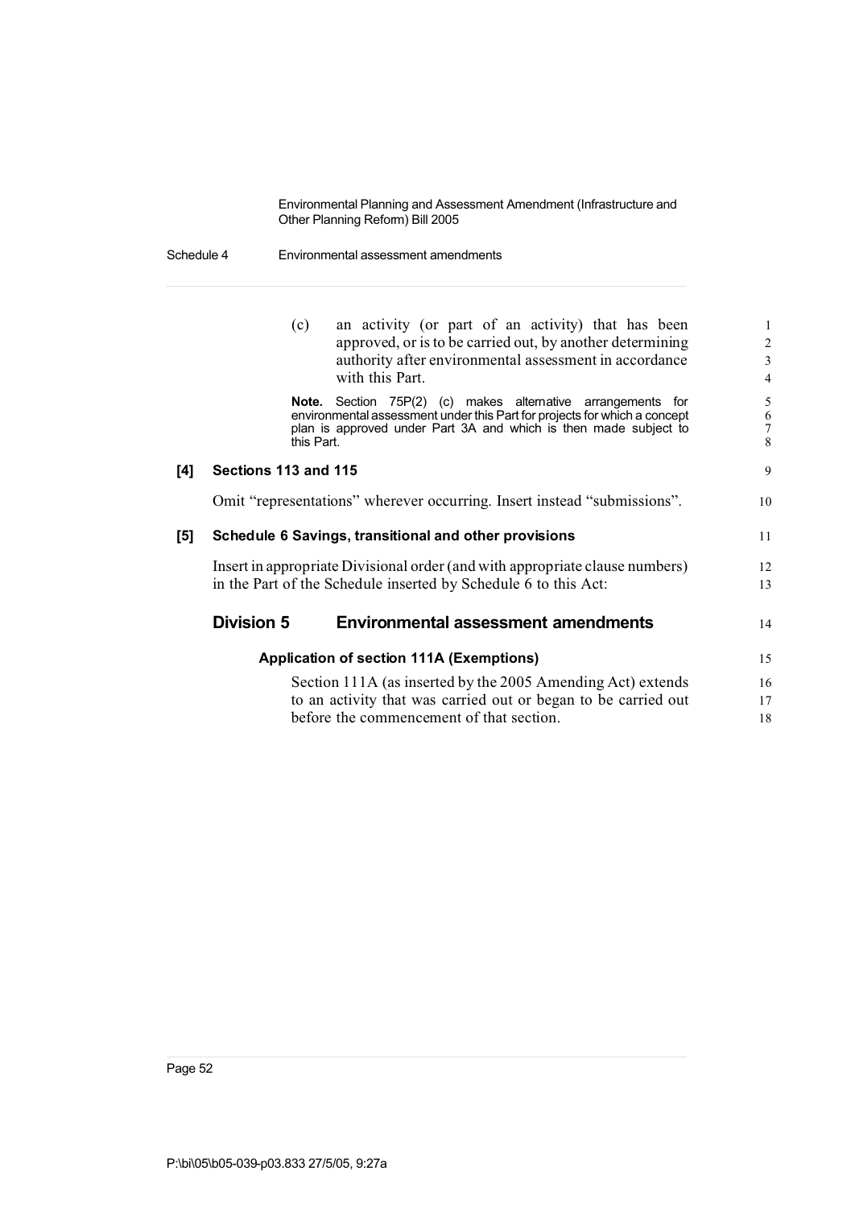(c) an activity (or part of an activity) that has been approved, or is to be carried out, by another determining authority after environmental assessment in accordance with this Part.

**Note.** Section 75P(2) (c) makes alternative arrangements for environmental assessment under this Part for projects for which a concept plan is approved under Part 3A and which is then made subject to this Part.

**[4] Sections 113 and 115**

Omit "representations" wherever occurring. Insert instead "submissions".

**[5] Schedule 6 Savings, transitional and other provisions**

Insert in appropriate Divisional order (and with appropriate clause numbers) in the Part of the Schedule inserted by Schedule 6 to this Act:

## Division 5 Environmental assessment amendments

### Application of section 111A (Exemptions)

Section 111A (as inserted by the 2005 Amending Act) extends to an activity that was carried out or began to be carried out before the commencement of that section.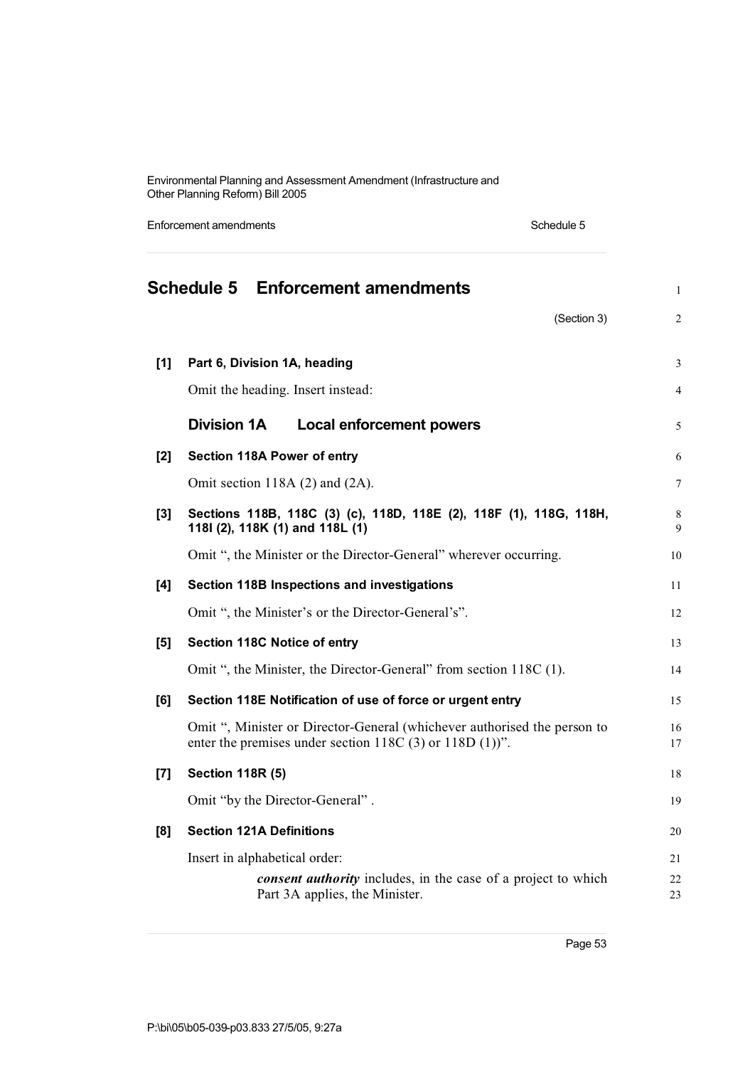# Schedule 5 Enforcement amendments

(Section 3)

**[1] Part 6, Division 1A, heading**

Omit the heading. Insert instead:

## Division 1A Local enforcement powers

**[2] Section 118A Power of entry**

Omit section 118A (2) and (2A).

**[3] Sections 118B, 118C (3) (c), 118D, 118E (2), 118F (1), 118G, 118H, 118I (2), 118K (1) and 118L (1)**

Omit ", the Minister or the Director-General" wherever occurring.

**[4] Section 118B Inspections and investigations**

Omit ", the Minister's or the Director-General's".

**[5] Section 118C Notice of entry**

Omit ", the Minister, the Director-General" from section 118C (1).

**[6] Section 118E Notification of use of force or urgent entry**

Omit ", Minister or Director-General (whichever authorised the person to enter the premises under section 118C (3) or 118D (1))".

**[7] Section 118R (5)**

Omit "by the Director-General" .

**[8] Section 121A Definitions**

Insert in alphabetical order:

> ***consent authority*** includes, in the case of a project to which Part 3A applies, the Minister.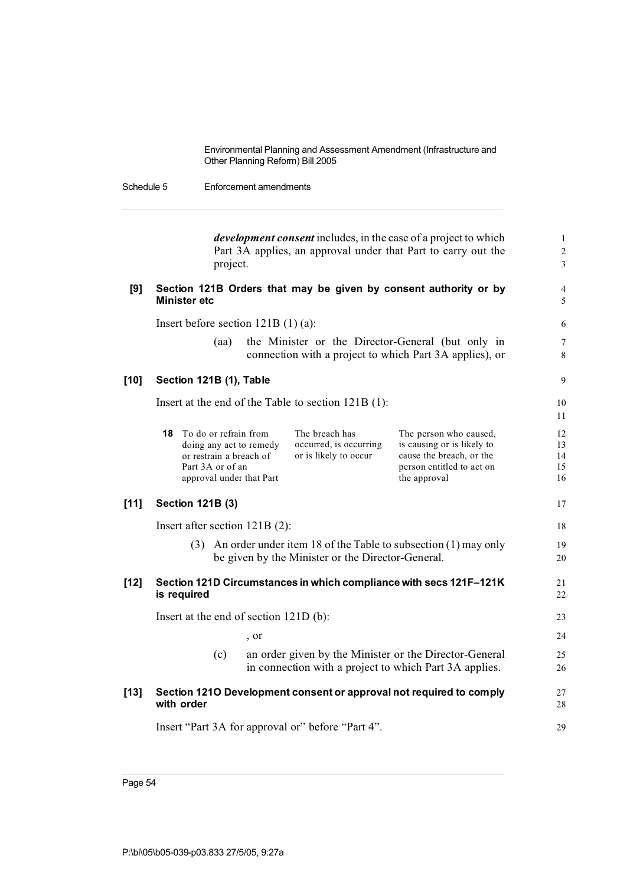***development consent*** includes, in the case of a project to which Part 3A applies, an approval under that Part to carry out the project.

**[9] Section 121B Orders that may be given by consent authority or by Minister etc**

Insert before section 121B (1) (a):

(aa) the Minister or the Director-General (but only in connection with a project to which Part 3A applies), or

**[10] Section 121B (1), Table**

Insert at the end of the Table to section 121B (1):

| | | | |
|---|---|---|---|
| **18** | To do or refrain from doing any act to remedy or restrain a breach of Part 3A or of an approval under that Part | The breach has occurred, is occurring or is likely to occur | The person who caused, is causing or is likely to cause the breach, or the person entitled to act on the approval |

**[11] Section 121B (3)**

Insert after section 121B (2):

(3) An order under item 18 of the Table to subsection (1) may only be given by the Minister or the Director-General.

**[12] Section 121D Circumstances in which compliance with secs 121F–121K is required**

Insert at the end of section 121D (b):

, or

(c) an order given by the Minister or the Director-General in connection with a project to which Part 3A applies.

**[13] Section 121O Development consent or approval not required to comply with order**

Insert "Part 3A for approval or" before "Part 4".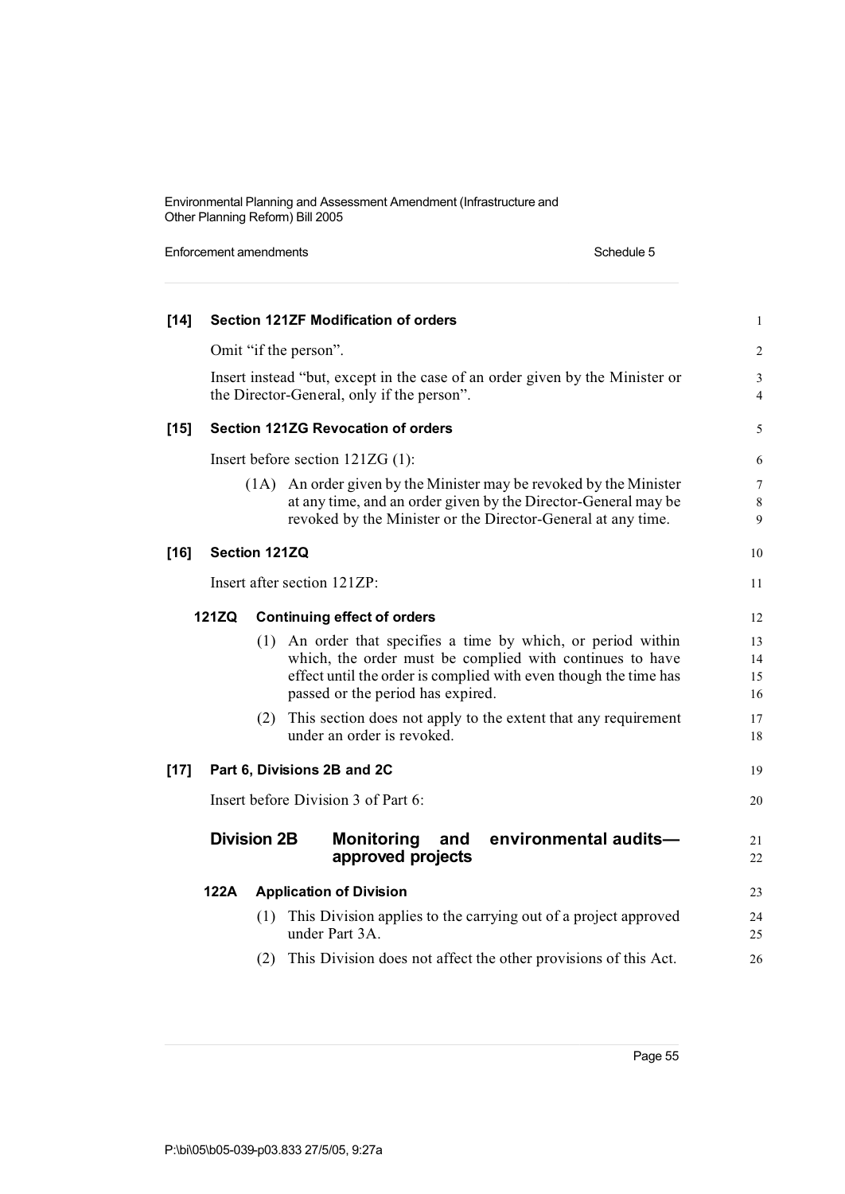**[14] Section 121ZF Modification of orders**

Omit "if the person".

Insert instead "but, except in the case of an order given by the Minister or the Director-General, only if the person".

**[15] Section 121ZG Revocation of orders**

Insert before section 121ZG (1):

(1A) An order given by the Minister may be revoked by the Minister at any time, and an order given by the Director-General may be revoked by the Minister or the Director-General at any time.

**[16] Section 121ZQ**

Insert after section 121ZP:

**121ZQ Continuing effect of orders**

(1) An order that specifies a time by which, or period within which, the order must be complied with continues to have effect until the order is complied with even though the time has passed or the period has expired.

(2) This section does not apply to the extent that any requirement under an order is revoked.

**[17] Part 6, Divisions 2B and 2C**

Insert before Division 3 of Part 6:

## Division 2B Monitoring and environmental audits—approved projects

**122A Application of Division**

(1) This Division applies to the carrying out of a project approved under Part 3A.

(2) This Division does not affect the other provisions of this Act.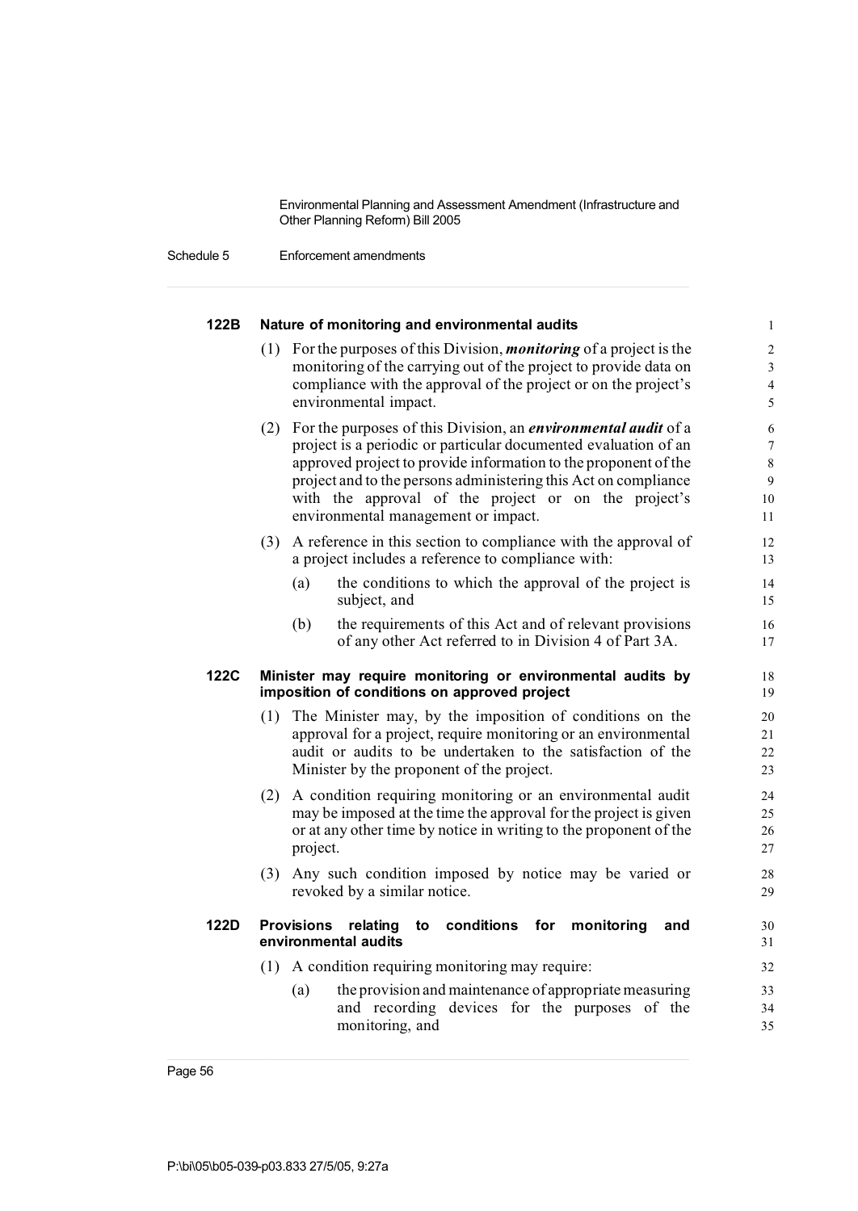### 122B Nature of monitoring and environmental audits

(1) For the purposes of this Division, ***monitoring*** of a project is the monitoring of the carrying out of the project to provide data on compliance with the approval of the project or on the project's environmental impact.

(2) For the purposes of this Division, an ***environmental audit*** of a project is a periodic or particular documented evaluation of an approved project to provide information to the proponent of the project and to the persons administering this Act on compliance with the approval of the project or on the project's environmental management or impact.

(3) A reference in this section to compliance with the approval of a project includes a reference to compliance with:

(a) the conditions to which the approval of the project is subject, and

(b) the requirements of this Act and of relevant provisions of any other Act referred to in Division 4 of Part 3A.

### 122C Minister may require monitoring or environmental audits by imposition of conditions on approved project

(1) The Minister may, by the imposition of conditions on the approval for a project, require monitoring or an environmental audit or audits to be undertaken to the satisfaction of the Minister by the proponent of the project.

(2) A condition requiring monitoring or an environmental audit may be imposed at the time the approval for the project is given or at any other time by notice in writing to the proponent of the project.

(3) Any such condition imposed by notice may be varied or revoked by a similar notice.

### 122D Provisions relating to conditions for monitoring and environmental audits

(1) A condition requiring monitoring may require:

(a) the provision and maintenance of appropriate measuring and recording devices for the purposes of the monitoring, and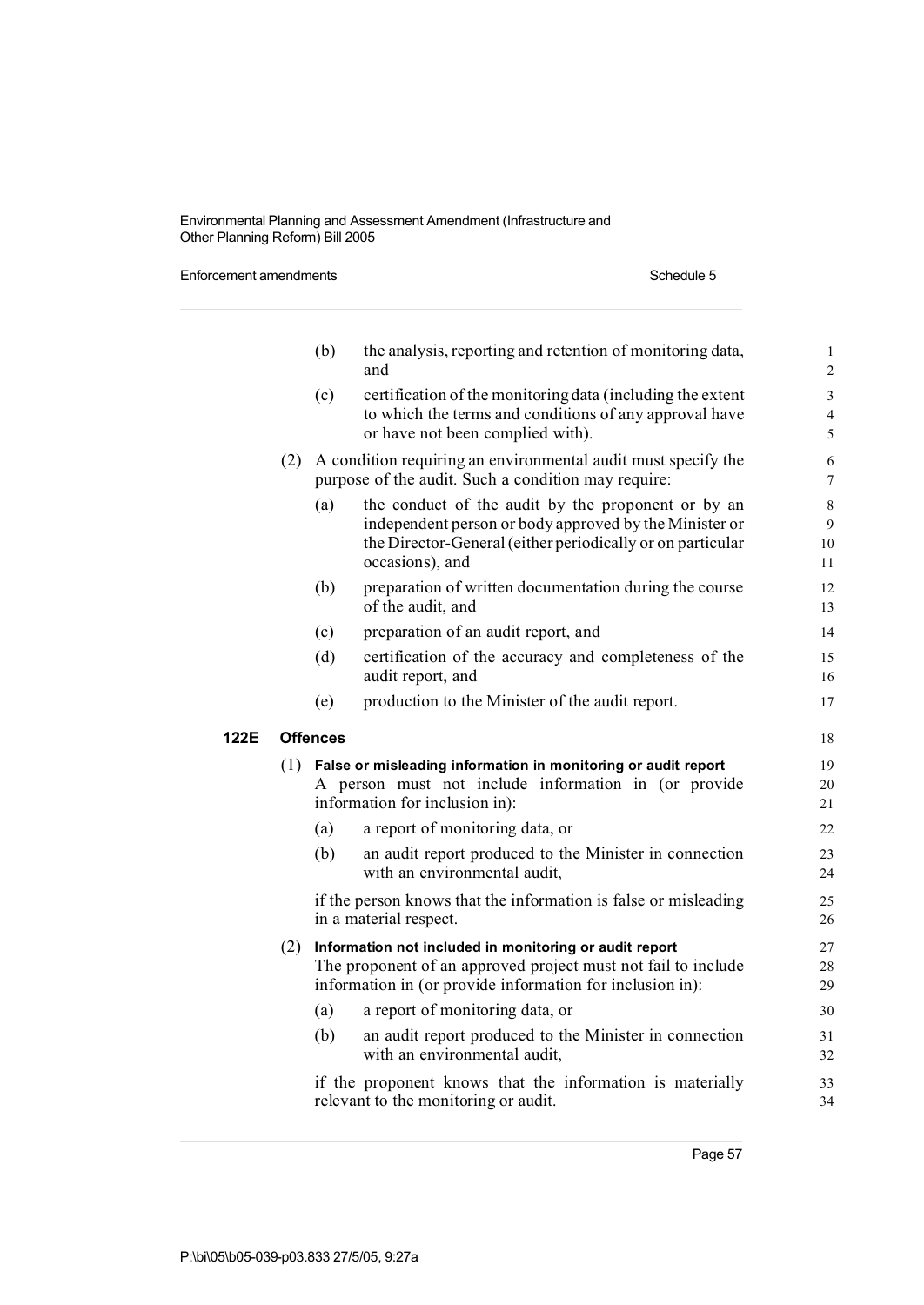(b) the analysis, reporting and retention of monitoring data, and

(c) certification of the monitoring data (including the extent to which the terms and conditions of any approval have or have not been complied with).

(2) A condition requiring an environmental audit must specify the purpose of the audit. Such a condition may require:

(a) the conduct of the audit by the proponent or by an independent person or body approved by the Minister or the Director-General (either periodically or on particular occasions), and

(b) preparation of written documentation during the course of the audit, and

(c) preparation of an audit report, and

(d) certification of the accuracy and completeness of the audit report, and

(e) production to the Minister of the audit report.

### 122E Offences

(1) **False or misleading information in monitoring or audit report**

A person must not include information in (or provide information for inclusion in):

(a) a report of monitoring data, or

(b) an audit report produced to the Minister in connection with an environmental audit,

if the person knows that the information is false or misleading in a material respect.

(2) **Information not included in monitoring or audit report**

The proponent of an approved project must not fail to include information in (or provide information for inclusion in):

(a) a report of monitoring data, or

(b) an audit report produced to the Minister in connection with an environmental audit,

if the proponent knows that the information is materially relevant to the monitoring or audit.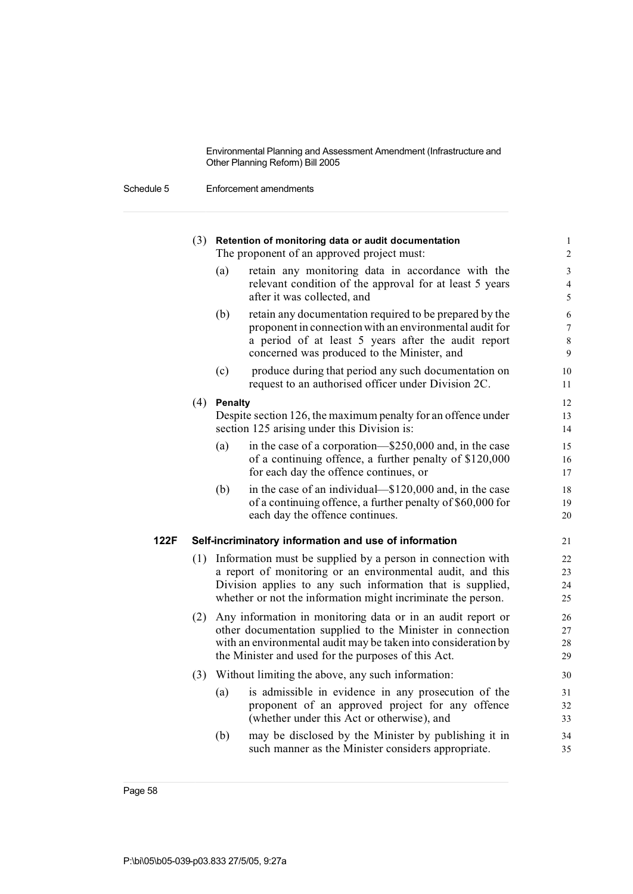(3) **Retention of monitoring data or audit documentation**

The proponent of an approved project must:

(a) retain any monitoring data in accordance with the relevant condition of the approval for at least 5 years after it was collected, and

(b) retain any documentation required to be prepared by the proponent in connection with an environmental audit for a period of at least 5 years after the audit report concerned was produced to the Minister, and

(c) produce during that period any such documentation on request to an authorised officer under Division 2C.

(4) **Penalty**

Despite section 126, the maximum penalty for an offence under section 125 arising under this Division is:

(a) in the case of a corporation—$250,000 and, in the case of a continuing offence, a further penalty of $120,000 for each day the offence continues, or

(b) in the case of an individual—$120,000 and, in the case of a continuing offence, a further penalty of $60,000 for each day the offence continues.

**122F Self-incriminatory information and use of information**

(1) Information must be supplied by a person in connection with a report of monitoring or an environmental audit, and this Division applies to any such information that is supplied, whether or not the information might incriminate the person.

(2) Any information in monitoring data or in an audit report or other documentation supplied to the Minister in connection with an environmental audit may be taken into consideration by the Minister and used for the purposes of this Act.

(3) Without limiting the above, any such information:

(a) is admissible in evidence in any prosecution of the proponent of an approved project for any offence (whether under this Act or otherwise), and

(b) may be disclosed by the Minister by publishing it in such manner as the Minister considers appropriate.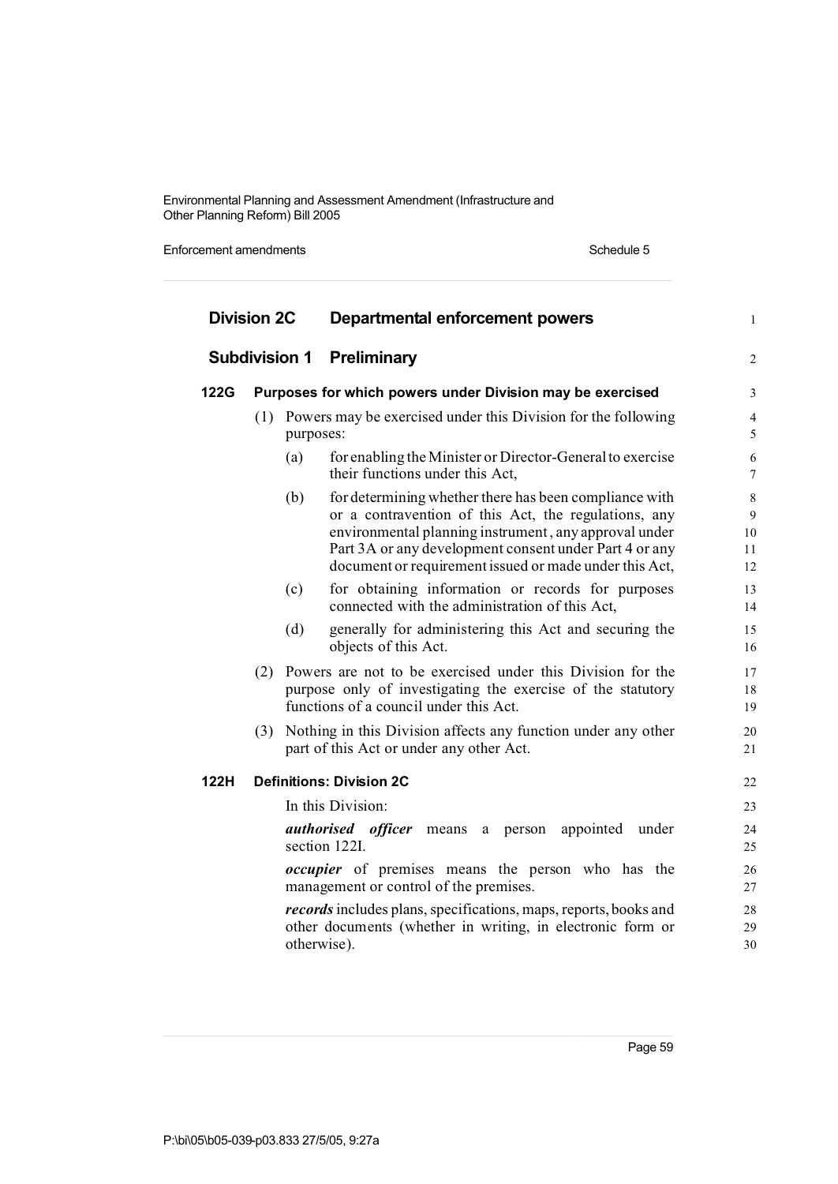## Division 2C Departmental enforcement powers

### Subdivision 1 Preliminary

#### 122G Purposes for which powers under Division may be exercised

(1) Powers may be exercised under this Division for the following purposes:

- (a) for enabling the Minister or Director-General to exercise their functions under this Act,
- (b) for determining whether there has been compliance with or a contravention of this Act, the regulations, any environmental planning instrument, any approval under Part 3A or any development consent under Part 4 or any document or requirement issued or made under this Act,
- (c) for obtaining information or records for purposes connected with the administration of this Act,
- (d) generally for administering this Act and securing the objects of this Act.

(2) Powers are not to be exercised under this Division for the purpose only of investigating the exercise of the statutory functions of a council under this Act.

(3) Nothing in this Division affects any function under any other part of this Act or under any other Act.

#### 122H Definitions: Division 2C

In this Division:

***authorised officer*** means a person appointed under section 122I.

***occupier*** of premises means the person who has the management or control of the premises.

***records*** includes plans, specifications, maps, reports, books and other documents (whether in writing, in electronic form or otherwise).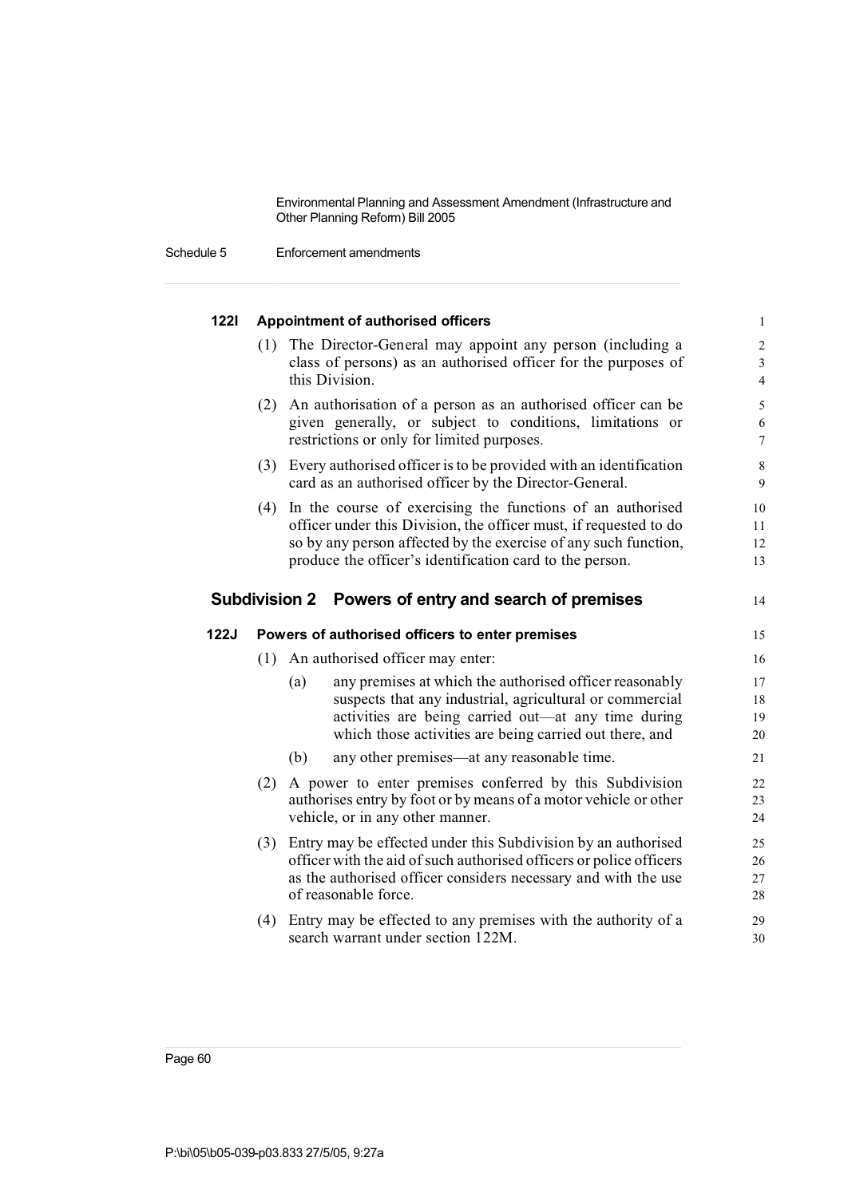**122I Appointment of authorised officers**

(1) The Director-General may appoint any person (including a class of persons) as an authorised officer for the purposes of this Division.

(2) An authorisation of a person as an authorised officer can be given generally, or subject to conditions, limitations or restrictions or only for limited purposes.

(3) Every authorised officer is to be provided with an identification card as an authorised officer by the Director-General.

(4) In the course of exercising the functions of an authorised officer under this Division, the officer must, if requested to do so by any person affected by the exercise of any such function, produce the officer's identification card to the person.

## Subdivision 2 Powers of entry and search of premises

**122J Powers of authorised officers to enter premises**

(1) An authorised officer may enter:

(a) any premises at which the authorised officer reasonably suspects that any industrial, agricultural or commercial activities are being carried out—at any time during which those activities are being carried out there, and

(b) any other premises—at any reasonable time.

(2) A power to enter premises conferred by this Subdivision authorises entry by foot or by means of a motor vehicle or other vehicle, or in any other manner.

(3) Entry may be effected under this Subdivision by an authorised officer with the aid of such authorised officers or police officers as the authorised officer considers necessary and with the use of reasonable force.

(4) Entry may be effected to any premises with the authority of a search warrant under section 122M.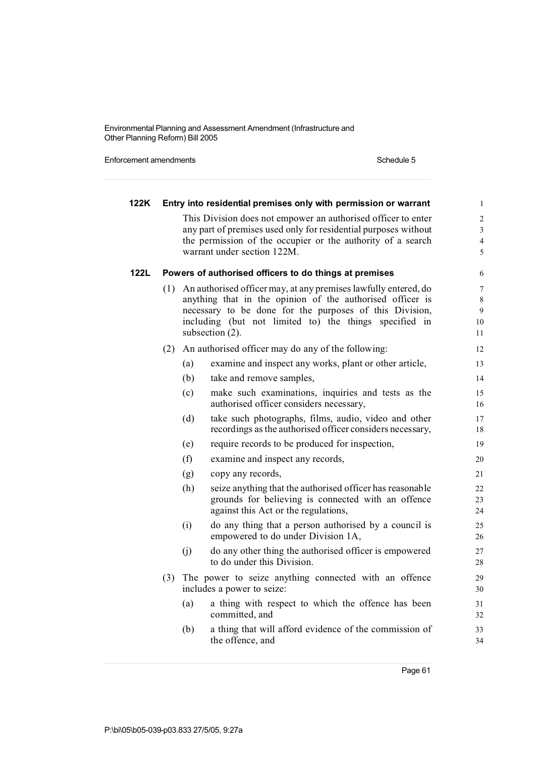**122K Entry into residential premises only with permission or warrant**

This Division does not empower an authorised officer to enter any part of premises used only for residential purposes without the permission of the occupier or the authority of a search warrant under section 122M.

**122L Powers of authorised officers to do things at premises**

(1) An authorised officer may, at any premises lawfully entered, do anything that in the opinion of the authorised officer is necessary to be done for the purposes of this Division, including (but not limited to) the things specified in subsection (2).

(2) An authorised officer may do any of the following:

(a) examine and inspect any works, plant or other article,

(b) take and remove samples,

(c) make such examinations, inquiries and tests as the authorised officer considers necessary,

(d) take such photographs, films, audio, video and other recordings as the authorised officer considers necessary,

(e) require records to be produced for inspection,

(f) examine and inspect any records,

(g) copy any records,

(h) seize anything that the authorised officer has reasonable grounds for believing is connected with an offence against this Act or the regulations,

(i) do any thing that a person authorised by a council is empowered to do under Division 1A,

(j) do any other thing the authorised officer is empowered to do under this Division.

(3) The power to seize anything connected with an offence includes a power to seize:

(a) a thing with respect to which the offence has been committed, and

(b) a thing that will afford evidence of the commission of the offence, and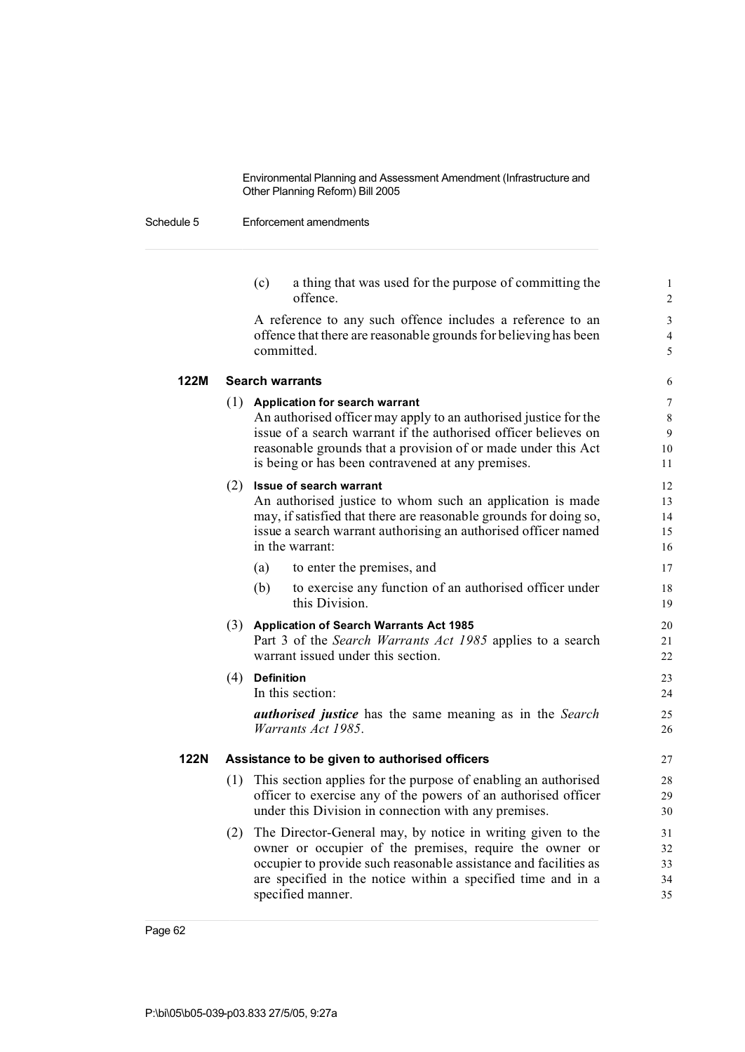(c) a thing that was used for the purpose of committing the offence.

A reference to any such offence includes a reference to an offence that there are reasonable grounds for believing has been committed.

**122M Search warrants**

(1) **Application for search warrant**

An authorised officer may apply to an authorised justice for the issue of a search warrant if the authorised officer believes on reasonable grounds that a provision of or made under this Act is being or has been contravened at any premises.

(2) **Issue of search warrant**

An authorised justice to whom such an application is made may, if satisfied that there are reasonable grounds for doing so, issue a search warrant authorising an authorised officer named in the warrant:

(a) to enter the premises, and

(b) to exercise any function of an authorised officer under this Division.

(3) **Application of Search Warrants Act 1985**

Part 3 of the *Search Warrants Act 1985* applies to a search warrant issued under this section.

(4) **Definition**

In this section:

***authorised justice*** has the same meaning as in the *Search Warrants Act 1985*.

**122N Assistance to be given to authorised officers**

(1) This section applies for the purpose of enabling an authorised officer to exercise any of the powers of an authorised officer under this Division in connection with any premises.

(2) The Director-General may, by notice in writing given to the owner or occupier of the premises, require the owner or occupier to provide such reasonable assistance and facilities as are specified in the notice within a specified time and in a specified manner.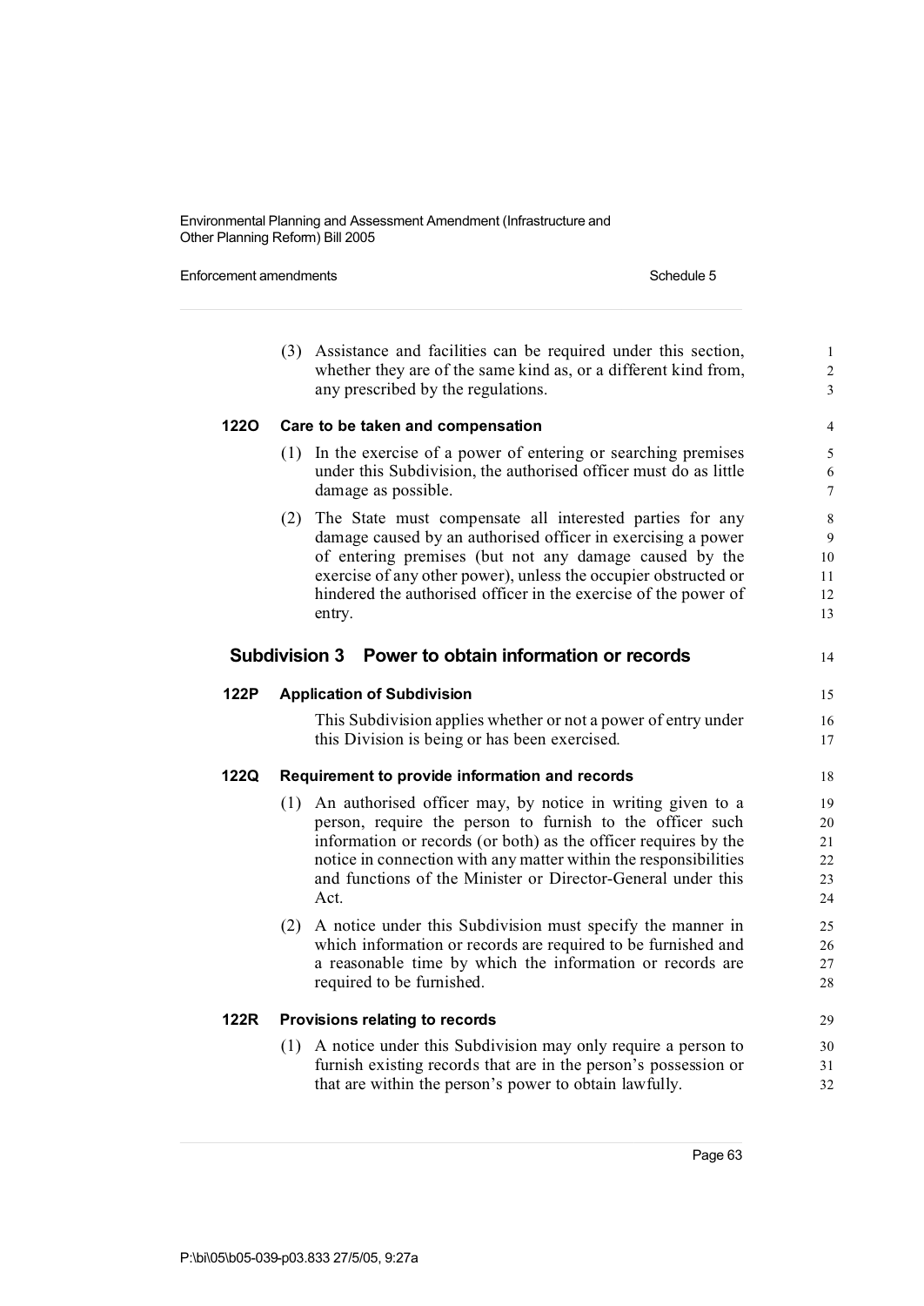(3) Assistance and facilities can be required under this section, whether they are of the same kind as, or a different kind from, any prescribed by the regulations.

**122O Care to be taken and compensation**

(1) In the exercise of a power of entering or searching premises under this Subdivision, the authorised officer must do as little damage as possible.

(2) The State must compensate all interested parties for any damage caused by an authorised officer in exercising a power of entering premises (but not any damage caused by the exercise of any other power), unless the occupier obstructed or hindered the authorised officer in the exercise of the power of entry.

## Subdivision 3 Power to obtain information or records

**122P Application of Subdivision**

This Subdivision applies whether or not a power of entry under this Division is being or has been exercised.

**122Q Requirement to provide information and records**

(1) An authorised officer may, by notice in writing given to a person, require the person to furnish to the officer such information or records (or both) as the officer requires by the notice in connection with any matter within the responsibilities and functions of the Minister or Director-General under this Act.

(2) A notice under this Subdivision must specify the manner in which information or records are required to be furnished and a reasonable time by which the information or records are required to be furnished.

**122R Provisions relating to records**

(1) A notice under this Subdivision may only require a person to furnish existing records that are in the person's possession or that are within the person's power to obtain lawfully.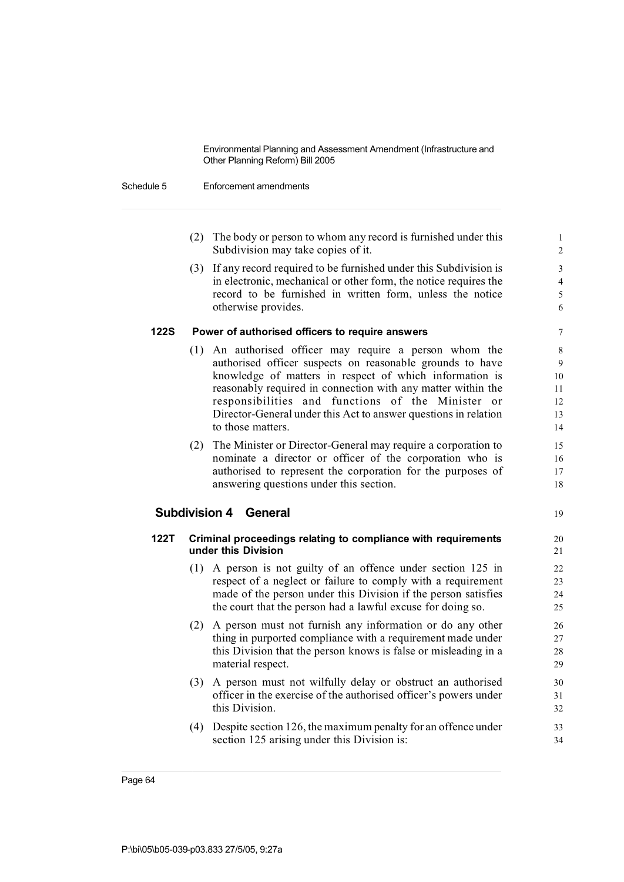(2) The body or person to whom any record is furnished under this Subdivision may take copies of it.

(3) If any record required to be furnished under this Subdivision is in electronic, mechanical or other form, the notice requires the record to be furnished in written form, unless the notice otherwise provides.

**122S Power of authorised officers to require answers**

(1) An authorised officer may require a person whom the authorised officer suspects on reasonable grounds to have knowledge of matters in respect of which information is reasonably required in connection with any matter within the responsibilities and functions of the Minister or Director-General under this Act to answer questions in relation to those matters.

(2) The Minister or Director-General may require a corporation to nominate a director or officer of the corporation who is authorised to represent the corporation for the purposes of answering questions under this section.

## Subdivision 4 General

**122T Criminal proceedings relating to compliance with requirements under this Division**

(1) A person is not guilty of an offence under section 125 in respect of a neglect or failure to comply with a requirement made of the person under this Division if the person satisfies the court that the person had a lawful excuse for doing so.

(2) A person must not furnish any information or do any other thing in purported compliance with a requirement made under this Division that the person knows is false or misleading in a material respect.

(3) A person must not wilfully delay or obstruct an authorised officer in the exercise of the authorised officer's powers under this Division.

(4) Despite section 126, the maximum penalty for an offence under section 125 arising under this Division is: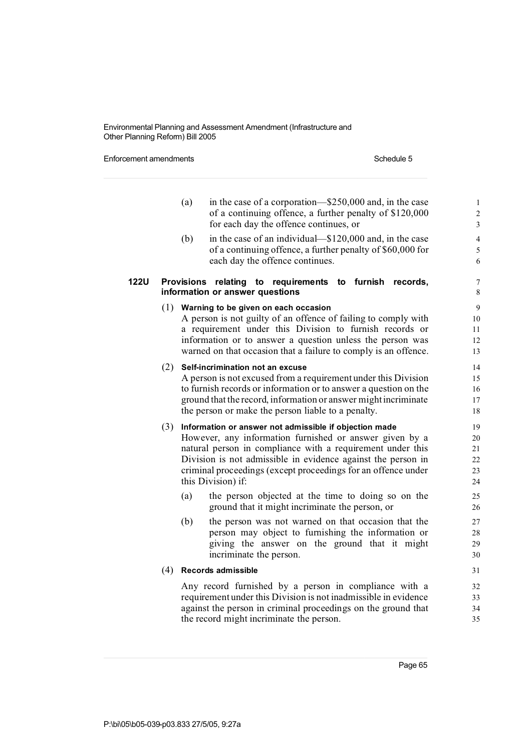(a) in the case of a corporation—$250,000 and, in the case of a continuing offence, a further penalty of $120,000 for each day the offence continues, or

(b) in the case of an individual—$120,000 and, in the case of a continuing offence, a further penalty of $60,000 for each day the offence continues.

### 122U Provisions relating to requirements to furnish records, information or answer questions

(1) **Warning to be given on each occasion**

A person is not guilty of an offence of failing to comply with a requirement under this Division to furnish records or information or to answer a question unless the person was warned on that occasion that a failure to comply is an offence.

(2) **Self-incrimination not an excuse**

A person is not excused from a requirement under this Division to furnish records or information or to answer a question on the ground that the record, information or answer might incriminate the person or make the person liable to a penalty.

(3) **Information or answer not admissible if objection made**

However, any information furnished or answer given by a natural person in compliance with a requirement under this Division is not admissible in evidence against the person in criminal proceedings (except proceedings for an offence under this Division) if:

(a) the person objected at the time to doing so on the ground that it might incriminate the person, or

(b) the person was not warned on that occasion that the person may object to furnishing the information or giving the answer on the ground that it might incriminate the person.

(4) **Records admissible**

Any record furnished by a person in compliance with a requirement under this Division is not inadmissible in evidence against the person in criminal proceedings on the ground that the record might incriminate the person.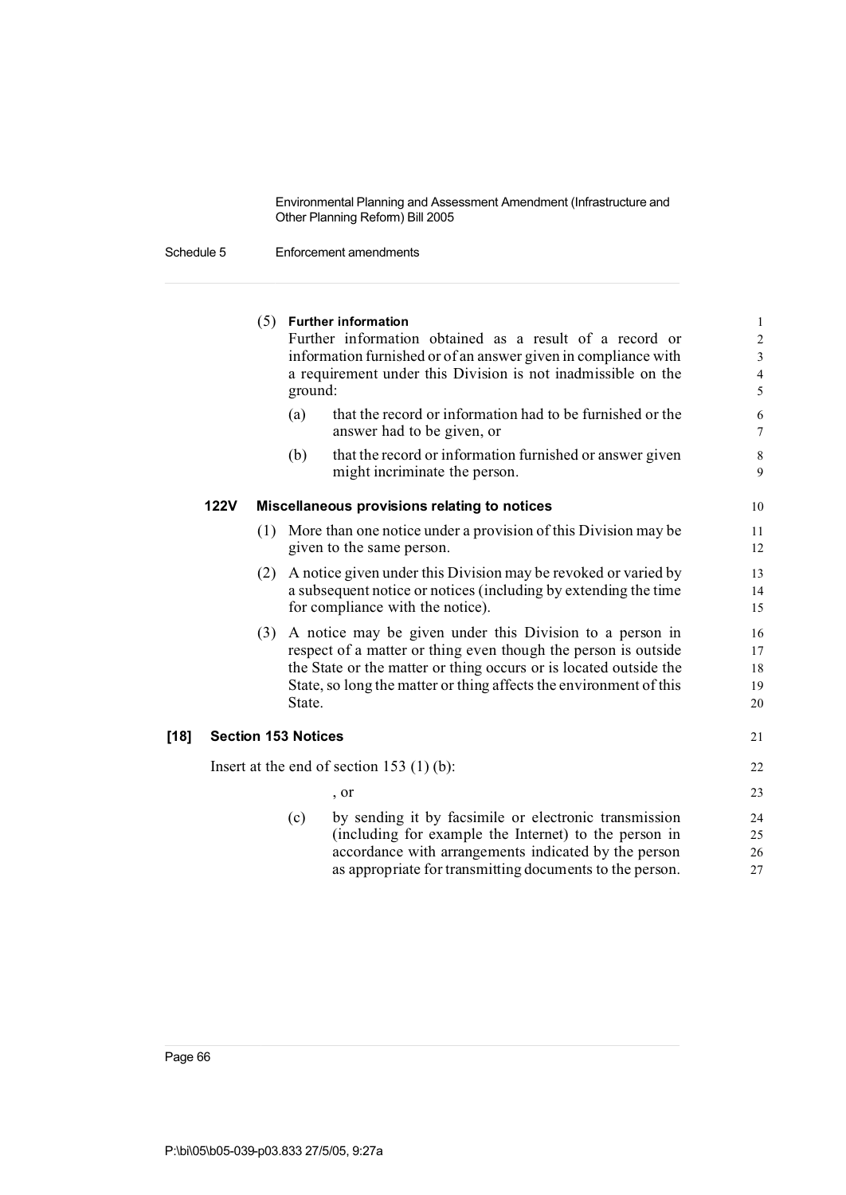(5) **Further information**

Further information obtained as a result of a record or information furnished or of an answer given in compliance with a requirement under this Division is not inadmissible on the ground:

(a) that the record or information had to be furnished or the answer had to be given, or

(b) that the record or information furnished or answer given might incriminate the person.

**122V Miscellaneous provisions relating to notices**

(1) More than one notice under a provision of this Division may be given to the same person.

(2) A notice given under this Division may be revoked or varied by a subsequent notice or notices (including by extending the time for compliance with the notice).

(3) A notice may be given under this Division to a person in respect of a matter or thing even though the person is outside the State or the matter or thing occurs or is located outside the State, so long the matter or thing affects the environment of this State.

**[18] Section 153 Notices**

Insert at the end of section 153 (1) (b):

, or

(c) by sending it by facsimile or electronic transmission (including for example the Internet) to the person in accordance with arrangements indicated by the person as appropriate for transmitting documents to the person.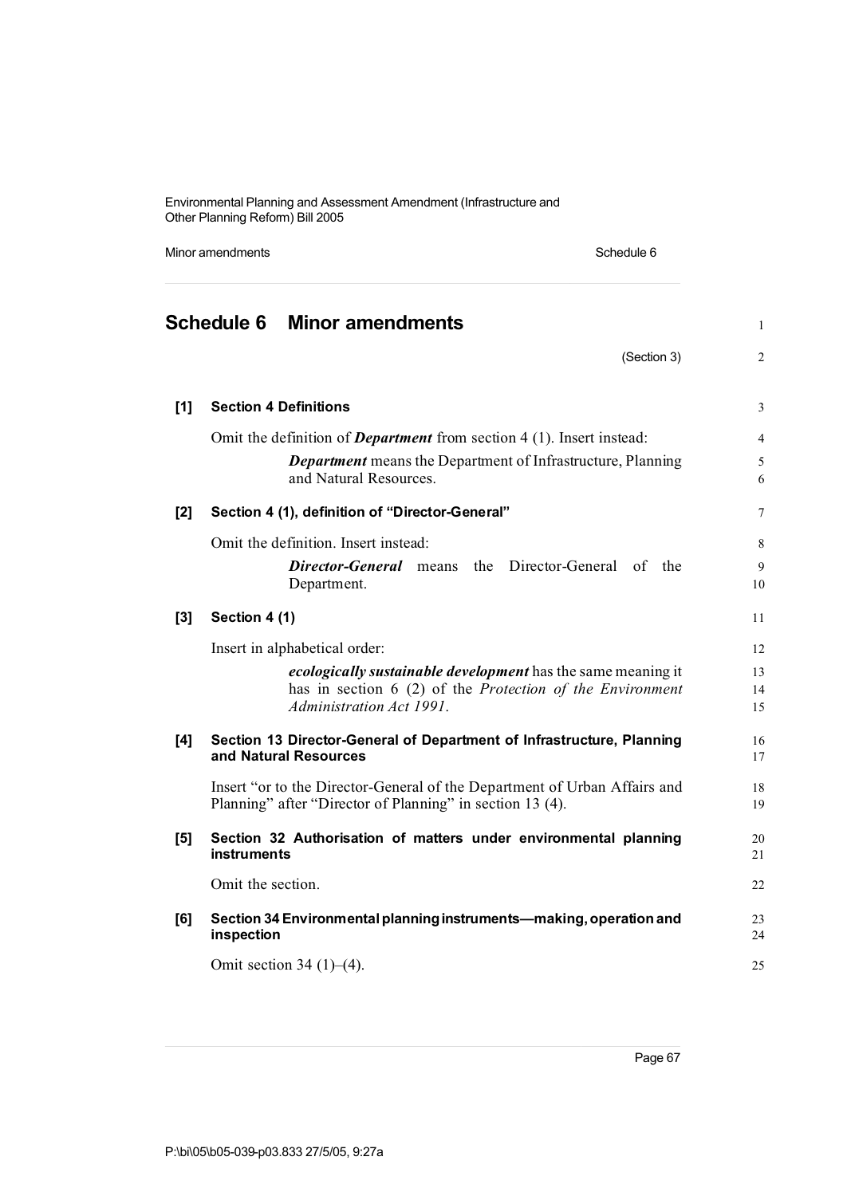# Schedule 6 Minor amendments

(Section 3)

**[1] Section 4 Definitions**

Omit the definition of ***Department*** from section 4 (1). Insert instead:

> ***Department*** means the Department of Infrastructure, Planning and Natural Resources.

**[2] Section 4 (1), definition of "Director-General"**

Omit the definition. Insert instead:

> ***Director-General*** means the Director-General of the Department.

**[3] Section 4 (1)**

Insert in alphabetical order:

> ***ecologically sustainable development*** has the same meaning it has in section 6 (2) of the *Protection of the Environment Administration Act 1991*.

**[4] Section 13 Director-General of Department of Infrastructure, Planning and Natural Resources**

Insert "or to the Director-General of the Department of Urban Affairs and Planning" after "Director of Planning" in section 13 (4).

**[5] Section 32 Authorisation of matters under environmental planning instruments**

Omit the section.

**[6] Section 34 Environmental planning instruments—making, operation and inspection**

Omit section 34 (1)–(4).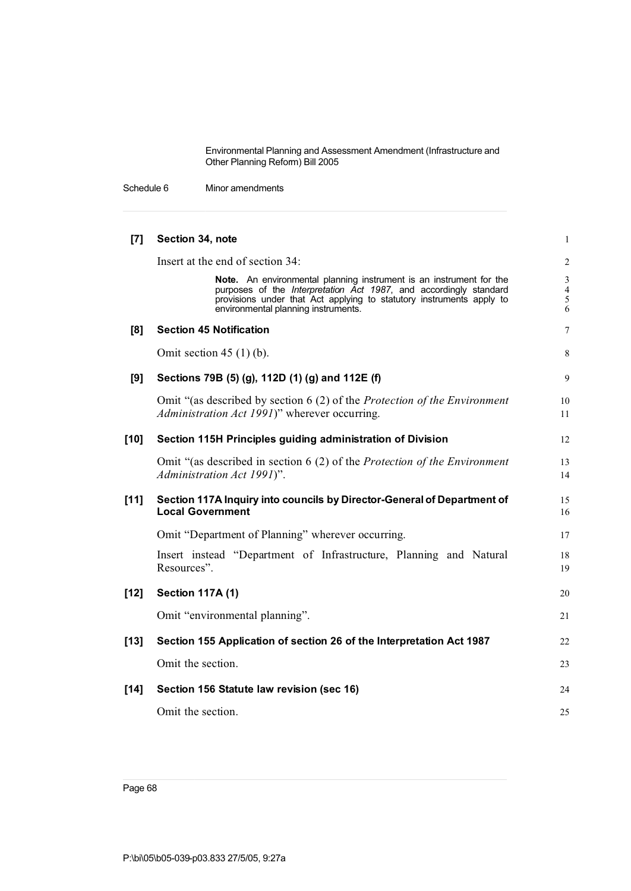**[7] Section 34, note**

Insert at the end of section 34:

> **Note.** An environmental planning instrument is an instrument for the purposes of the *Interpretation Act 1987*, and accordingly standard provisions under that Act applying to statutory instruments apply to environmental planning instruments.

**[8] Section 45 Notification**

Omit section 45 (1) (b).

**[9] Sections 79B (5) (g), 112D (1) (g) and 112E (f)**

Omit "(as described by section 6 (2) of the *Protection of the Environment Administration Act 1991*)" wherever occurring.

**[10] Section 115H Principles guiding administration of Division**

Omit "(as described in section 6 (2) of the *Protection of the Environment Administration Act 1991*)".

**[11] Section 117A Inquiry into councils by Director-General of Department of Local Government**

Omit "Department of Planning" wherever occurring.

Insert instead "Department of Infrastructure, Planning and Natural Resources".

**[12] Section 117A (1)**

Omit "environmental planning".

**[13] Section 155 Application of section 26 of the Interpretation Act 1987**

Omit the section.

**[14] Section 156 Statute law revision (sec 16)**

Omit the section.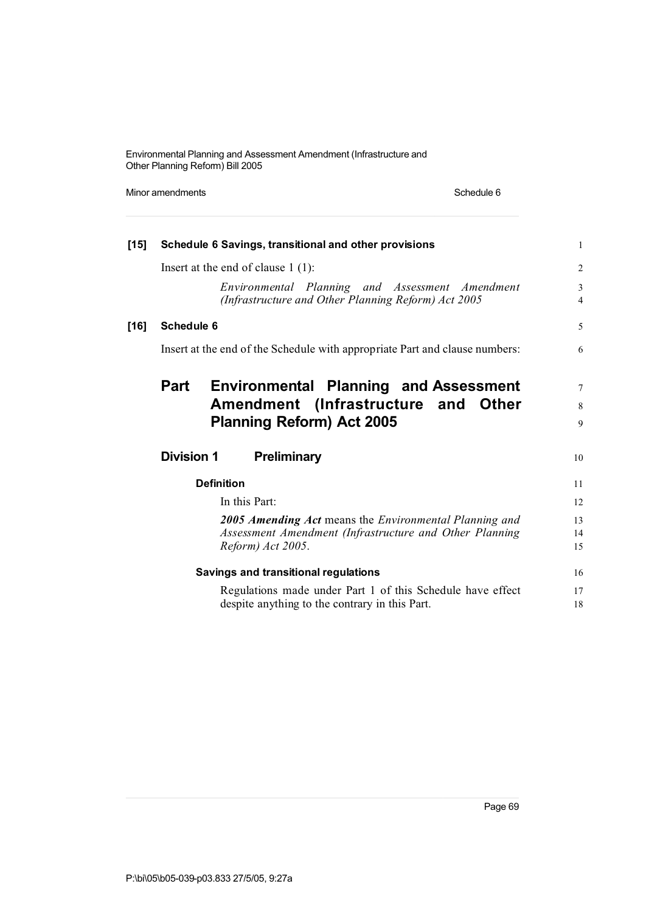**[15] Schedule 6 Savings, transitional and other provisions**

Insert at the end of clause 1 (1):

> *Environmental Planning and Assessment Amendment (Infrastructure and Other Planning Reform) Act 2005*

**[16] Schedule 6**

Insert at the end of the Schedule with appropriate Part and clause numbers:

# Part Environmental Planning and Assessment Amendment (Infrastructure and Other Planning Reform) Act 2005

## Division 1 Preliminary

### Definition

In this Part:

***2005 Amending Act*** means the *Environmental Planning and Assessment Amendment (Infrastructure and Other Planning Reform) Act 2005*.

### Savings and transitional regulations

Regulations made under Part 1 of this Schedule have effect despite anything to the contrary in this Part.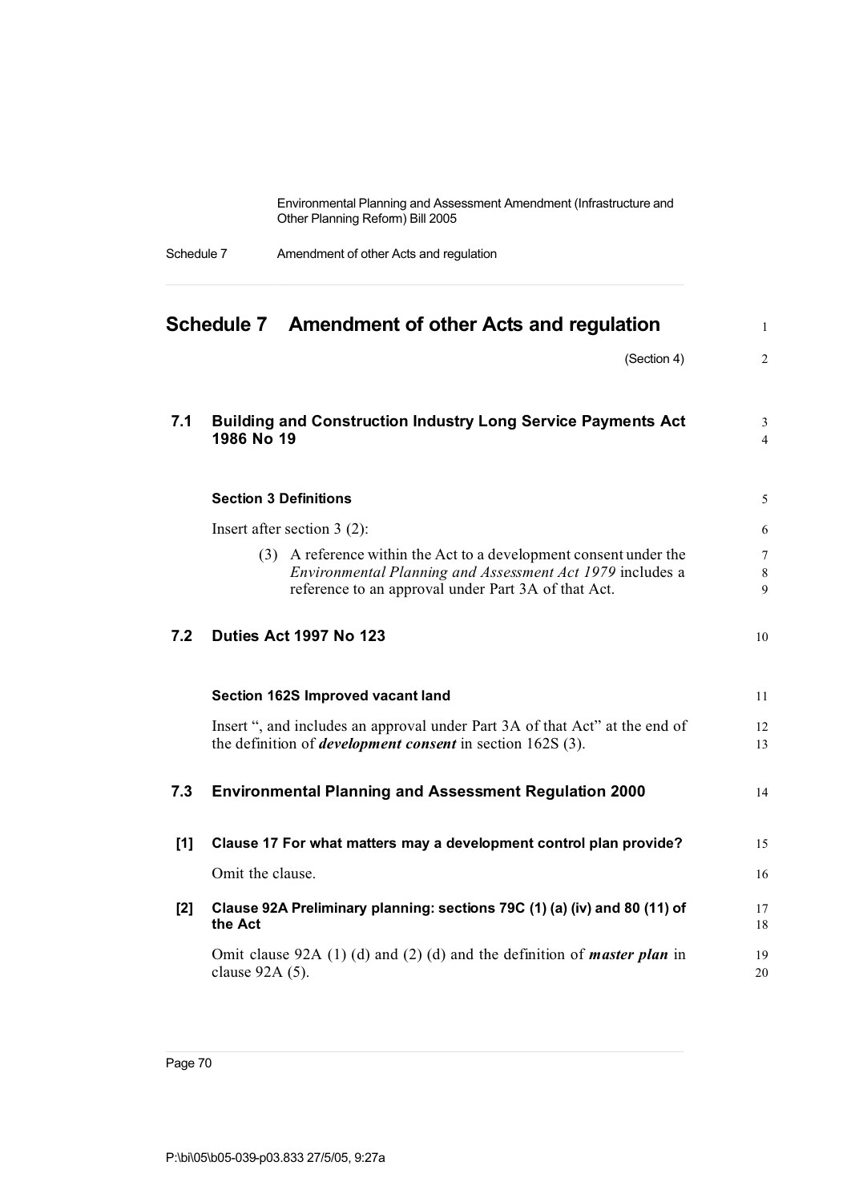# Schedule 7 Amendment of other Acts and regulation

(Section 4)

## 7.1 Building and Construction Industry Long Service Payments Act 1986 No 19

### Section 3 Definitions

Insert after section 3 (2):

(3) A reference within the Act to a development consent under the *Environmental Planning and Assessment Act 1979* includes a reference to an approval under Part 3A of that Act.

## 7.2 Duties Act 1997 No 123

### Section 162S Improved vacant land

Insert ", and includes an approval under Part 3A of that Act" at the end of the definition of ***development consent*** in section 162S (3).

## 7.3 Environmental Planning and Assessment Regulation 2000

### [1] Clause 17 For what matters may a development control plan provide?

Omit the clause.

### [2] Clause 92A Preliminary planning: sections 79C (1) (a) (iv) and 80 (11) of the Act

Omit clause 92A (1) (d) and (2) (d) and the definition of ***master plan*** in clause 92A (5).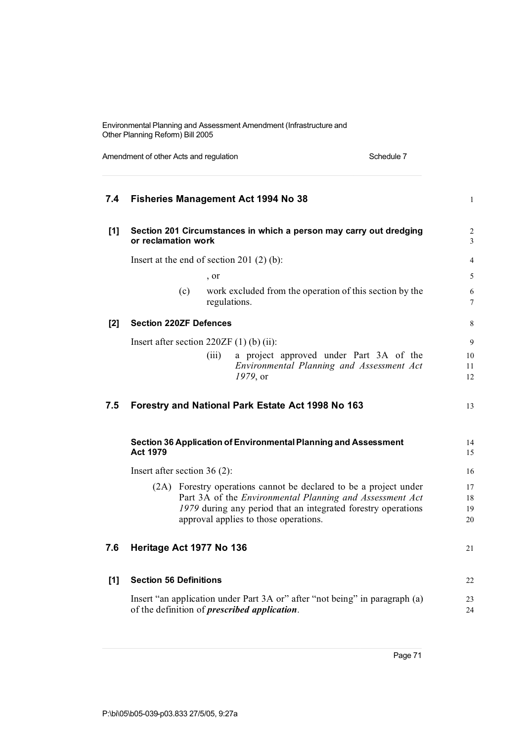## 7.4 Fisheries Management Act 1994 No 38

### [1] Section 201 Circumstances in which a person may carry out dredging or reclamation work

Insert at the end of section 201 (2) (b):

, or

(c) work excluded from the operation of this section by the regulations.

### [2] Section 220ZF Defences

Insert after section 220ZF (1) (b) (ii):

(iii) a project approved under Part 3A of the *Environmental Planning and Assessment Act 1979*, or

## 7.5 Forestry and National Park Estate Act 1998 No 163

### Section 36 Application of Environmental Planning and Assessment Act 1979

Insert after section 36 (2):

(2A) Forestry operations cannot be declared to be a project under Part 3A of the *Environmental Planning and Assessment Act 1979* during any period that an integrated forestry operations approval applies to those operations.

## 7.6 Heritage Act 1977 No 136

### [1] Section 56 Definitions

Insert "an application under Part 3A or" after "not being" in paragraph (a) of the definition of ***prescribed application***.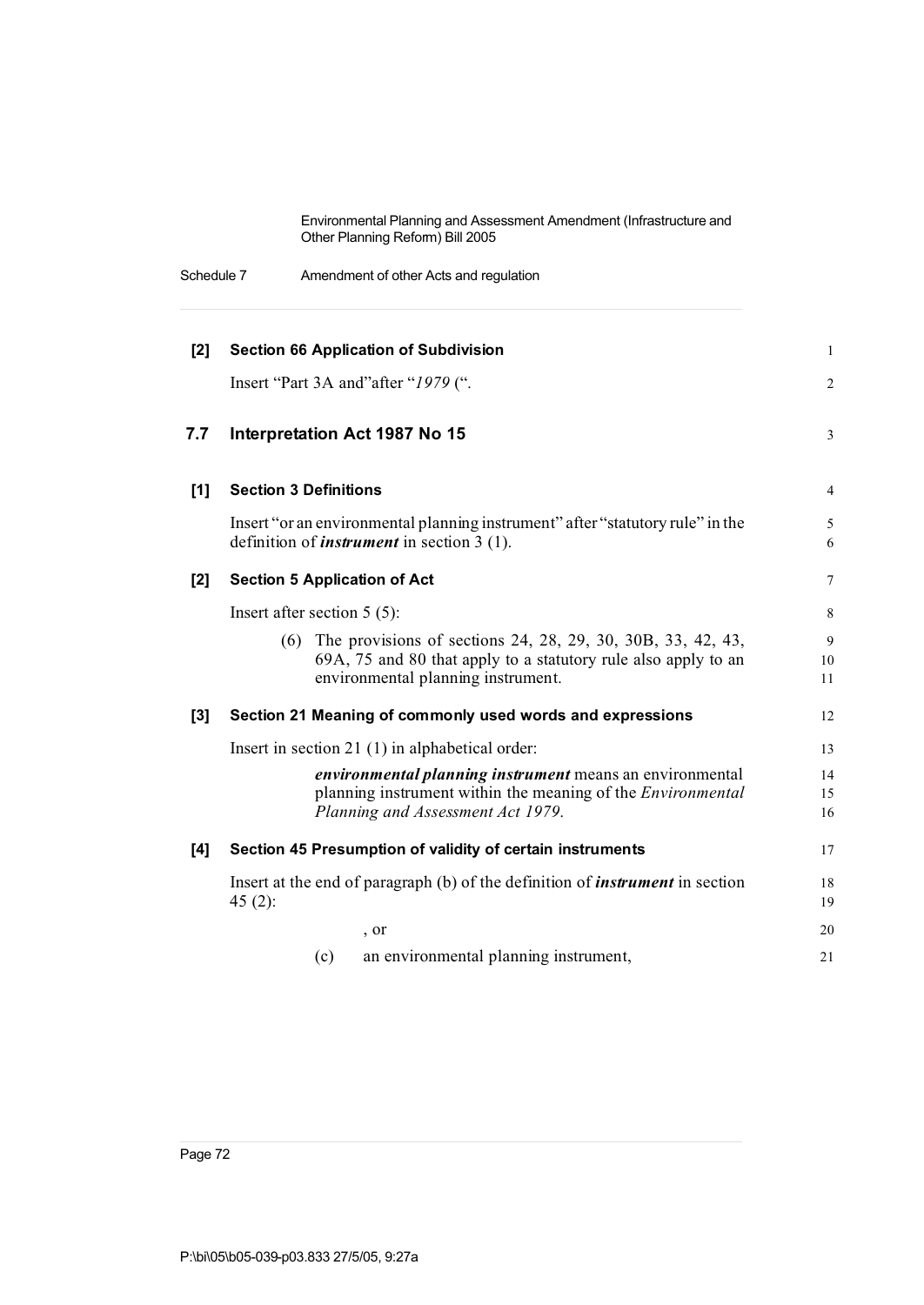**[2] Section 66 Application of Subdivision**

Insert "Part 3A and"after "*1979* (".

## 7.7 Interpretation Act 1987 No 15

**[1] Section 3 Definitions**

Insert "or an environmental planning instrument" after "statutory rule" in the definition of ***instrument*** in section 3 (1).

**[2] Section 5 Application of Act**

Insert after section 5 (5):

> (6) The provisions of sections 24, 28, 29, 30, 30B, 33, 42, 43, 69A, 75 and 80 that apply to a statutory rule also apply to an environmental planning instrument.

**[3] Section 21 Meaning of commonly used words and expressions**

Insert in section 21 (1) in alphabetical order:

> ***environmental planning instrument*** means an environmental planning instrument within the meaning of the *Environmental Planning and Assessment Act 1979*.

**[4] Section 45 Presumption of validity of certain instruments**

Insert at the end of paragraph (b) of the definition of ***instrument*** in section 45 (2):

> , or
>
> (c) an environmental planning instrument,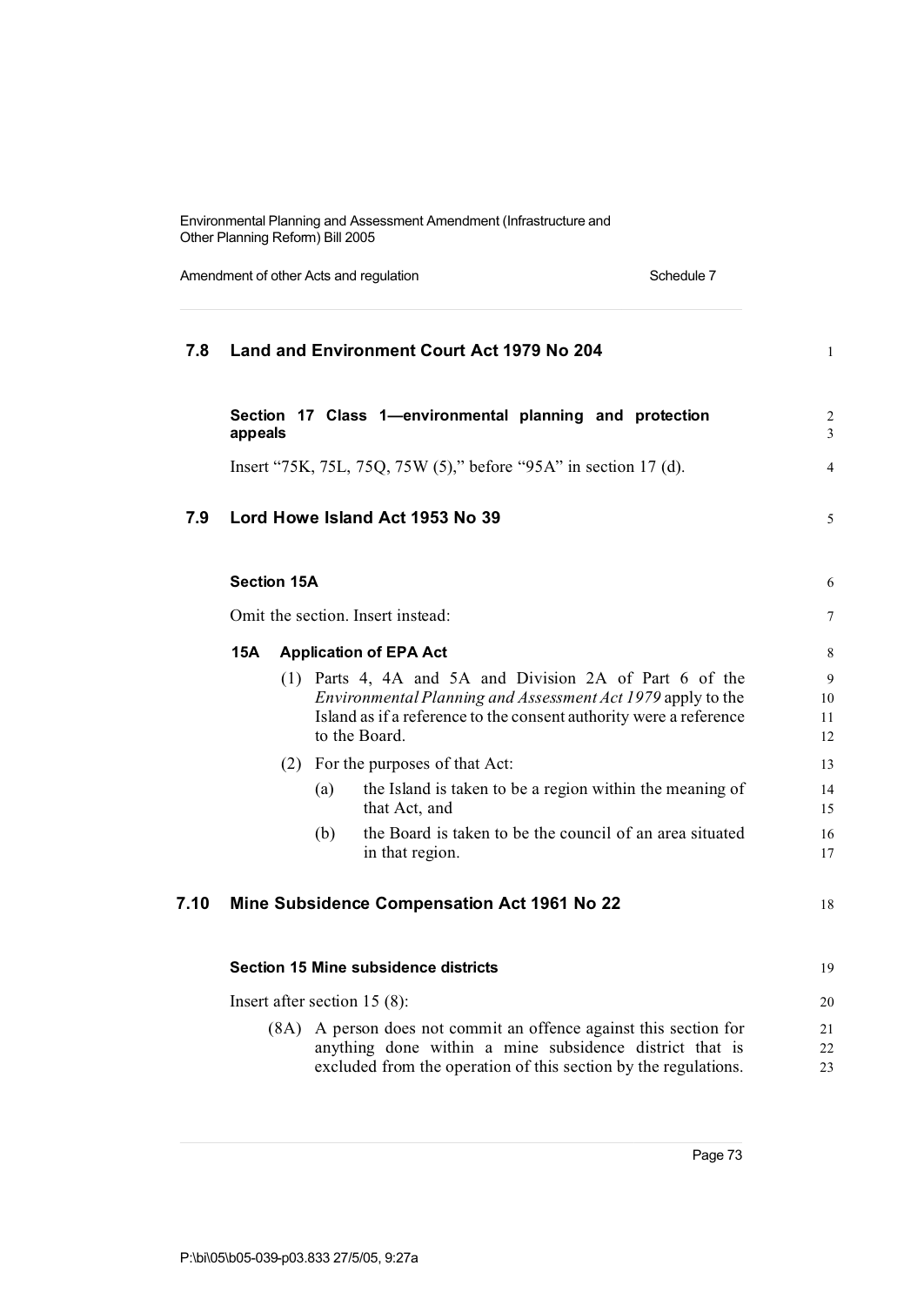## 7.8 Land and Environment Court Act 1979 No 204

### Section 17 Class 1—environmental planning and protection appeals

Insert "75K, 75L, 75Q, 75W (5)," before "95A" in section 17 (d).

## 7.9 Lord Howe Island Act 1953 No 39

### Section 15A

Omit the section. Insert instead:

**15A Application of EPA Act**

(1) Parts 4, 4A and 5A and Division 2A of Part 6 of the *Environmental Planning and Assessment Act 1979* apply to the Island as if a reference to the consent authority were a reference to the Board.

(2) For the purposes of that Act:

(a) the Island is taken to be a region within the meaning of that Act, and

(b) the Board is taken to be the council of an area situated in that region.

## 7.10 Mine Subsidence Compensation Act 1961 No 22

### Section 15 Mine subsidence districts

Insert after section 15 (8):

(8A) A person does not commit an offence against this section for anything done within a mine subsidence district that is excluded from the operation of this section by the regulations.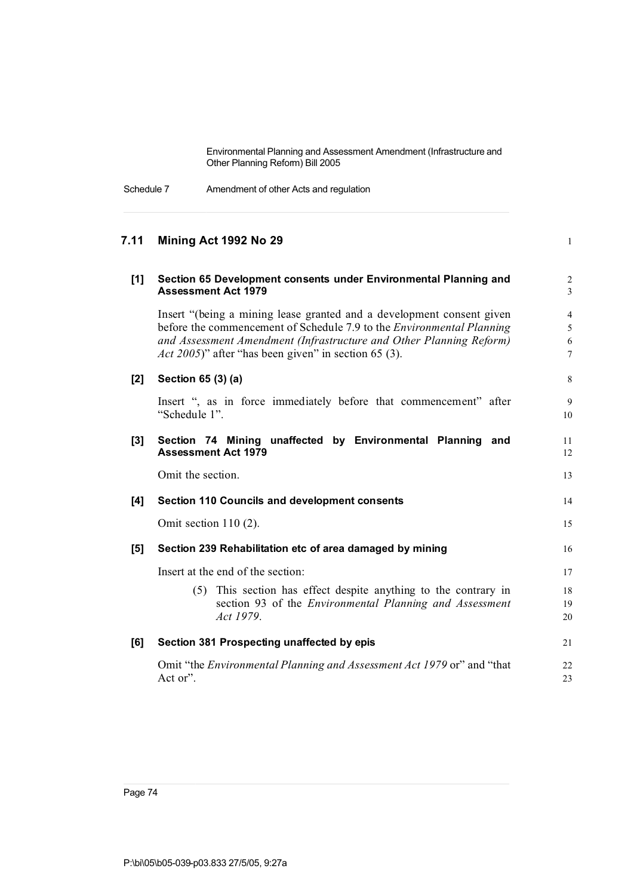## 7.11 Mining Act 1992 No 29

### [1] Section 65 Development consents under Environmental Planning and Assessment Act 1979

Insert "(being a mining lease granted and a development consent given before the commencement of Schedule 7.9 to the *Environmental Planning and Assessment Amendment (Infrastructure and Other Planning Reform) Act 2005*)" after "has been given" in section 65 (3).

### [2] Section 65 (3) (a)

Insert ", as in force immediately before that commencement" after "Schedule 1".

### [3] Section 74 Mining unaffected by Environmental Planning and Assessment Act 1979

Omit the section.

### [4] Section 110 Councils and development consents

Omit section 110 (2).

### [5] Section 239 Rehabilitation etc of area damaged by mining

Insert at the end of the section:

(5) This section has effect despite anything to the contrary in section 93 of the *Environmental Planning and Assessment Act 1979*.

### [6] Section 381 Prospecting unaffected by epis

Omit "the *Environmental Planning and Assessment Act 1979* or" and "that Act or".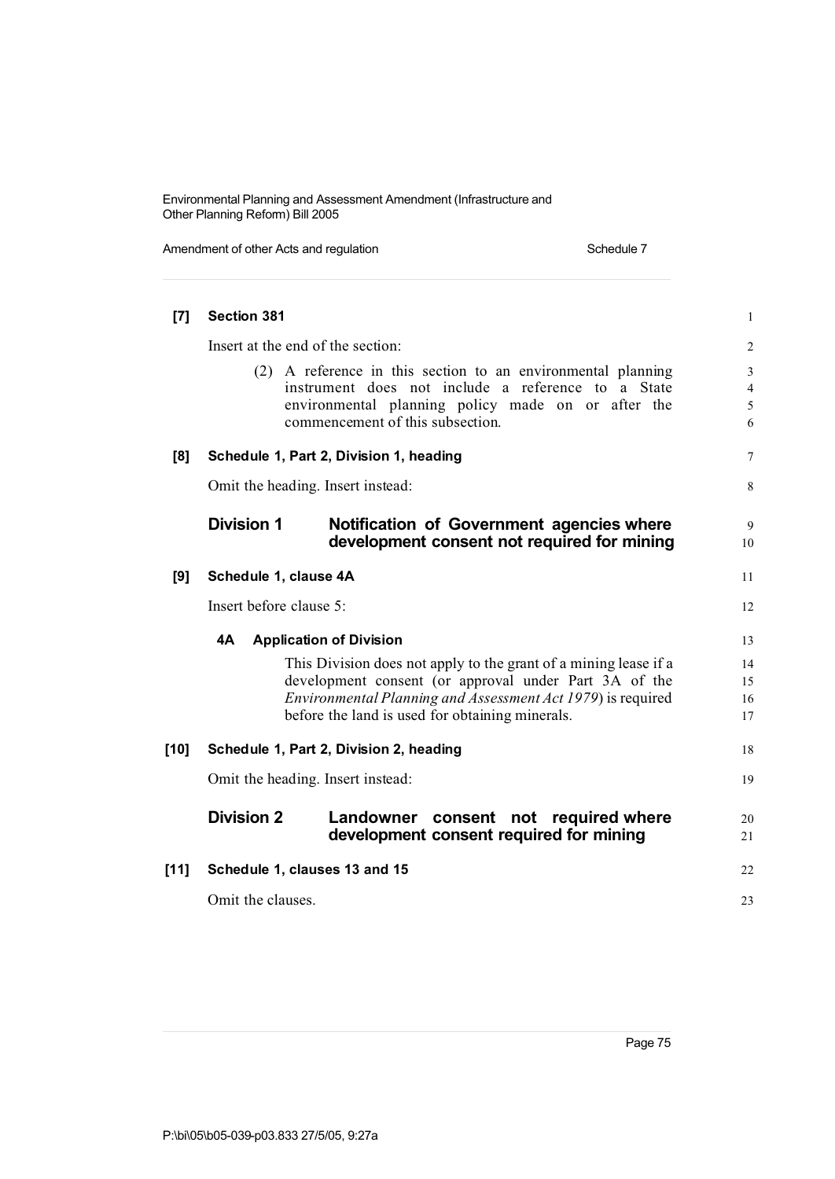**[7] Section 381**

Insert at the end of the section:

> (2) A reference in this section to an environmental planning instrument does not include a reference to a State environmental planning policy made on or after the commencement of this subsection.

**[8] Schedule 1, Part 2, Division 1, heading**

Omit the heading. Insert instead:

## Division 1 Notification of Government agencies where development consent not required for mining

**[9] Schedule 1, clause 4A**

Insert before clause 5:

### 4A Application of Division

This Division does not apply to the grant of a mining lease if a development consent (or approval under Part 3A of the *Environmental Planning and Assessment Act 1979*) is required before the land is used for obtaining minerals.

**[10] Schedule 1, Part 2, Division 2, heading**

Omit the heading. Insert instead:

## Division 2 Landowner consent not required where development consent required for mining

**[11] Schedule 1, clauses 13 and 15**

Omit the clauses.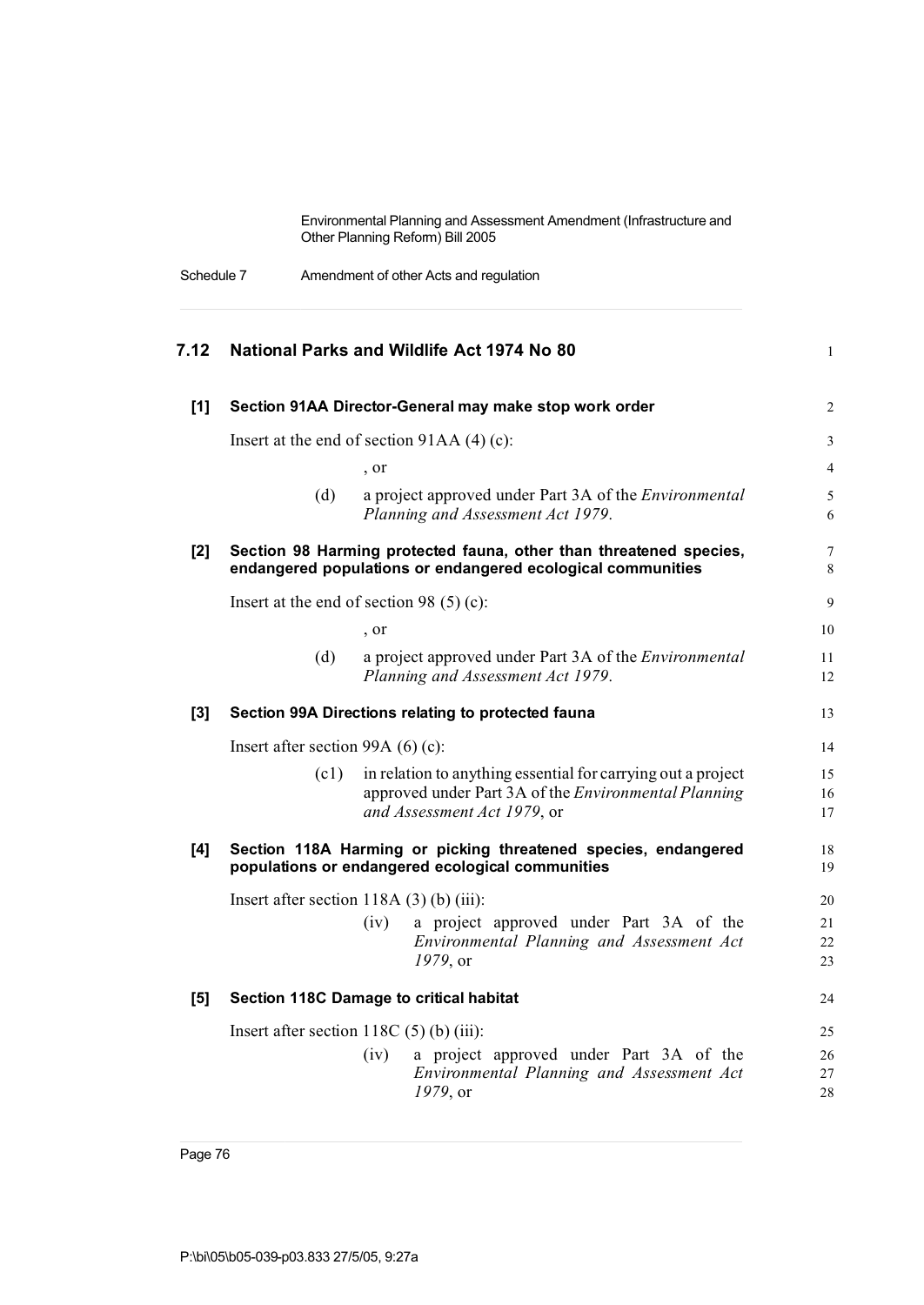## 7.12 National Parks and Wildlife Act 1974 No 80

### [1] Section 91AA Director-General may make stop work order

Insert at the end of section 91AA (4) (c):

, or

(d) a project approved under Part 3A of the *Environmental Planning and Assessment Act 1979*.

### [2] Section 98 Harming protected fauna, other than threatened species, endangered populations or endangered ecological communities

Insert at the end of section 98 (5) (c):

, or

(d) a project approved under Part 3A of the *Environmental Planning and Assessment Act 1979*.

### [3] Section 99A Directions relating to protected fauna

Insert after section 99A (6) (c):

(c1) in relation to anything essential for carrying out a project approved under Part 3A of the *Environmental Planning and Assessment Act 1979*, or

### [4] Section 118A Harming or picking threatened species, endangered populations or endangered ecological communities

Insert after section 118A (3) (b) (iii):

(iv) a project approved under Part 3A of the *Environmental Planning and Assessment Act 1979*, or

### [5] Section 118C Damage to critical habitat

Insert after section 118C (5) (b) (iii):

(iv) a project approved under Part 3A of the *Environmental Planning and Assessment Act 1979*, or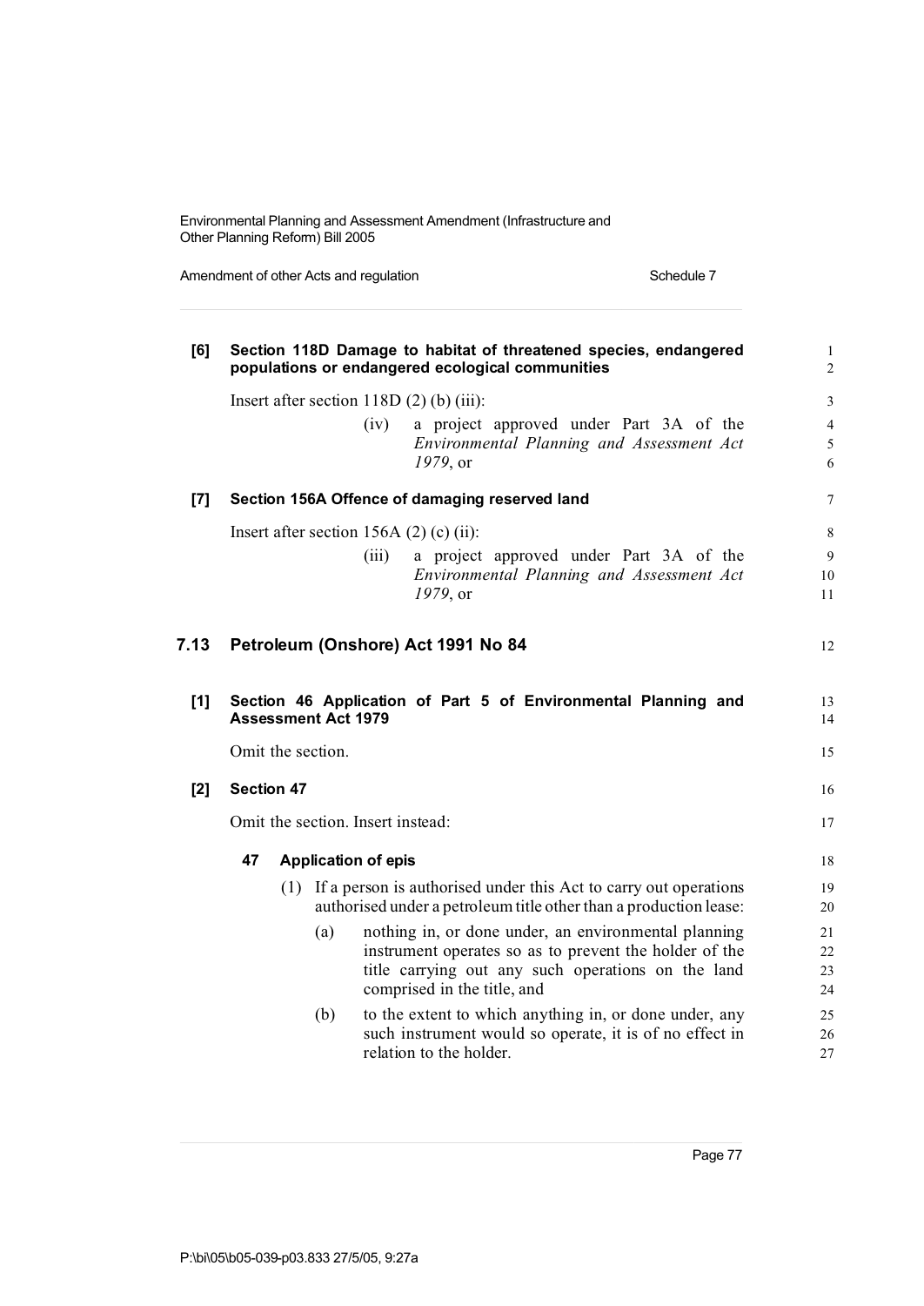**[6] Section 118D Damage to habitat of threatened species, endangered populations or endangered ecological communities**

Insert after section 118D (2) (b) (iii):

> (iv) a project approved under Part 3A of the *Environmental Planning and Assessment Act 1979*, or

**[7] Section 156A Offence of damaging reserved land**

Insert after section 156A (2) (c) (ii):

> (iii) a project approved under Part 3A of the *Environmental Planning and Assessment Act 1979*, or

## 7.13 Petroleum (Onshore) Act 1991 No 84

**[1] Section 46 Application of Part 5 of Environmental Planning and Assessment Act 1979**

Omit the section.

**[2] Section 47**

Omit the section. Insert instead:

> **47 Application of epis**
>
> (1) If a person is authorised under this Act to carry out operations authorised under a petroleum title other than a production lease:
>
> (a) nothing in, or done under, an environmental planning instrument operates so as to prevent the holder of the title carrying out any such operations on the land comprised in the title, and
>
> (b) to the extent to which anything in, or done under, any such instrument would so operate, it is of no effect in relation to the holder.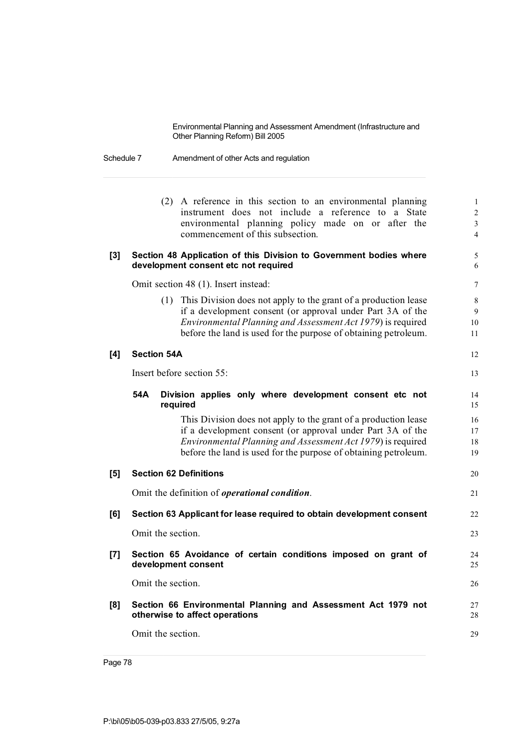(2) A reference in this section to an environmental planning instrument does not include a reference to a State environmental planning policy made on or after the commencement of this subsection.

**[3] Section 48 Application of this Division to Government bodies where development consent etc not required**

Omit section 48 (1). Insert instead:

(1) This Division does not apply to the grant of a production lease if a development consent (or approval under Part 3A of the *Environmental Planning and Assessment Act 1979*) is required before the land is used for the purpose of obtaining petroleum.

**[4] Section 54A**

Insert before section 55:

**54A Division applies only where development consent etc not required**

This Division does not apply to the grant of a production lease if a development consent (or approval under Part 3A of the *Environmental Planning and Assessment Act 1979*) is required before the land is used for the purpose of obtaining petroleum.

**[5] Section 62 Definitions**

Omit the definition of ***operational condition***.

**[6] Section 63 Applicant for lease required to obtain development consent**

Omit the section.

**[7] Section 65 Avoidance of certain conditions imposed on grant of development consent**

Omit the section.

**[8] Section 66 Environmental Planning and Assessment Act 1979 not otherwise to affect operations**

Omit the section.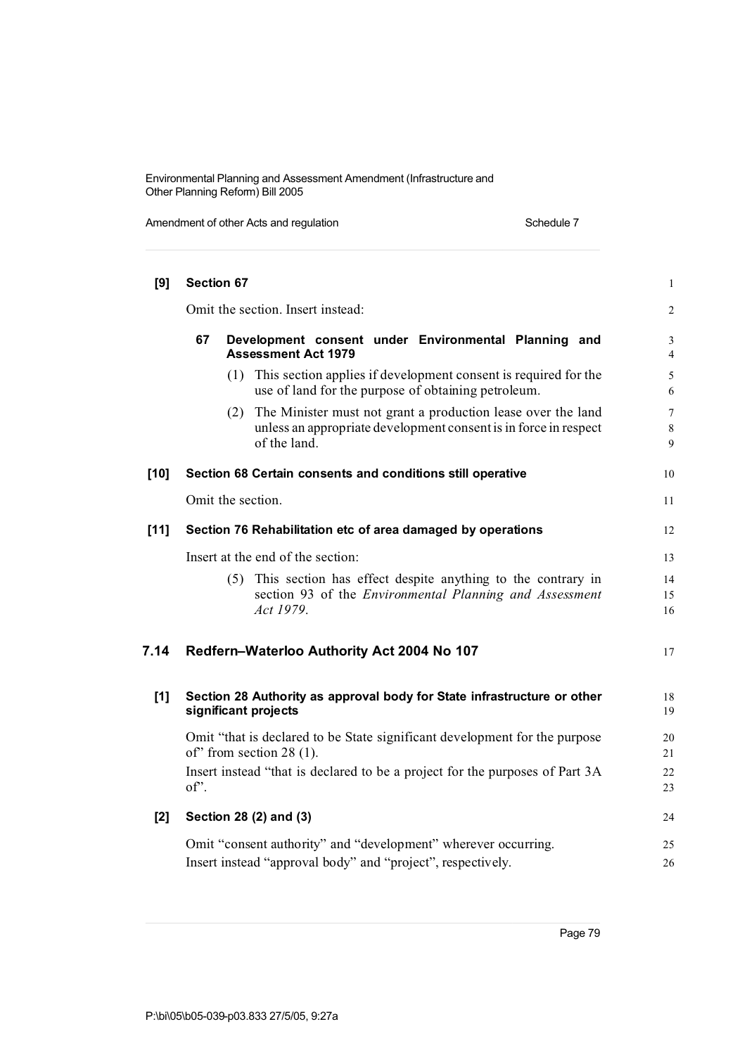**[9] Section 67**

Omit the section. Insert instead:

**67 Development consent under Environmental Planning and Assessment Act 1979**

(1) This section applies if development consent is required for the use of land for the purpose of obtaining petroleum.

(2) The Minister must not grant a production lease over the land unless an appropriate development consent is in force in respect of the land.

**[10] Section 68 Certain consents and conditions still operative**

Omit the section.

**[11] Section 76 Rehabilitation etc of area damaged by operations**

Insert at the end of the section:

(5) This section has effect despite anything to the contrary in section 93 of the *Environmental Planning and Assessment Act 1979*.

## 7.14 Redfern–Waterloo Authority Act 2004 No 107

**[1] Section 28 Authority as approval body for State infrastructure or other significant projects**

Omit "that is declared to be State significant development for the purpose of" from section 28 (1).

Insert instead "that is declared to be a project for the purposes of Part 3A of".

**[2] Section 28 (2) and (3)**

Omit "consent authority" and "development" wherever occurring.

Insert instead "approval body" and "project", respectively.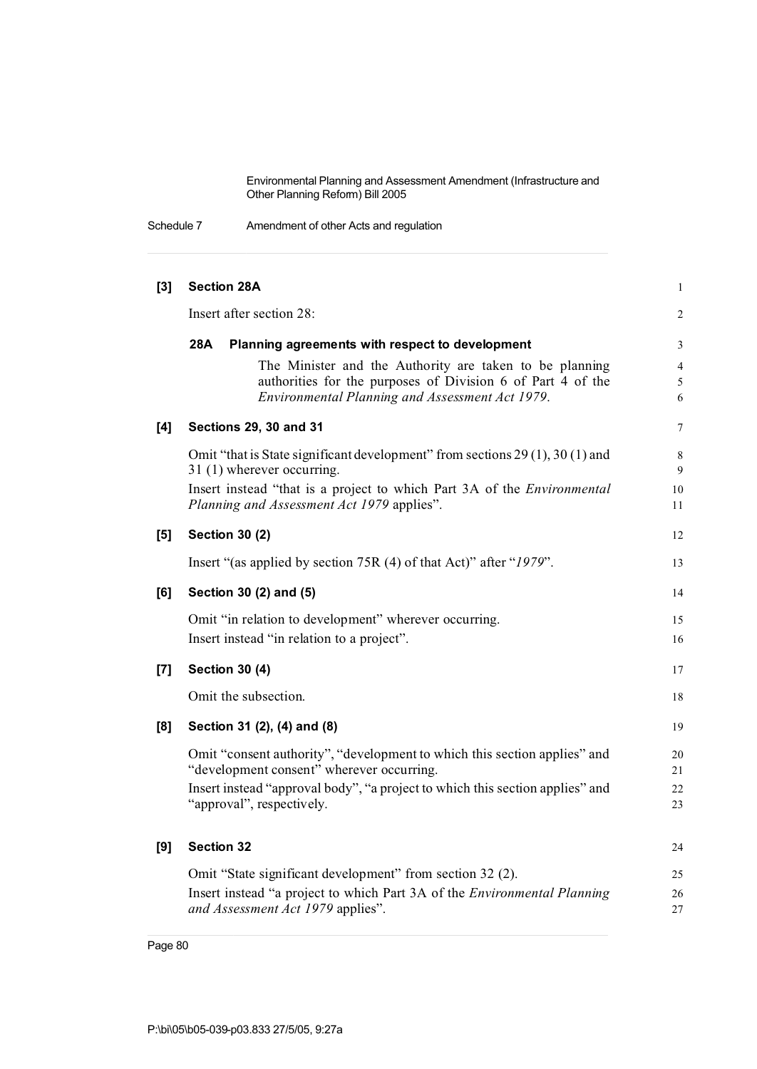**[3] Section 28A**

Insert after section 28:

**28A Planning agreements with respect to development**

The Minister and the Authority are taken to be planning authorities for the purposes of Division 6 of Part 4 of the *Environmental Planning and Assessment Act 1979*.

**[4] Sections 29, 30 and 31**

Omit "that is State significant development" from sections 29 (1), 30 (1) and 31 (1) wherever occurring.

Insert instead "that is a project to which Part 3A of the *Environmental Planning and Assessment Act 1979* applies".

**[5] Section 30 (2)**

Insert "(as applied by section 75R (4) of that Act)" after "*1979*".

**[6] Section 30 (2) and (5)**

Omit "in relation to development" wherever occurring.

Insert instead "in relation to a project".

**[7] Section 30 (4)**

Omit the subsection.

**[8] Section 31 (2), (4) and (8)**

Omit "consent authority", "development to which this section applies" and "development consent" wherever occurring.

Insert instead "approval body", "a project to which this section applies" and "approval", respectively.

**[9] Section 32**

Omit "State significant development" from section 32 (2).

Insert instead "a project to which Part 3A of the *Environmental Planning and Assessment Act 1979* applies".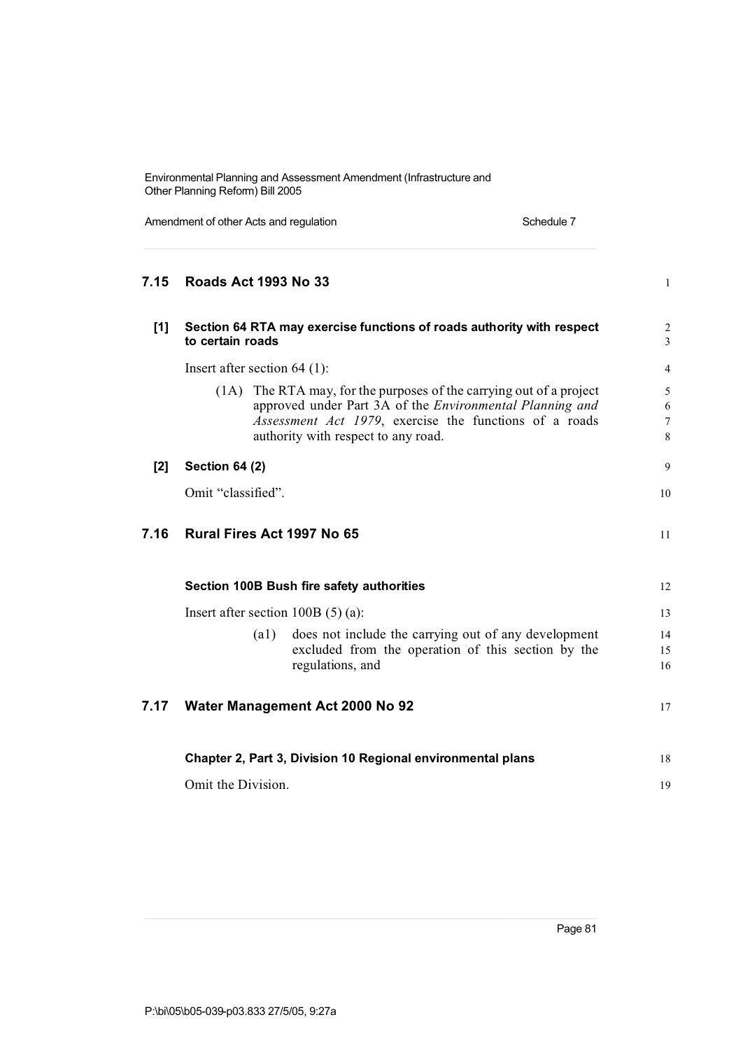## 7.15 Roads Act 1993 No 33

### [1] Section 64 RTA may exercise functions of roads authority with respect to certain roads

Insert after section 64 (1):

(1A) The RTA may, for the purposes of the carrying out of a project approved under Part 3A of the *Environmental Planning and Assessment Act 1979*, exercise the functions of a roads authority with respect to any road.

### [2] Section 64 (2)

Omit "classified".

## 7.16 Rural Fires Act 1997 No 65

### Section 100B Bush fire safety authorities

Insert after section 100B (5) (a):

(a1) does not include the carrying out of any development excluded from the operation of this section by the regulations, and

## 7.17 Water Management Act 2000 No 92

### Chapter 2, Part 3, Division 10 Regional environmental plans

Omit the Division.